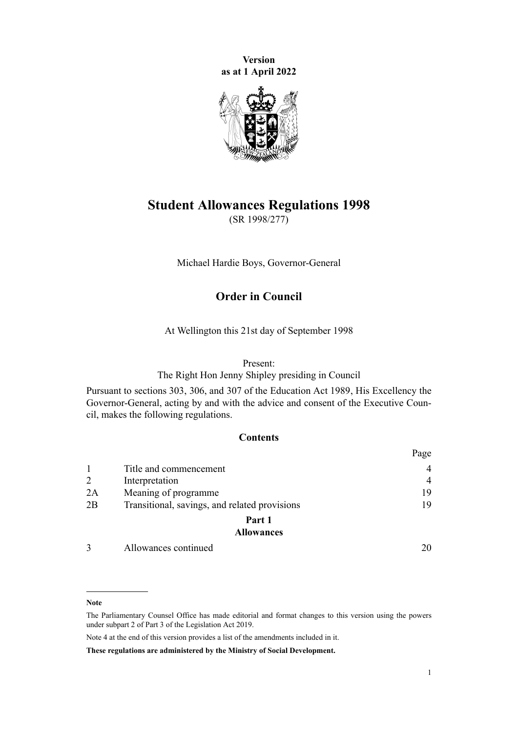**Version as at 1 April 2022**

# Student Allowances Regulations 1998

(SR 1998/277)

Michael Hardie Boys, Governor-General

## Order in Council

At Wellington this 21st day of September 1998

Present:
The Right Hon Jenny Shipley presiding in Council

Pursuant to sections 303, 306, and 307 of the Education Act 1989, His Excellency the Governor-General, acting by and with the advice and consent of the Executive Council, makes the following regulations.

### Contents

| | | Page |
|---|---|---|
| 1 | Title and commencement | 4 |
| 2 | Interpretation | 4 |
| 2A | Meaning of programme | 19 |
| 2B | Transitional, savings, and related provisions | 19 |
| | **Part 1** **Allowances** | |
| 3 | Allowances continued | 20 |

**Note**

The Parliamentary Counsel Office has made editorial and format changes to this version using the powers under subpart 2 of Part 3 of the Legislation Act 2019.

Note 4 at the end of this version provides a list of the amendments included in it.

**These regulations are administered by the Ministry of Social Development.**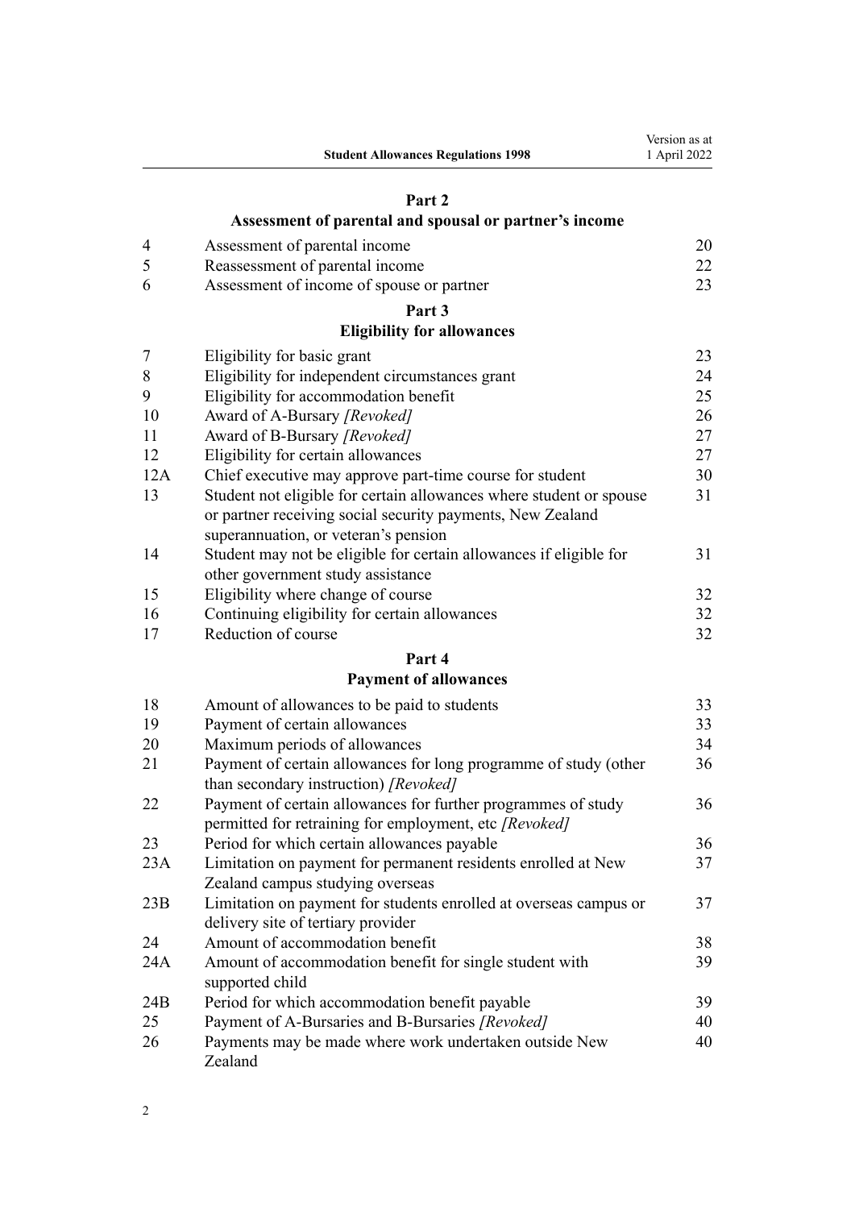## Part 2

### Assessment of parental and spousal or partner's income

| | | |
|---|---|---|
| 4 | Assessment of parental income | 20 |
| 5 | Reassessment of parental income | 22 |
| 6 | Assessment of income of spouse or partner | 23 |

## Part 3

### Eligibility for allowances

| | | |
|---|---|---|
| 7 | Eligibility for basic grant | 23 |
| 8 | Eligibility for independent circumstances grant | 24 |
| 9 | Eligibility for accommodation benefit | 25 |
| 10 | Award of A-Bursary *[Revoked]* | 26 |
| 11 | Award of B-Bursary *[Revoked]* | 27 |
| 12 | Eligibility for certain allowances | 27 |
| 12A | Chief executive may approve part-time course for student | 30 |
| 13 | Student not eligible for certain allowances where student or spouse or partner receiving social security payments, New Zealand superannuation, or veteran's pension | 31 |
| 14 | Student may not be eligible for certain allowances if eligible for other government study assistance | 31 |
| 15 | Eligibility where change of course | 32 |
| 16 | Continuing eligibility for certain allowances | 32 |
| 17 | Reduction of course | 32 |

## Part 4

### Payment of allowances

| | | |
|---|---|---|
| 18 | Amount of allowances to be paid to students | 33 |
| 19 | Payment of certain allowances | 33 |
| 20 | Maximum periods of allowances | 34 |
| 21 | Payment of certain allowances for long programme of study (other than secondary instruction) *[Revoked]* | 36 |
| 22 | Payment of certain allowances for further programmes of study permitted for retraining for employment, etc *[Revoked]* | 36 |
| 23 | Period for which certain allowances payable | 36 |
| 23A | Limitation on payment for permanent residents enrolled at New Zealand campus studying overseas | 37 |
| 23B | Limitation on payment for students enrolled at overseas campus or delivery site of tertiary provider | 37 |
| 24 | Amount of accommodation benefit | 38 |
| 24A | Amount of accommodation benefit for single student with supported child | 39 |
| 24B | Period for which accommodation benefit payable | 39 |
| 25 | Payment of A-Bursaries and B-Bursaries *[Revoked]* | 40 |
| 26 | Payments may be made where work undertaken outside New Zealand | 40 |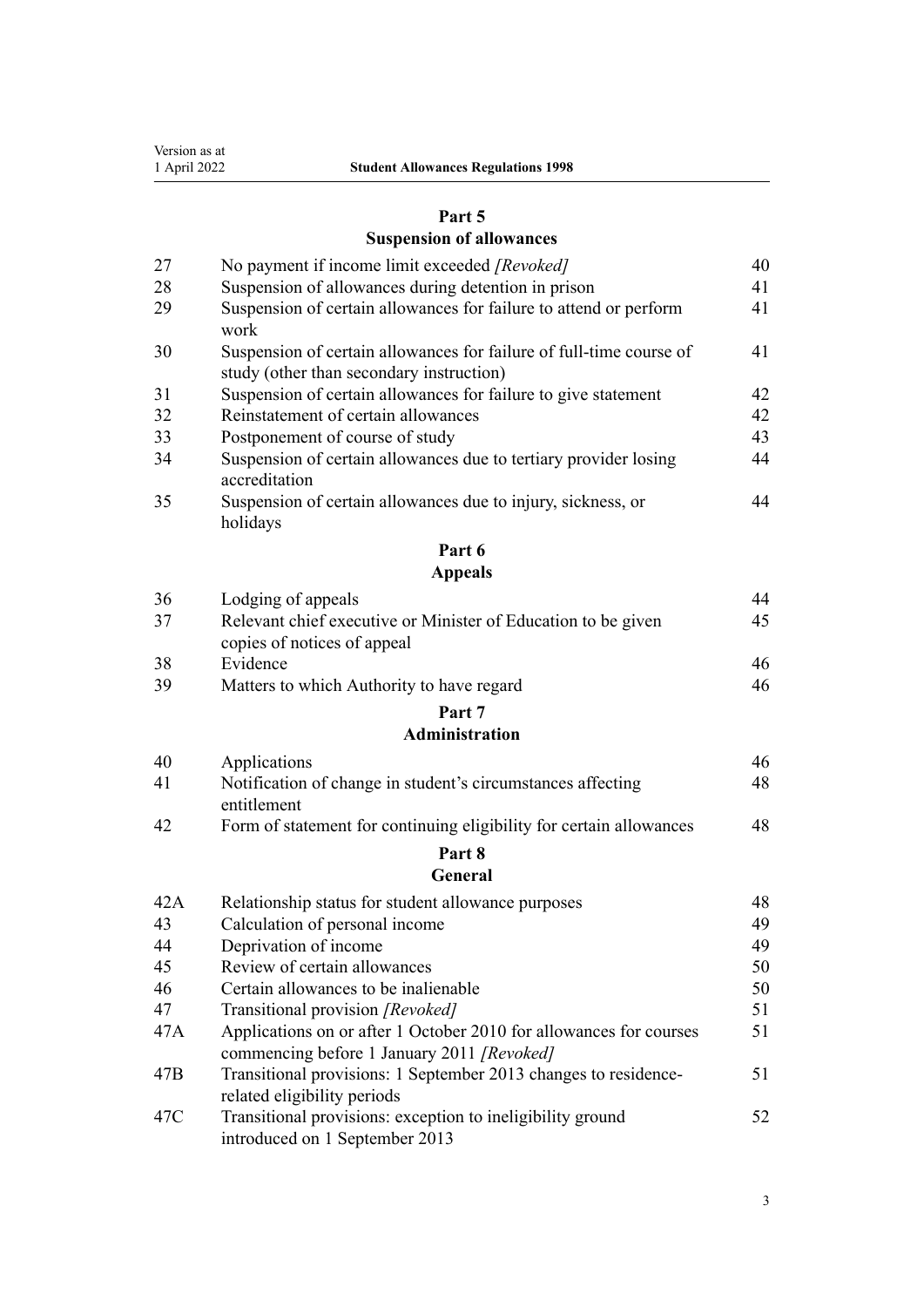## Part 5
## Suspension of allowances

| | | |
|---|---|---|
| 27 | No payment if income limit exceeded *[Revoked]* | 40 |
| 28 | Suspension of allowances during detention in prison | 41 |
| 29 | Suspension of certain allowances for failure to attend or perform work | 41 |
| 30 | Suspension of certain allowances for failure of full-time course of study (other than secondary instruction) | 41 |
| 31 | Suspension of certain allowances for failure to give statement | 42 |
| 32 | Reinstatement of certain allowances | 42 |
| 33 | Postponement of course of study | 43 |
| 34 | Suspension of certain allowances due to tertiary provider losing accreditation | 44 |
| 35 | Suspension of certain allowances due to injury, sickness, or holidays | 44 |

## Part 6
## Appeals

| | | |
|---|---|---|
| 36 | Lodging of appeals | 44 |
| 37 | Relevant chief executive or Minister of Education to be given copies of notices of appeal | 45 |
| 38 | Evidence | 46 |
| 39 | Matters to which Authority to have regard | 46 |

## Part 7
## Administration

| | | |
|---|---|---|
| 40 | Applications | 46 |
| 41 | Notification of change in student's circumstances affecting entitlement | 48 |
| 42 | Form of statement for continuing eligibility for certain allowances | 48 |

## Part 8
## General

| | | |
|---|---|---|
| 42A | Relationship status for student allowance purposes | 48 |
| 43 | Calculation of personal income | 49 |
| 44 | Deprivation of income | 49 |
| 45 | Review of certain allowances | 50 |
| 46 | Certain allowances to be inalienable | 50 |
| 47 | Transitional provision *[Revoked]* | 51 |
| 47A | Applications on or after 1 October 2010 for allowances for courses commencing before 1 January 2011 *[Revoked]* | 51 |
| 47B | Transitional provisions: 1 September 2013 changes to residence-related eligibility periods | 51 |
| 47C | Transitional provisions: exception to ineligibility ground introduced on 1 September 2013 | 52 |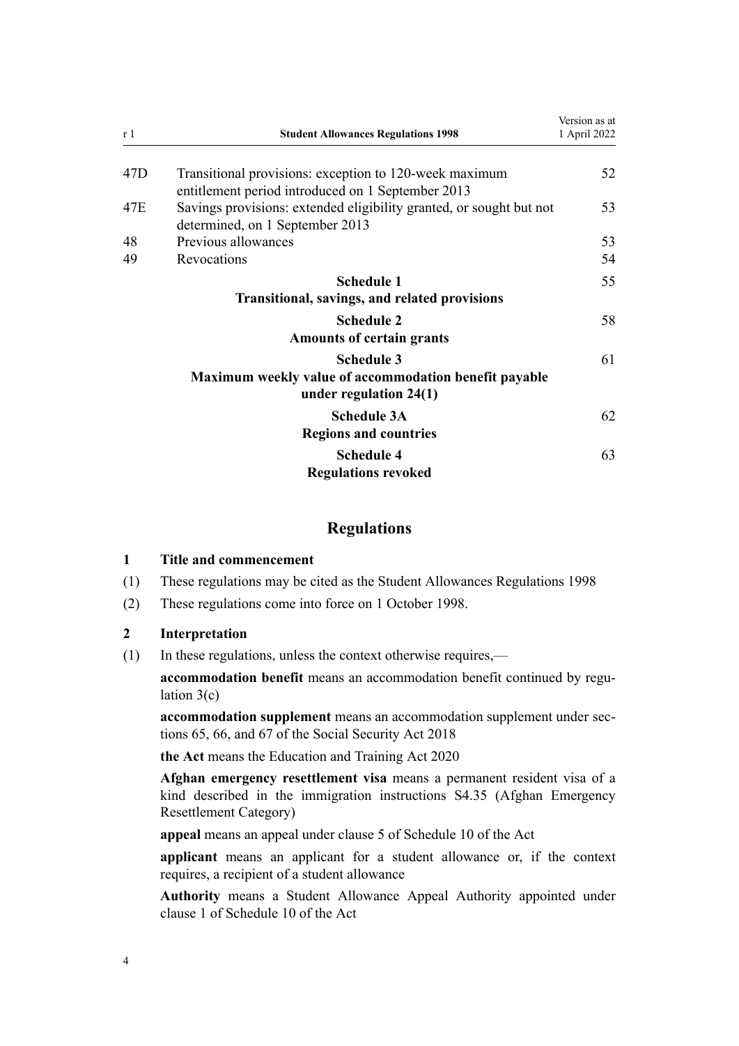| | | |
|---|---|---|
| 47D | Transitional provisions: exception to 120-week maximum entitlement period introduced on 1 September 2013 | 52 |
| 47E | Savings provisions: extended eligibility granted, or sought but not determined, on 1 September 2013 | 53 |
| 48 | Previous allowances | 53 |
| 49 | Revocations | 54 |
| | **Schedule 1** **Transitional, savings, and related provisions** | 55 |
| | **Schedule 2** **Amounts of certain grants** | 58 |
| | **Schedule 3** **Maximum weekly value of accommodation benefit payable under regulation 24(1)** | 61 |
| | **Schedule 3A** **Regions and countries** | 62 |
| | **Schedule 4** **Regulations revoked** | 63 |

## Regulations

### 1 Title and commencement

(1) These regulations may be cited as the Student Allowances Regulations 1998

(2) These regulations come into force on 1 October 1998.

### 2 Interpretation

(1) In these regulations, unless the context otherwise requires,—

**accommodation benefit** means an accommodation benefit continued by regulation 3(c)

**accommodation supplement** means an accommodation supplement under sections 65, 66, and 67 of the Social Security Act 2018

**the Act** means the Education and Training Act 2020

**Afghan emergency resettlement visa** means a permanent resident visa of a kind described in the immigration instructions S4.35 (Afghan Emergency Resettlement Category)

**appeal** means an appeal under clause 5 of Schedule 10 of the Act

**applicant** means an applicant for a student allowance or, if the context requires, a recipient of a student allowance

**Authority** means a Student Allowance Appeal Authority appointed under clause 1 of Schedule 10 of the Act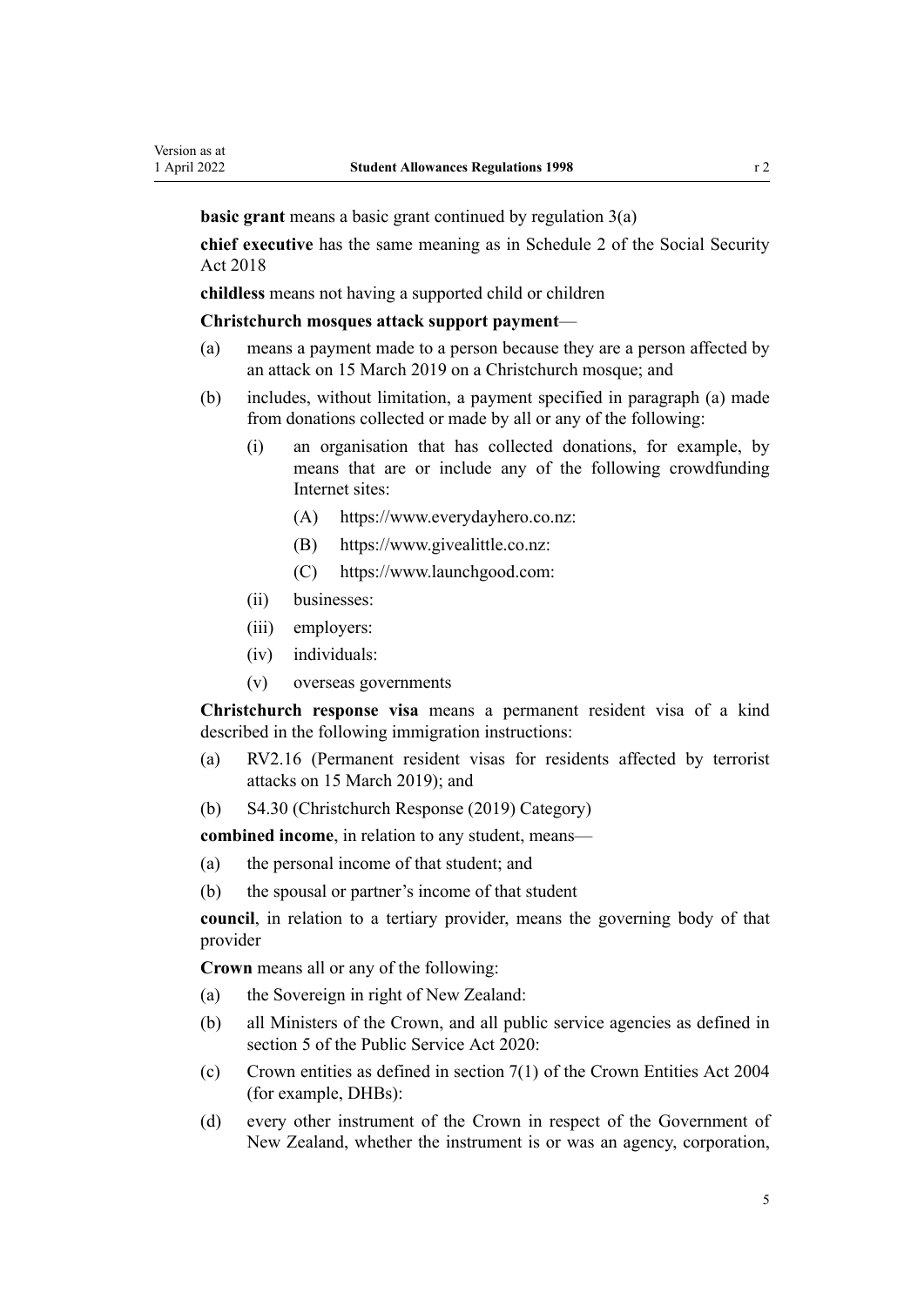**basic grant** means a basic grant continued by regulation 3(a)

**chief executive** has the same meaning as in Schedule 2 of the Social Security Act 2018

**childless** means not having a supported child or children

**Christchurch mosques attack support payment**—

(a) means a payment made to a person because they are a person affected by an attack on 15 March 2019 on a Christchurch mosque; and

(b) includes, without limitation, a payment specified in paragraph (a) made from donations collected or made by all or any of the following:

  (i) an organisation that has collected donations, for example, by means that are or include any of the following crowdfunding Internet sites:

    (A) https://www.everydayhero.co.nz:

    (B) https://www.givealittle.co.nz:

    (C) https://www.launchgood.com:

  (ii) businesses:

  (iii) employers:

  (iv) individuals:

  (v) overseas governments

**Christchurch response visa** means a permanent resident visa of a kind described in the following immigration instructions:

(a) RV2.16 (Permanent resident visas for residents affected by terrorist attacks on 15 March 2019); and

(b) S4.30 (Christchurch Response (2019) Category)

**combined income**, in relation to any student, means—

(a) the personal income of that student; and

(b) the spousal or partner's income of that student

**council**, in relation to a tertiary provider, means the governing body of that provider

**Crown** means all or any of the following:

(a) the Sovereign in right of New Zealand:

(b) all Ministers of the Crown, and all public service agencies as defined in section 5 of the Public Service Act 2020:

(c) Crown entities as defined in section 7(1) of the Crown Entities Act 2004 (for example, DHBs):

(d) every other instrument of the Crown in respect of the Government of New Zealand, whether the instrument is or was an agency, corporation,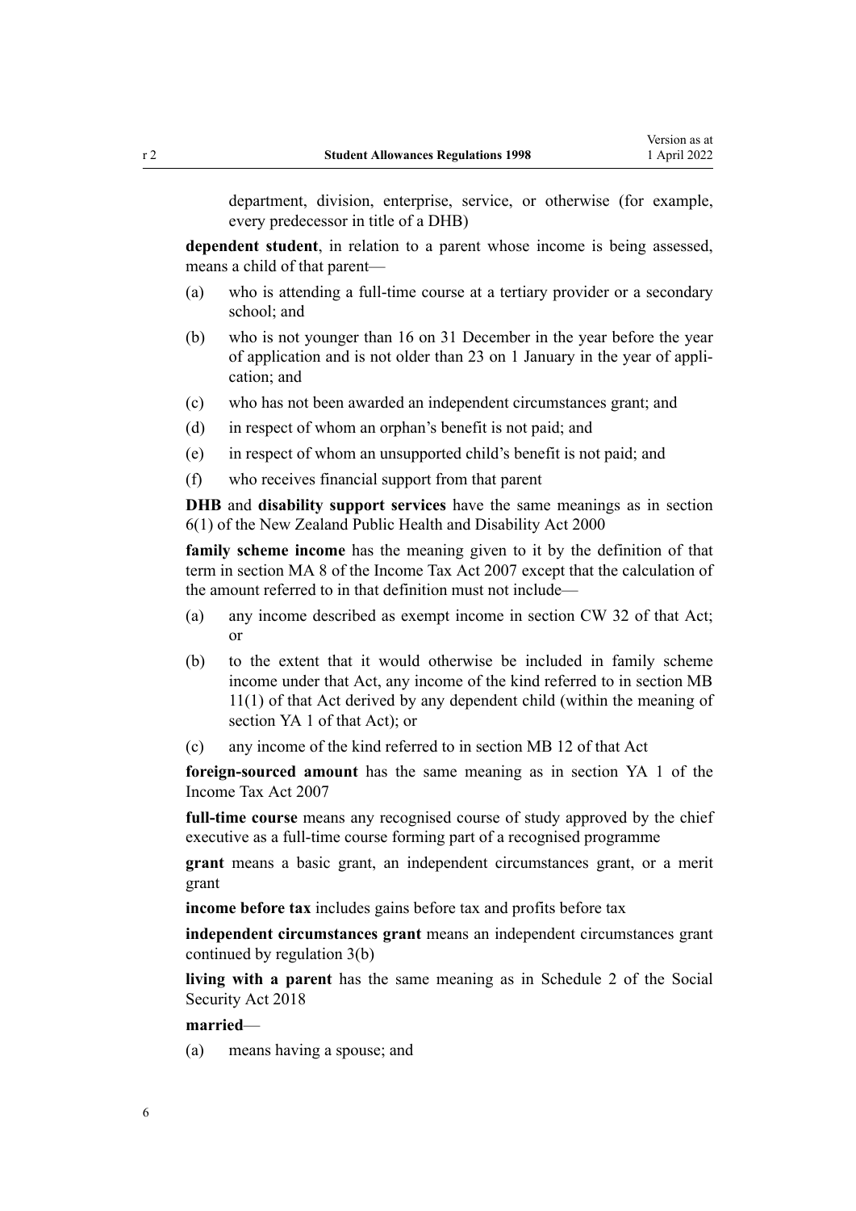department, division, enterprise, service, or otherwise (for example, every predecessor in title of a DHB)

**dependent student**, in relation to a parent whose income is being assessed, means a child of that parent—

(a) who is attending a full-time course at a tertiary provider or a secondary school; and

(b) who is not younger than 16 on 31 December in the year before the year of application and is not older than 23 on 1 January in the year of application; and

(c) who has not been awarded an independent circumstances grant; and

(d) in respect of whom an orphan's benefit is not paid; and

(e) in respect of whom an unsupported child's benefit is not paid; and

(f) who receives financial support from that parent

**DHB** and **disability support services** have the same meanings as in section 6(1) of the New Zealand Public Health and Disability Act 2000

**family scheme income** has the meaning given to it by the definition of that term in section MA 8 of the Income Tax Act 2007 except that the calculation of the amount referred to in that definition must not include—

(a) any income described as exempt income in section CW 32 of that Act; or

(b) to the extent that it would otherwise be included in family scheme income under that Act, any income of the kind referred to in section MB 11(1) of that Act derived by any dependent child (within the meaning of section YA 1 of that Act); or

(c) any income of the kind referred to in section MB 12 of that Act

**foreign-sourced amount** has the same meaning as in section YA 1 of the Income Tax Act 2007

**full-time course** means any recognised course of study approved by the chief executive as a full-time course forming part of a recognised programme

**grant** means a basic grant, an independent circumstances grant, or a merit grant

**income before tax** includes gains before tax and profits before tax

**independent circumstances grant** means an independent circumstances grant continued by regulation 3(b)

**living with a parent** has the same meaning as in Schedule 2 of the Social Security Act 2018

**married**—

(a) means having a spouse; and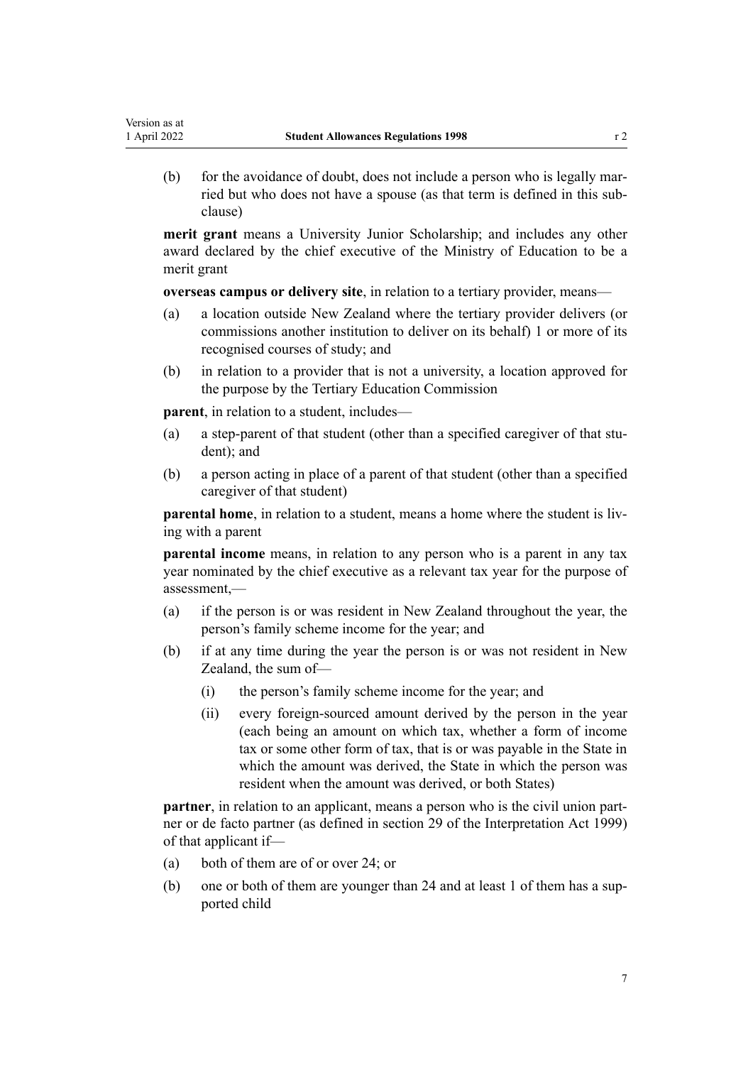(b) for the avoidance of doubt, does not include a person who is legally married but who does not have a spouse (as that term is defined in this subclause)

**merit grant** means a University Junior Scholarship; and includes any other award declared by the chief executive of the Ministry of Education to be a merit grant

**overseas campus or delivery site**, in relation to a tertiary provider, means—

(a) a location outside New Zealand where the tertiary provider delivers (or commissions another institution to deliver on its behalf) 1 or more of its recognised courses of study; and

(b) in relation to a provider that is not a university, a location approved for the purpose by the Tertiary Education Commission

**parent**, in relation to a student, includes—

(a) a step-parent of that student (other than a specified caregiver of that student); and

(b) a person acting in place of a parent of that student (other than a specified caregiver of that student)

**parental home**, in relation to a student, means a home where the student is living with a parent

**parental income** means, in relation to any person who is a parent in any tax year nominated by the chief executive as a relevant tax year for the purpose of assessment,—

(a) if the person is or was resident in New Zealand throughout the year, the person's family scheme income for the year; and

(b) if at any time during the year the person is or was not resident in New Zealand, the sum of—

 (i) the person's family scheme income for the year; and

 (ii) every foreign-sourced amount derived by the person in the year (each being an amount on which tax, whether a form of income tax or some other form of tax, that is or was payable in the State in which the amount was derived, the State in which the person was resident when the amount was derived, or both States)

**partner**, in relation to an applicant, means a person who is the civil union partner or de facto partner (as defined in section 29 of the Interpretation Act 1999) of that applicant if—

(a) both of them are of or over 24; or

(b) one or both of them are younger than 24 and at least 1 of them has a supported child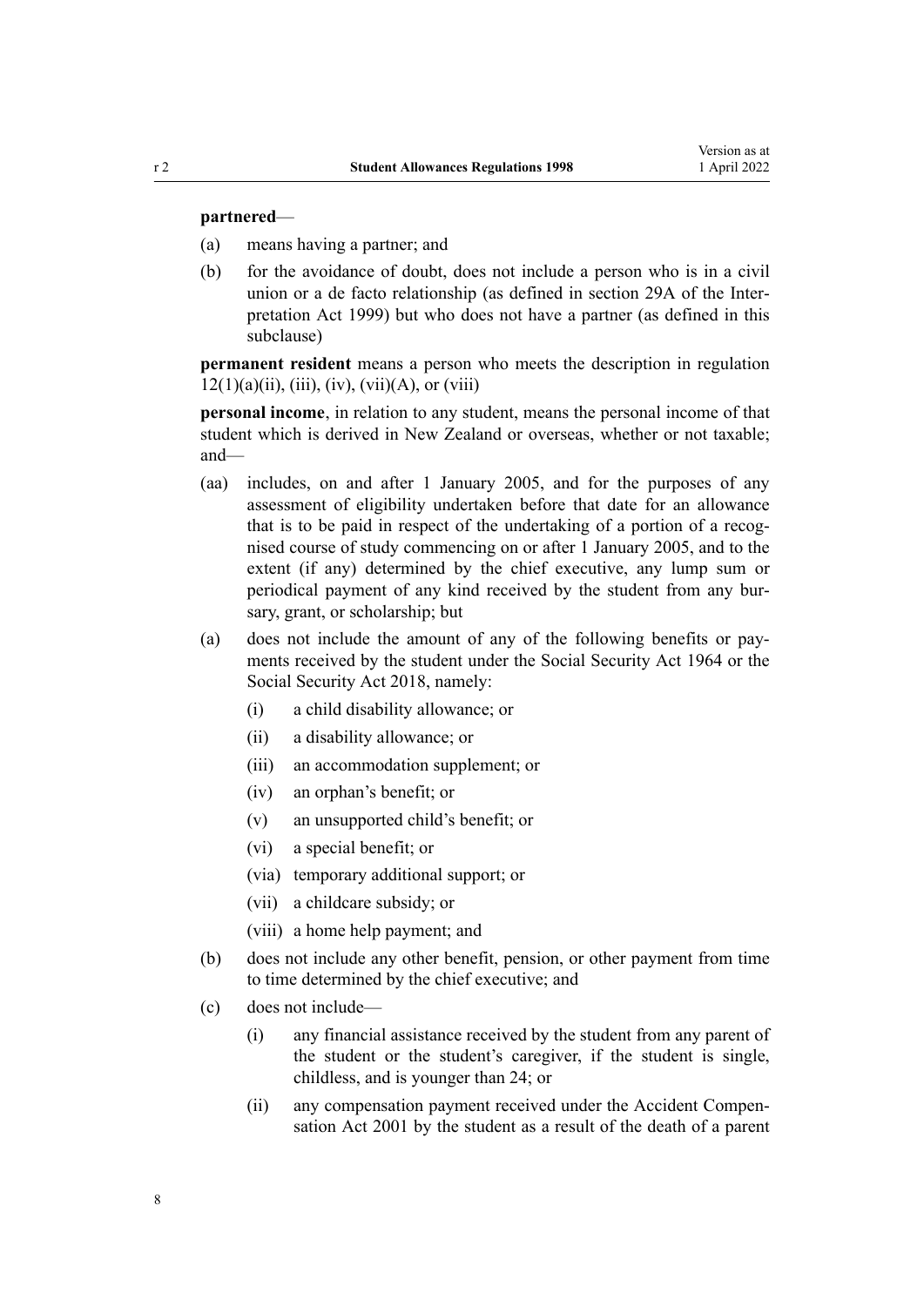**partnered**—

(a) means having a partner; and

(b) for the avoidance of doubt, does not include a person who is in a civil union or a de facto relationship (as defined in section 29A of the Interpretation Act 1999) but who does not have a partner (as defined in this subclause)

**permanent resident** means a person who meets the description in regulation 12(1)(a)(ii), (iii), (iv), (vii)(A), or (viii)

**personal income**, in relation to any student, means the personal income of that student which is derived in New Zealand or overseas, whether or not taxable; and—

(aa) includes, on and after 1 January 2005, and for the purposes of any assessment of eligibility undertaken before that date for an allowance that is to be paid in respect of the undertaking of a portion of a recognised course of study commencing on or after 1 January 2005, and to the extent (if any) determined by the chief executive, any lump sum or periodical payment of any kind received by the student from any bursary, grant, or scholarship; but

(a) does not include the amount of any of the following benefits or payments received by the student under the Social Security Act 1964 or the Social Security Act 2018, namely:

  (i) a child disability allowance; or

  (ii) a disability allowance; or

  (iii) an accommodation supplement; or

  (iv) an orphan's benefit; or

  (v) an unsupported child's benefit; or

  (vi) a special benefit; or

  (via) temporary additional support; or

  (vii) a childcare subsidy; or

  (viii) a home help payment; and

(b) does not include any other benefit, pension, or other payment from time to time determined by the chief executive; and

(c) does not include—

  (i) any financial assistance received by the student from any parent of the student or the student's caregiver, if the student is single, childless, and is younger than 24; or

  (ii) any compensation payment received under the Accident Compensation Act 2001 by the student as a result of the death of a parent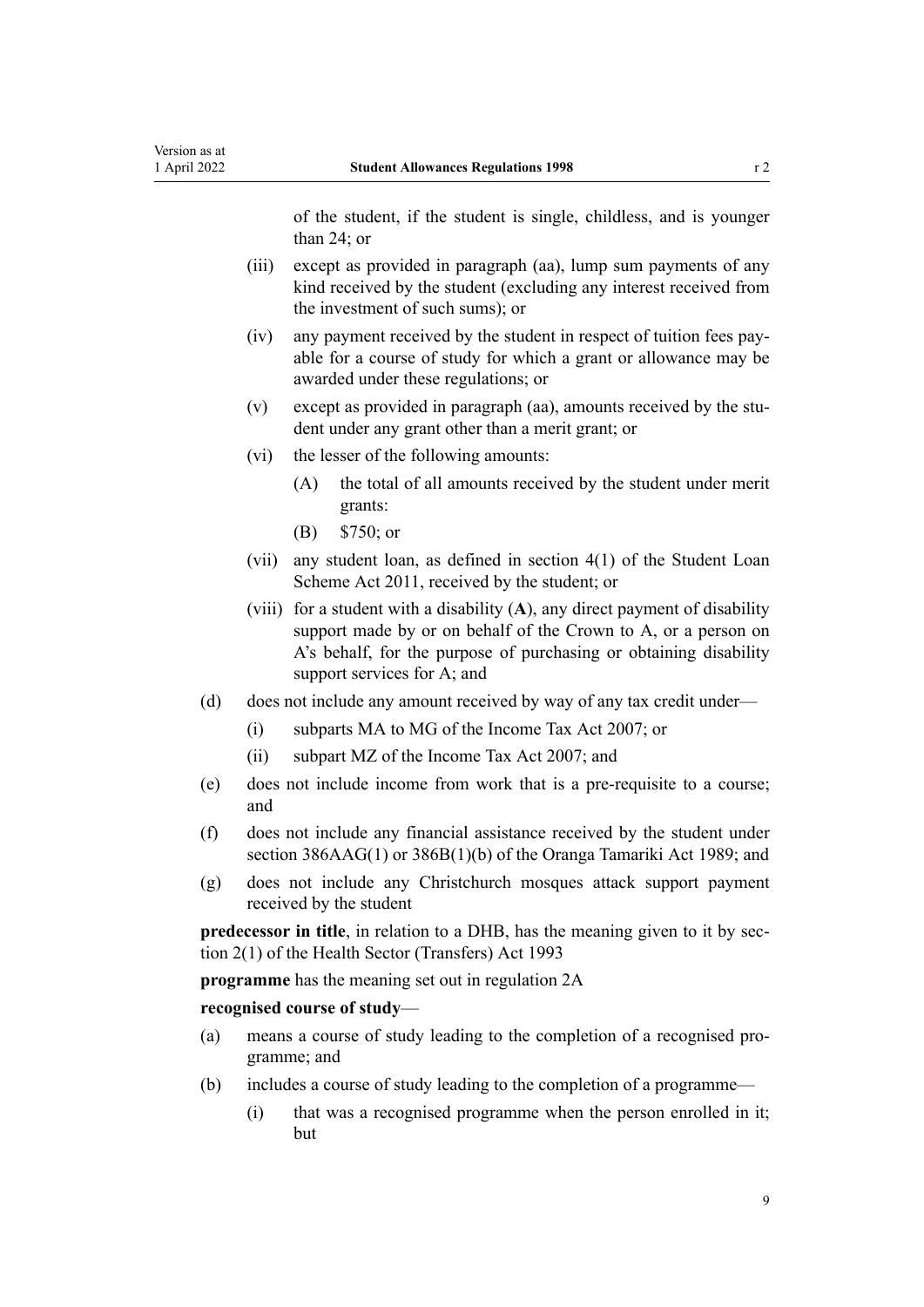of the student, if the student is single, childless, and is younger than 24; or

- (iii) except as provided in paragraph (aa), lump sum payments of any kind received by the student (excluding any interest received from the investment of such sums); or
- (iv) any payment received by the student in respect of tuition fees payable for a course of study for which a grant or allowance may be awarded under these regulations; or
- (v) except as provided in paragraph (aa), amounts received by the student under any grant other than a merit grant; or
- (vi) the lesser of the following amounts:
  - (A) the total of all amounts received by the student under merit grants:
  - (B) $750; or
- (vii) any student loan, as defined in section 4(1) of the Student Loan Scheme Act 2011, received by the student; or
- (viii) for a student with a disability (**A**), any direct payment of disability support made by or on behalf of the Crown to A, or a person on A's behalf, for the purpose of purchasing or obtaining disability support services for A; and

- (d) does not include any amount received by way of any tax credit under—
  - (i) subparts MA to MG of the Income Tax Act 2007; or
  - (ii) subpart MZ of the Income Tax Act 2007; and
- (e) does not include income from work that is a pre-requisite to a course; and
- (f) does not include any financial assistance received by the student under section 386AAG(1) or 386B(1)(b) of the Oranga Tamariki Act 1989; and
- (g) does not include any Christchurch mosques attack support payment received by the student

**predecessor in title**, in relation to a DHB, has the meaning given to it by section 2(1) of the Health Sector (Transfers) Act 1993

**programme** has the meaning set out in regulation 2A

**recognised course of study**—

- (a) means a course of study leading to the completion of a recognised programme; and
- (b) includes a course of study leading to the completion of a programme—
  - (i) that was a recognised programme when the person enrolled in it; but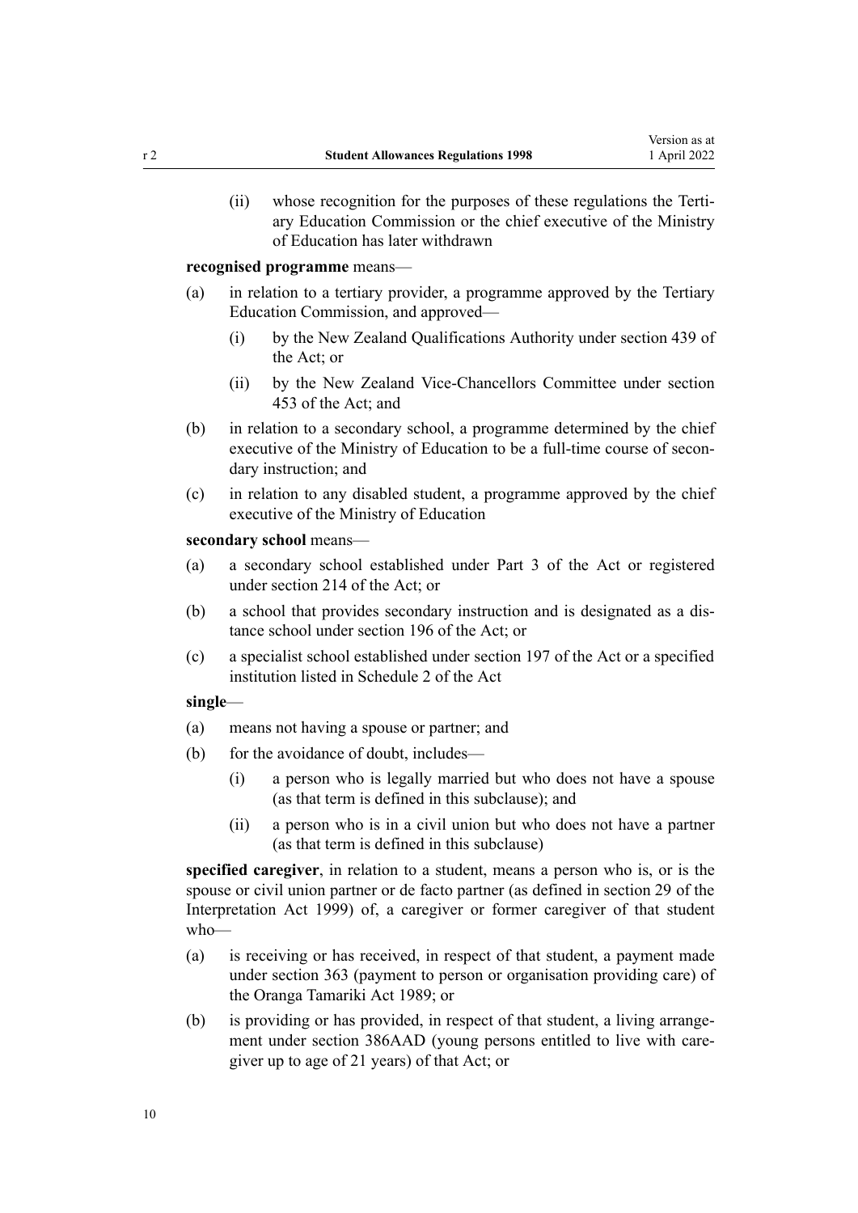(ii) whose recognition for the purposes of these regulations the Tertiary Education Commission or the chief executive of the Ministry of Education has later withdrawn

**recognised programme** means—

(a) in relation to a tertiary provider, a programme approved by the Tertiary Education Commission, and approved—

   (i) by the New Zealand Qualifications Authority under section 439 of the Act; or

   (ii) by the New Zealand Vice-Chancellors Committee under section 453 of the Act; and

(b) in relation to a secondary school, a programme determined by the chief executive of the Ministry of Education to be a full-time course of secondary instruction; and

(c) in relation to any disabled student, a programme approved by the chief executive of the Ministry of Education

**secondary school** means—

(a) a secondary school established under Part 3 of the Act or registered under section 214 of the Act; or

(b) a school that provides secondary instruction and is designated as a distance school under section 196 of the Act; or

(c) a specialist school established under section 197 of the Act or a specified institution listed in Schedule 2 of the Act

**single**—

(a) means not having a spouse or partner; and

(b) for the avoidance of doubt, includes—

   (i) a person who is legally married but who does not have a spouse (as that term is defined in this subclause); and

   (ii) a person who is in a civil union but who does not have a partner (as that term is defined in this subclause)

**specified caregiver**, in relation to a student, means a person who is, or is the spouse or civil union partner or de facto partner (as defined in section 29 of the Interpretation Act 1999) of, a caregiver or former caregiver of that student who—

(a) is receiving or has received, in respect of that student, a payment made under section 363 (payment to person or organisation providing care) of the Oranga Tamariki Act 1989; or

(b) is providing or has provided, in respect of that student, a living arrangement under section 386AAD (young persons entitled to live with caregiver up to age of 21 years) of that Act; or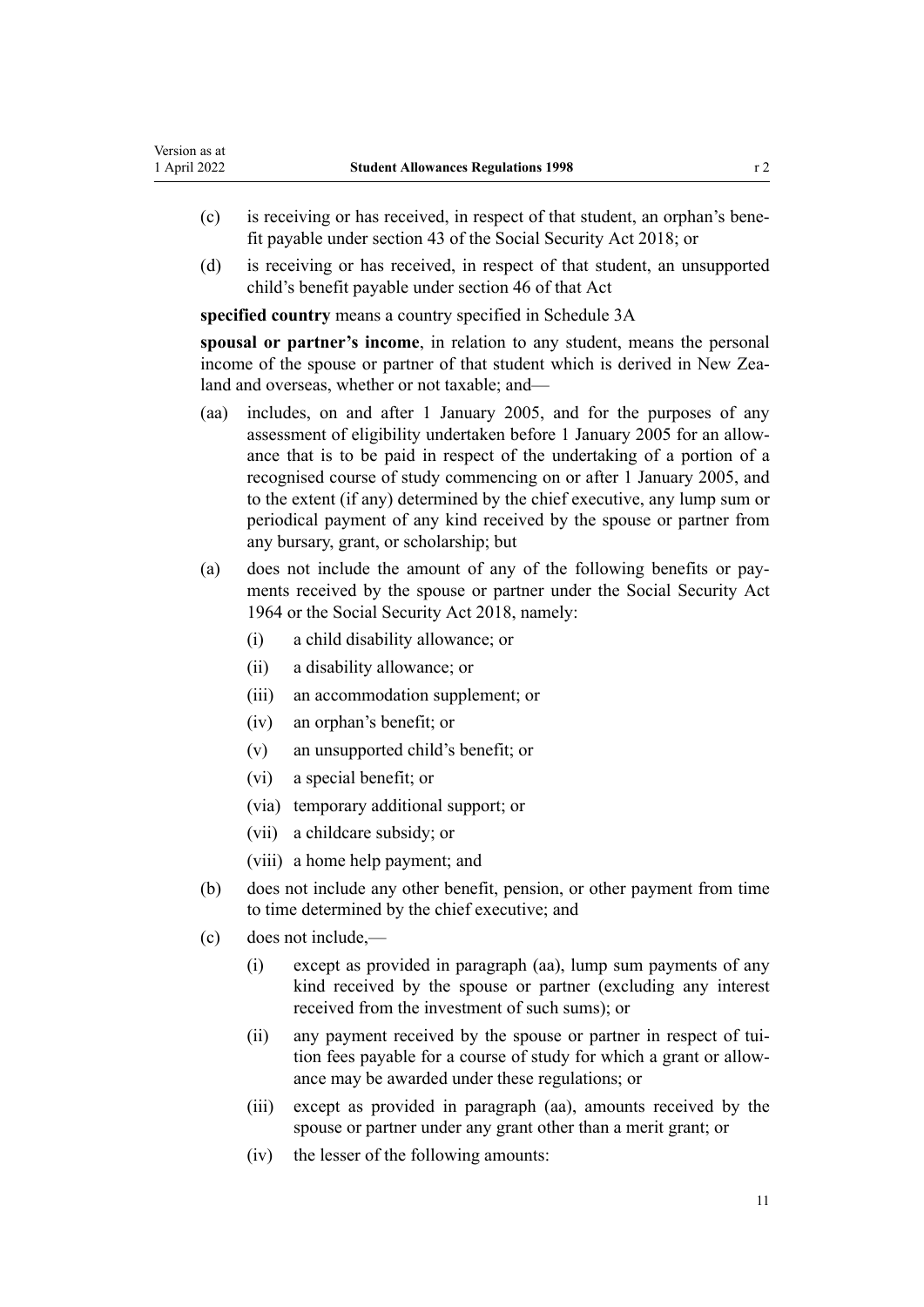(c) is receiving or has received, in respect of that student, an orphan's benefit payable under section 43 of the Social Security Act 2018; or

(d) is receiving or has received, in respect of that student, an unsupported child's benefit payable under section 46 of that Act

**specified country** means a country specified in Schedule 3A

**spousal or partner's income**, in relation to any student, means the personal income of the spouse or partner of that student which is derived in New Zealand and overseas, whether or not taxable; and—

(aa) includes, on and after 1 January 2005, and for the purposes of any assessment of eligibility undertaken before 1 January 2005 for an allowance that is to be paid in respect of the undertaking of a portion of a recognised course of study commencing on or after 1 January 2005, and to the extent (if any) determined by the chief executive, any lump sum or periodical payment of any kind received by the spouse or partner from any bursary, grant, or scholarship; but

(a) does not include the amount of any of the following benefits or payments received by the spouse or partner under the Social Security Act 1964 or the Social Security Act 2018, namely:

   (i) a child disability allowance; or

   (ii) a disability allowance; or

   (iii) an accommodation supplement; or

   (iv) an orphan's benefit; or

   (v) an unsupported child's benefit; or

   (vi) a special benefit; or

   (via) temporary additional support; or

   (vii) a childcare subsidy; or

   (viii) a home help payment; and

(b) does not include any other benefit, pension, or other payment from time to time determined by the chief executive; and

(c) does not include,—

   (i) except as provided in paragraph (aa), lump sum payments of any kind received by the spouse or partner (excluding any interest received from the investment of such sums); or

   (ii) any payment received by the spouse or partner in respect of tuition fees payable for a course of study for which a grant or allowance may be awarded under these regulations; or

   (iii) except as provided in paragraph (aa), amounts received by the spouse or partner under any grant other than a merit grant; or

   (iv) the lesser of the following amounts: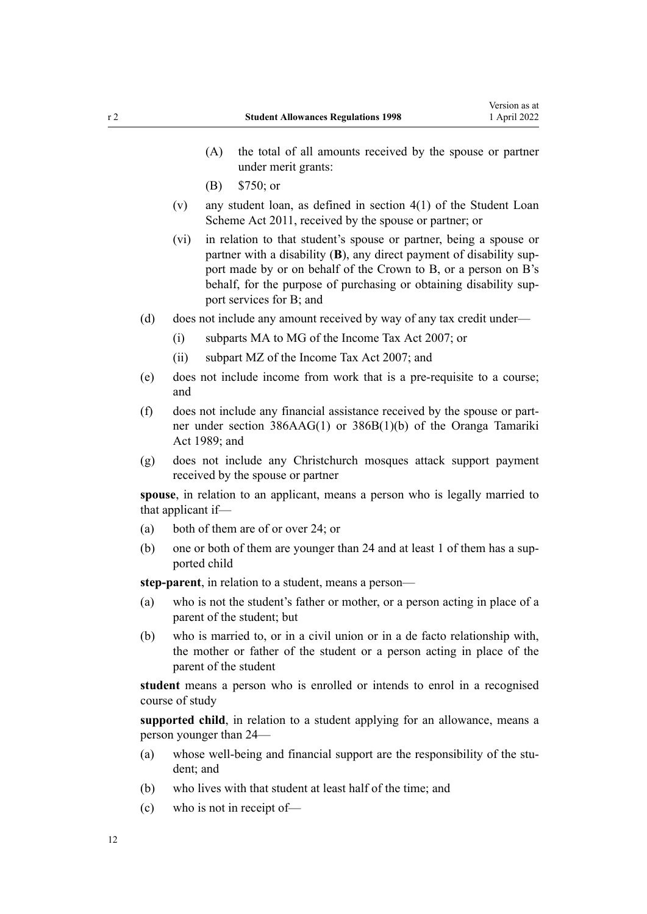(A) the total of all amounts received by the spouse or partner under merit grants:

(B) $750; or

(v) any student loan, as defined in section 4(1) of the Student Loan Scheme Act 2011, received by the spouse or partner; or

(vi) in relation to that student's spouse or partner, being a spouse or partner with a disability (**B**), any direct payment of disability support made by or on behalf of the Crown to B, or a person on B's behalf, for the purpose of purchasing or obtaining disability support services for B; and

(d) does not include any amount received by way of any tax credit under—

(i) subparts MA to MG of the Income Tax Act 2007; or

(ii) subpart MZ of the Income Tax Act 2007; and

(e) does not include income from work that is a pre-requisite to a course; and

(f) does not include any financial assistance received by the spouse or partner under section 386AAG(1) or 386B(1)(b) of the Oranga Tamariki Act 1989; and

(g) does not include any Christchurch mosques attack support payment received by the spouse or partner

**spouse**, in relation to an applicant, means a person who is legally married to that applicant if—

(a) both of them are of or over 24; or

(b) one or both of them are younger than 24 and at least 1 of them has a supported child

**step-parent**, in relation to a student, means a person—

(a) who is not the student's father or mother, or a person acting in place of a parent of the student; but

(b) who is married to, or in a civil union or in a de facto relationship with, the mother or father of the student or a person acting in place of the parent of the student

**student** means a person who is enrolled or intends to enrol in a recognised course of study

**supported child**, in relation to a student applying for an allowance, means a person younger than 24—

(a) whose well-being and financial support are the responsibility of the student; and

(b) who lives with that student at least half of the time; and

(c) who is not in receipt of—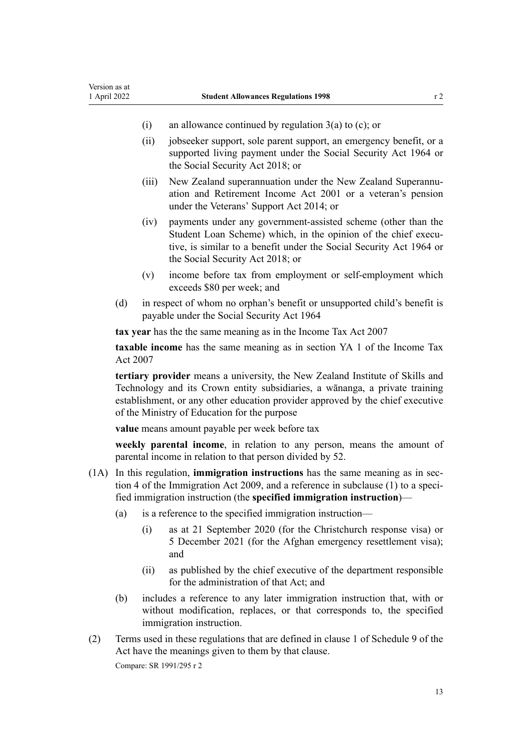- (i) an allowance continued by regulation 3(a) to (c); or
- (ii) jobseeker support, sole parent support, an emergency benefit, or a supported living payment under the Social Security Act 1964 or the Social Security Act 2018; or
- (iii) New Zealand superannuation under the New Zealand Superannuation and Retirement Income Act 2001 or a veteran's pension under the Veterans' Support Act 2014; or
- (iv) payments under any government-assisted scheme (other than the Student Loan Scheme) which, in the opinion of the chief executive, is similar to a benefit under the Social Security Act 1964 or the Social Security Act 2018; or
- (v) income before tax from employment or self-employment which exceeds $80 per week; and

(d) in respect of whom no orphan's benefit or unsupported child's benefit is payable under the Social Security Act 1964

**tax year** has the the same meaning as in the Income Tax Act 2007

**taxable income** has the same meaning as in section YA 1 of the Income Tax Act 2007

**tertiary provider** means a university, the New Zealand Institute of Skills and Technology and its Crown entity subsidiaries, a wānanga, a private training establishment, or any other education provider approved by the chief executive of the Ministry of Education for the purpose

**value** means amount payable per week before tax

**weekly parental income**, in relation to any person, means the amount of parental income in relation to that person divided by 52.

(1A) In this regulation, **immigration instructions** has the same meaning as in section 4 of the Immigration Act 2009, and a reference in subclause (1) to a specified immigration instruction (the **specified immigration instruction**)—

(a) is a reference to the specified immigration instruction—

- (i) as at 21 September 2020 (for the Christchurch response visa) or 5 December 2021 (for the Afghan emergency resettlement visa); and
- (ii) as published by the chief executive of the department responsible for the administration of that Act; and

(b) includes a reference to any later immigration instruction that, with or without modification, replaces, or that corresponds to, the specified immigration instruction.

(2) Terms used in these regulations that are defined in clause 1 of Schedule 9 of the Act have the meanings given to them by that clause.

Compare: SR 1991/295 r 2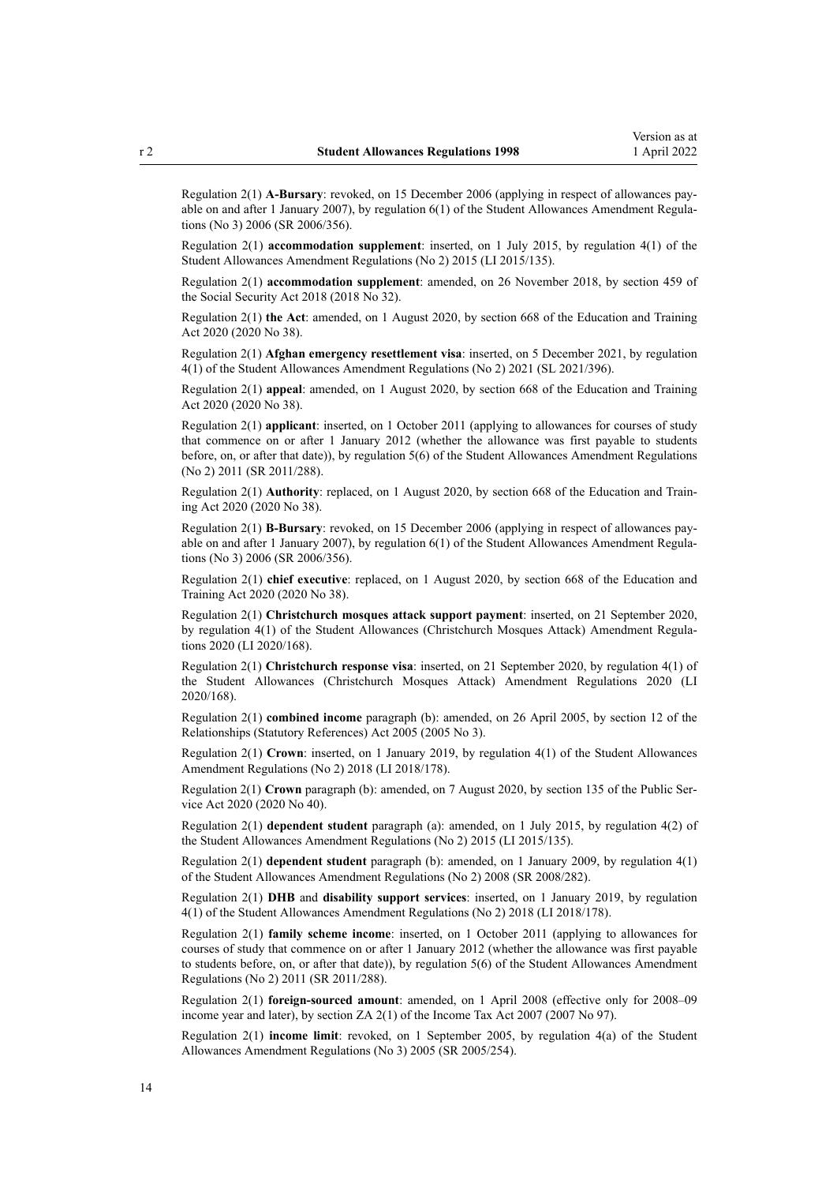Regulation 2(1) **A-Bursary**: revoked, on 15 December 2006 (applying in respect of allowances payable on and after 1 January 2007), by regulation 6(1) of the Student Allowances Amendment Regulations (No 3) 2006 (SR 2006/356).

Regulation 2(1) **accommodation supplement**: inserted, on 1 July 2015, by regulation 4(1) of the Student Allowances Amendment Regulations (No 2) 2015 (LI 2015/135).

Regulation 2(1) **accommodation supplement**: amended, on 26 November 2018, by section 459 of the Social Security Act 2018 (2018 No 32).

Regulation 2(1) **the Act**: amended, on 1 August 2020, by section 668 of the Education and Training Act 2020 (2020 No 38).

Regulation 2(1) **Afghan emergency resettlement visa**: inserted, on 5 December 2021, by regulation 4(1) of the Student Allowances Amendment Regulations (No 2) 2021 (SL 2021/396).

Regulation 2(1) **appeal**: amended, on 1 August 2020, by section 668 of the Education and Training Act 2020 (2020 No 38).

Regulation 2(1) **applicant**: inserted, on 1 October 2011 (applying to allowances for courses of study that commence on or after 1 January 2012 (whether the allowance was first payable to students before, on, or after that date)), by regulation 5(6) of the Student Allowances Amendment Regulations (No 2) 2011 (SR 2011/288).

Regulation 2(1) **Authority**: replaced, on 1 August 2020, by section 668 of the Education and Training Act 2020 (2020 No 38).

Regulation 2(1) **B-Bursary**: revoked, on 15 December 2006 (applying in respect of allowances payable on and after 1 January 2007), by regulation 6(1) of the Student Allowances Amendment Regulations (No 3) 2006 (SR 2006/356).

Regulation 2(1) **chief executive**: replaced, on 1 August 2020, by section 668 of the Education and Training Act 2020 (2020 No 38).

Regulation 2(1) **Christchurch mosques attack support payment**: inserted, on 21 September 2020, by regulation 4(1) of the Student Allowances (Christchurch Mosques Attack) Amendment Regulations 2020 (LI 2020/168).

Regulation 2(1) **Christchurch response visa**: inserted, on 21 September 2020, by regulation 4(1) of the Student Allowances (Christchurch Mosques Attack) Amendment Regulations 2020 (LI 2020/168).

Regulation 2(1) **combined income** paragraph (b): amended, on 26 April 2005, by section 12 of the Relationships (Statutory References) Act 2005 (2005 No 3).

Regulation 2(1) **Crown**: inserted, on 1 January 2019, by regulation 4(1) of the Student Allowances Amendment Regulations (No 2) 2018 (LI 2018/178).

Regulation 2(1) **Crown** paragraph (b): amended, on 7 August 2020, by section 135 of the Public Service Act 2020 (2020 No 40).

Regulation 2(1) **dependent student** paragraph (a): amended, on 1 July 2015, by regulation 4(2) of the Student Allowances Amendment Regulations (No 2) 2015 (LI 2015/135).

Regulation 2(1) **dependent student** paragraph (b): amended, on 1 January 2009, by regulation 4(1) of the Student Allowances Amendment Regulations (No 2) 2008 (SR 2008/282).

Regulation 2(1) **DHB** and **disability support services**: inserted, on 1 January 2019, by regulation 4(1) of the Student Allowances Amendment Regulations (No 2) 2018 (LI 2018/178).

Regulation 2(1) **family scheme income**: inserted, on 1 October 2011 (applying to allowances for courses of study that commence on or after 1 January 2012 (whether the allowance was first payable to students before, on, or after that date)), by regulation 5(6) of the Student Allowances Amendment Regulations (No 2) 2011 (SR 2011/288).

Regulation 2(1) **foreign-sourced amount**: amended, on 1 April 2008 (effective only for 2008–09 income year and later), by section ZA 2(1) of the Income Tax Act 2007 (2007 No 97).

Regulation 2(1) **income limit**: revoked, on 1 September 2005, by regulation 4(a) of the Student Allowances Amendment Regulations (No 3) 2005 (SR 2005/254).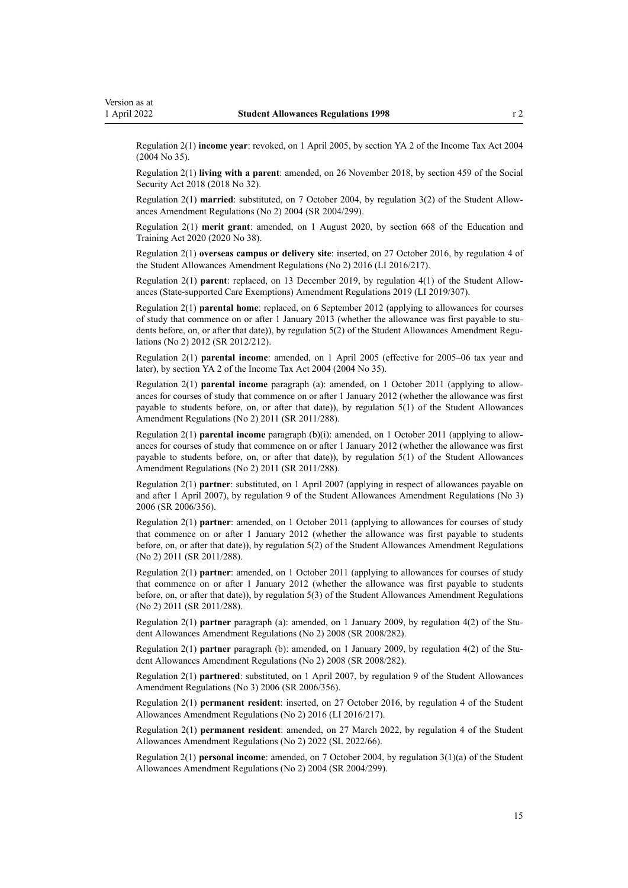Regulation 2(1) **income year**: revoked, on 1 April 2005, by section YA 2 of the Income Tax Act 2004 (2004 No 35).

Regulation 2(1) **living with a parent**: amended, on 26 November 2018, by section 459 of the Social Security Act 2018 (2018 No 32).

Regulation 2(1) **married**: substituted, on 7 October 2004, by regulation 3(2) of the Student Allowances Amendment Regulations (No 2) 2004 (SR 2004/299).

Regulation 2(1) **merit grant**: amended, on 1 August 2020, by section 668 of the Education and Training Act 2020 (2020 No 38).

Regulation 2(1) **overseas campus or delivery site**: inserted, on 27 October 2016, by regulation 4 of the Student Allowances Amendment Regulations (No 2) 2016 (LI 2016/217).

Regulation 2(1) **parent**: replaced, on 13 December 2019, by regulation 4(1) of the Student Allowances (State-supported Care Exemptions) Amendment Regulations 2019 (LI 2019/307).

Regulation 2(1) **parental home**: replaced, on 6 September 2012 (applying to allowances for courses of study that commence on or after 1 January 2013 (whether the allowance was first payable to students before, on, or after that date)), by regulation 5(2) of the Student Allowances Amendment Regulations (No 2) 2012 (SR 2012/212).

Regulation 2(1) **parental income**: amended, on 1 April 2005 (effective for 2005–06 tax year and later), by section YA 2 of the Income Tax Act 2004 (2004 No 35).

Regulation 2(1) **parental income** paragraph (a): amended, on 1 October 2011 (applying to allowances for courses of study that commence on or after 1 January 2012 (whether the allowance was first payable to students before, on, or after that date)), by regulation 5(1) of the Student Allowances Amendment Regulations (No 2) 2011 (SR 2011/288).

Regulation 2(1) **parental income** paragraph (b)(i): amended, on 1 October 2011 (applying to allowances for courses of study that commence on or after 1 January 2012 (whether the allowance was first payable to students before, on, or after that date)), by regulation 5(1) of the Student Allowances Amendment Regulations (No 2) 2011 (SR 2011/288).

Regulation 2(1) **partner**: substituted, on 1 April 2007 (applying in respect of allowances payable on and after 1 April 2007), by regulation 9 of the Student Allowances Amendment Regulations (No 3) 2006 (SR 2006/356).

Regulation 2(1) **partner**: amended, on 1 October 2011 (applying to allowances for courses of study that commence on or after 1 January 2012 (whether the allowance was first payable to students before, on, or after that date)), by regulation 5(2) of the Student Allowances Amendment Regulations (No 2) 2011 (SR 2011/288).

Regulation 2(1) **partner**: amended, on 1 October 2011 (applying to allowances for courses of study that commence on or after 1 January 2012 (whether the allowance was first payable to students before, on, or after that date)), by regulation 5(3) of the Student Allowances Amendment Regulations (No 2) 2011 (SR 2011/288).

Regulation 2(1) **partner** paragraph (a): amended, on 1 January 2009, by regulation 4(2) of the Student Allowances Amendment Regulations (No 2) 2008 (SR 2008/282).

Regulation 2(1) **partner** paragraph (b): amended, on 1 January 2009, by regulation 4(2) of the Student Allowances Amendment Regulations (No 2) 2008 (SR 2008/282).

Regulation 2(1) **partnered**: substituted, on 1 April 2007, by regulation 9 of the Student Allowances Amendment Regulations (No 3) 2006 (SR 2006/356).

Regulation 2(1) **permanent resident**: inserted, on 27 October 2016, by regulation 4 of the Student Allowances Amendment Regulations (No 2) 2016 (LI 2016/217).

Regulation 2(1) **permanent resident**: amended, on 27 March 2022, by regulation 4 of the Student Allowances Amendment Regulations (No 2) 2022 (SL 2022/66).

Regulation 2(1) **personal income**: amended, on 7 October 2004, by regulation 3(1)(a) of the Student Allowances Amendment Regulations (No 2) 2004 (SR 2004/299).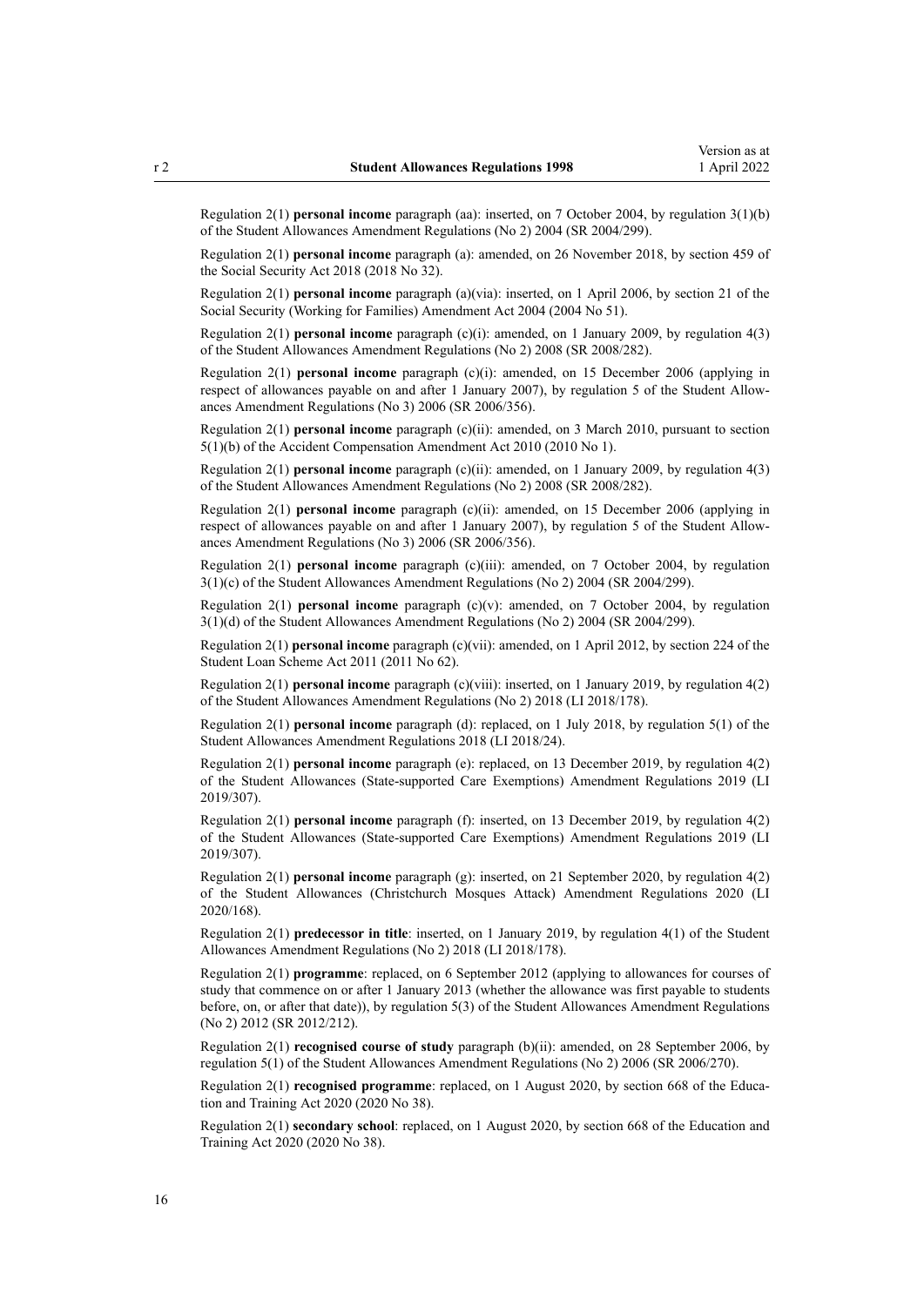Regulation 2(1) **personal income** paragraph (aa): inserted, on 7 October 2004, by regulation 3(1)(b) of the Student Allowances Amendment Regulations (No 2) 2004 (SR 2004/299).

Regulation 2(1) **personal income** paragraph (a): amended, on 26 November 2018, by section 459 of the Social Security Act 2018 (2018 No 32).

Regulation 2(1) **personal income** paragraph (a)(via): inserted, on 1 April 2006, by section 21 of the Social Security (Working for Families) Amendment Act 2004 (2004 No 51).

Regulation 2(1) **personal income** paragraph (c)(i): amended, on 1 January 2009, by regulation 4(3) of the Student Allowances Amendment Regulations (No 2) 2008 (SR 2008/282).

Regulation 2(1) **personal income** paragraph (c)(i): amended, on 15 December 2006 (applying in respect of allowances payable on and after 1 January 2007), by regulation 5 of the Student Allowances Amendment Regulations (No 3) 2006 (SR 2006/356).

Regulation 2(1) **personal income** paragraph (c)(ii): amended, on 3 March 2010, pursuant to section 5(1)(b) of the Accident Compensation Amendment Act 2010 (2010 No 1).

Regulation 2(1) **personal income** paragraph (c)(ii): amended, on 1 January 2009, by regulation 4(3) of the Student Allowances Amendment Regulations (No 2) 2008 (SR 2008/282).

Regulation 2(1) **personal income** paragraph (c)(ii): amended, on 15 December 2006 (applying in respect of allowances payable on and after 1 January 2007), by regulation 5 of the Student Allowances Amendment Regulations (No 3) 2006 (SR 2006/356).

Regulation 2(1) **personal income** paragraph (c)(iii): amended, on 7 October 2004, by regulation 3(1)(c) of the Student Allowances Amendment Regulations (No 2) 2004 (SR 2004/299).

Regulation 2(1) **personal income** paragraph (c)(v): amended, on 7 October 2004, by regulation 3(1)(d) of the Student Allowances Amendment Regulations (No 2) 2004 (SR 2004/299).

Regulation 2(1) **personal income** paragraph (c)(vii): amended, on 1 April 2012, by section 224 of the Student Loan Scheme Act 2011 (2011 No 62).

Regulation 2(1) **personal income** paragraph (c)(viii): inserted, on 1 January 2019, by regulation 4(2) of the Student Allowances Amendment Regulations (No 2) 2018 (LI 2018/178).

Regulation 2(1) **personal income** paragraph (d): replaced, on 1 July 2018, by regulation 5(1) of the Student Allowances Amendment Regulations 2018 (LI 2018/24).

Regulation 2(1) **personal income** paragraph (e): replaced, on 13 December 2019, by regulation 4(2) of the Student Allowances (State-supported Care Exemptions) Amendment Regulations 2019 (LI 2019/307).

Regulation 2(1) **personal income** paragraph (f): inserted, on 13 December 2019, by regulation 4(2) of the Student Allowances (State-supported Care Exemptions) Amendment Regulations 2019 (LI 2019/307).

Regulation 2(1) **personal income** paragraph (g): inserted, on 21 September 2020, by regulation 4(2) of the Student Allowances (Christchurch Mosques Attack) Amendment Regulations 2020 (LI 2020/168).

Regulation 2(1) **predecessor in title**: inserted, on 1 January 2019, by regulation 4(1) of the Student Allowances Amendment Regulations (No 2) 2018 (LI 2018/178).

Regulation 2(1) **programme**: replaced, on 6 September 2012 (applying to allowances for courses of study that commence on or after 1 January 2013 (whether the allowance was first payable to students before, on, or after that date)), by regulation 5(3) of the Student Allowances Amendment Regulations (No 2) 2012 (SR 2012/212).

Regulation 2(1) **recognised course of study** paragraph (b)(ii): amended, on 28 September 2006, by regulation 5(1) of the Student Allowances Amendment Regulations (No 2) 2006 (SR 2006/270).

Regulation 2(1) **recognised programme**: replaced, on 1 August 2020, by section 668 of the Education and Training Act 2020 (2020 No 38).

Regulation 2(1) **secondary school**: replaced, on 1 August 2020, by section 668 of the Education and Training Act 2020 (2020 No 38).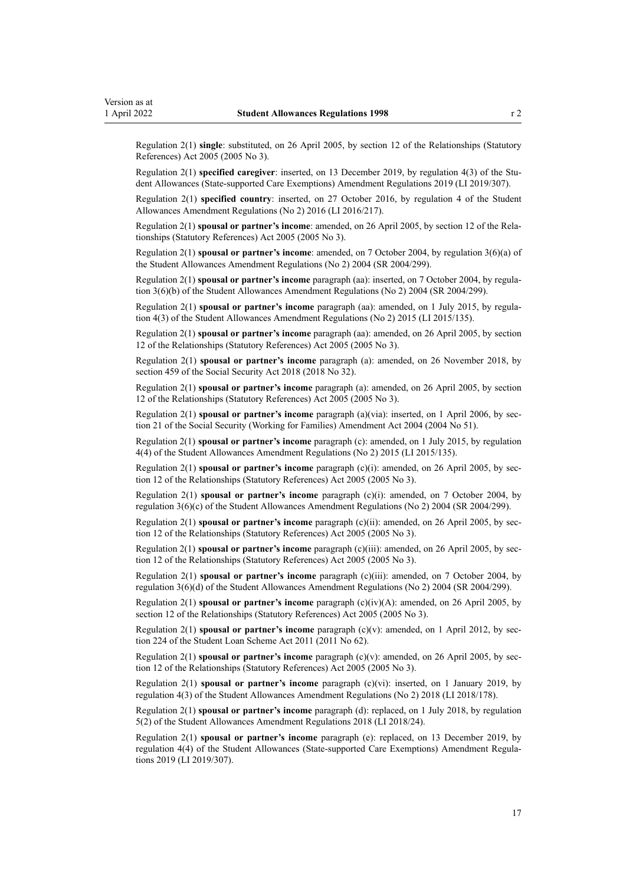Regulation 2(1) **single**: substituted, on 26 April 2005, by section 12 of the Relationships (Statutory References) Act 2005 (2005 No 3).

Regulation 2(1) **specified caregiver**: inserted, on 13 December 2019, by regulation 4(3) of the Student Allowances (State-supported Care Exemptions) Amendment Regulations 2019 (LI 2019/307).

Regulation 2(1) **specified country**: inserted, on 27 October 2016, by regulation 4 of the Student Allowances Amendment Regulations (No 2) 2016 (LI 2016/217).

Regulation 2(1) **spousal or partner's income**: amended, on 26 April 2005, by section 12 of the Relationships (Statutory References) Act 2005 (2005 No 3).

Regulation 2(1) **spousal or partner's income**: amended, on 7 October 2004, by regulation 3(6)(a) of the Student Allowances Amendment Regulations (No 2) 2004 (SR 2004/299).

Regulation 2(1) **spousal or partner's income** paragraph (aa): inserted, on 7 October 2004, by regulation 3(6)(b) of the Student Allowances Amendment Regulations (No 2) 2004 (SR 2004/299).

Regulation 2(1) **spousal or partner's income** paragraph (aa): amended, on 1 July 2015, by regulation 4(3) of the Student Allowances Amendment Regulations (No 2) 2015 (LI 2015/135).

Regulation 2(1) **spousal or partner's income** paragraph (aa): amended, on 26 April 2005, by section 12 of the Relationships (Statutory References) Act 2005 (2005 No 3).

Regulation 2(1) **spousal or partner's income** paragraph (a): amended, on 26 November 2018, by section 459 of the Social Security Act 2018 (2018 No 32).

Regulation 2(1) **spousal or partner's income** paragraph (a): amended, on 26 April 2005, by section 12 of the Relationships (Statutory References) Act 2005 (2005 No 3).

Regulation 2(1) **spousal or partner's income** paragraph (a)(via): inserted, on 1 April 2006, by section 21 of the Social Security (Working for Families) Amendment Act 2004 (2004 No 51).

Regulation 2(1) **spousal or partner's income** paragraph (c): amended, on 1 July 2015, by regulation 4(4) of the Student Allowances Amendment Regulations (No 2) 2015 (LI 2015/135).

Regulation 2(1) **spousal or partner's income** paragraph (c)(i): amended, on 26 April 2005, by section 12 of the Relationships (Statutory References) Act 2005 (2005 No 3).

Regulation 2(1) **spousal or partner's income** paragraph (c)(i): amended, on 7 October 2004, by regulation 3(6)(c) of the Student Allowances Amendment Regulations (No 2) 2004 (SR 2004/299).

Regulation 2(1) **spousal or partner's income** paragraph (c)(ii): amended, on 26 April 2005, by section 12 of the Relationships (Statutory References) Act 2005 (2005 No 3).

Regulation 2(1) **spousal or partner's income** paragraph (c)(iii): amended, on 26 April 2005, by section 12 of the Relationships (Statutory References) Act 2005 (2005 No 3).

Regulation 2(1) **spousal or partner's income** paragraph (c)(iii): amended, on 7 October 2004, by regulation 3(6)(d) of the Student Allowances Amendment Regulations (No 2) 2004 (SR 2004/299).

Regulation 2(1) **spousal or partner's income** paragraph (c)(iv)(A): amended, on 26 April 2005, by section 12 of the Relationships (Statutory References) Act 2005 (2005 No 3).

Regulation 2(1) **spousal or partner's income** paragraph (c)(v): amended, on 1 April 2012, by section 224 of the Student Loan Scheme Act 2011 (2011 No 62).

Regulation 2(1) **spousal or partner's income** paragraph (c)(v): amended, on 26 April 2005, by section 12 of the Relationships (Statutory References) Act 2005 (2005 No 3).

Regulation 2(1) **spousal or partner's income** paragraph (c)(vi): inserted, on 1 January 2019, by regulation 4(3) of the Student Allowances Amendment Regulations (No 2) 2018 (LI 2018/178).

Regulation 2(1) **spousal or partner's income** paragraph (d): replaced, on 1 July 2018, by regulation 5(2) of the Student Allowances Amendment Regulations 2018 (LI 2018/24).

Regulation 2(1) **spousal or partner's income** paragraph (e): replaced, on 13 December 2019, by regulation 4(4) of the Student Allowances (State-supported Care Exemptions) Amendment Regulations 2019 (LI 2019/307).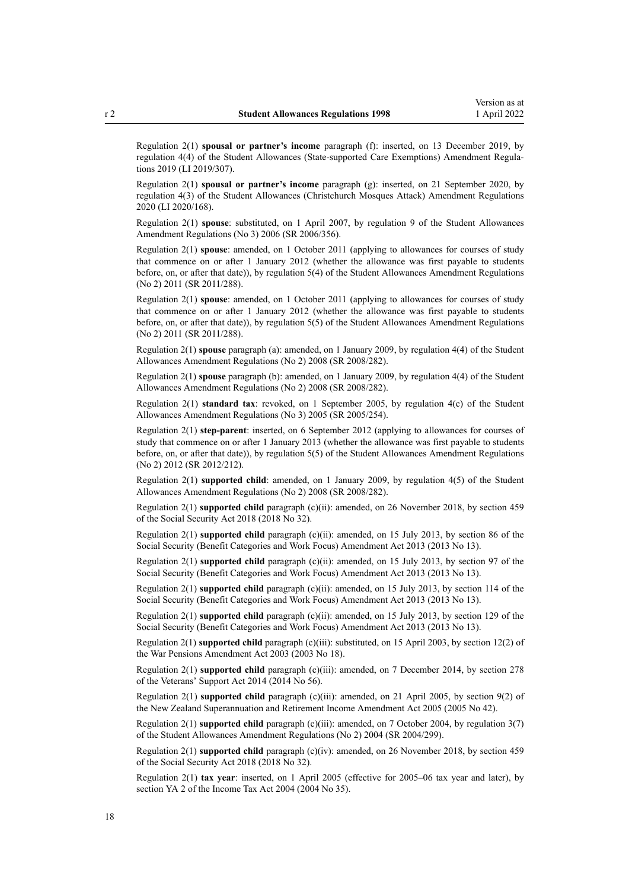Regulation 2(1) **spousal or partner's income** paragraph (f): inserted, on 13 December 2019, by regulation 4(4) of the Student Allowances (State-supported Care Exemptions) Amendment Regulations 2019 (LI 2019/307).

Regulation 2(1) **spousal or partner's income** paragraph (g): inserted, on 21 September 2020, by regulation 4(3) of the Student Allowances (Christchurch Mosques Attack) Amendment Regulations 2020 (LI 2020/168).

Regulation 2(1) **spouse**: substituted, on 1 April 2007, by regulation 9 of the Student Allowances Amendment Regulations (No 3) 2006 (SR 2006/356).

Regulation 2(1) **spouse**: amended, on 1 October 2011 (applying to allowances for courses of study that commence on or after 1 January 2012 (whether the allowance was first payable to students before, on, or after that date)), by regulation 5(4) of the Student Allowances Amendment Regulations (No 2) 2011 (SR 2011/288).

Regulation 2(1) **spouse**: amended, on 1 October 2011 (applying to allowances for courses of study that commence on or after 1 January 2012 (whether the allowance was first payable to students before, on, or after that date)), by regulation 5(5) of the Student Allowances Amendment Regulations (No 2) 2011 (SR 2011/288).

Regulation 2(1) **spouse** paragraph (a): amended, on 1 January 2009, by regulation 4(4) of the Student Allowances Amendment Regulations (No 2) 2008 (SR 2008/282).

Regulation 2(1) **spouse** paragraph (b): amended, on 1 January 2009, by regulation 4(4) of the Student Allowances Amendment Regulations (No 2) 2008 (SR 2008/282).

Regulation 2(1) **standard tax**: revoked, on 1 September 2005, by regulation 4(c) of the Student Allowances Amendment Regulations (No 3) 2005 (SR 2005/254).

Regulation 2(1) **step-parent**: inserted, on 6 September 2012 (applying to allowances for courses of study that commence on or after 1 January 2013 (whether the allowance was first payable to students before, on, or after that date)), by regulation 5(5) of the Student Allowances Amendment Regulations (No 2) 2012 (SR 2012/212).

Regulation 2(1) **supported child**: amended, on 1 January 2009, by regulation 4(5) of the Student Allowances Amendment Regulations (No 2) 2008 (SR 2008/282).

Regulation 2(1) **supported child** paragraph (c)(ii): amended, on 26 November 2018, by section 459 of the Social Security Act 2018 (2018 No 32).

Regulation 2(1) **supported child** paragraph (c)(ii): amended, on 15 July 2013, by section 86 of the Social Security (Benefit Categories and Work Focus) Amendment Act 2013 (2013 No 13).

Regulation 2(1) **supported child** paragraph (c)(ii): amended, on 15 July 2013, by section 97 of the Social Security (Benefit Categories and Work Focus) Amendment Act 2013 (2013 No 13).

Regulation 2(1) **supported child** paragraph (c)(ii): amended, on 15 July 2013, by section 114 of the Social Security (Benefit Categories and Work Focus) Amendment Act 2013 (2013 No 13).

Regulation 2(1) **supported child** paragraph (c)(ii): amended, on 15 July 2013, by section 129 of the Social Security (Benefit Categories and Work Focus) Amendment Act 2013 (2013 No 13).

Regulation 2(1) **supported child** paragraph (c)(iii): substituted, on 15 April 2003, by section 12(2) of the War Pensions Amendment Act 2003 (2003 No 18).

Regulation 2(1) **supported child** paragraph (c)(iii): amended, on 7 December 2014, by section 278 of the Veterans' Support Act 2014 (2014 No 56).

Regulation 2(1) **supported child** paragraph (c)(iii): amended, on 21 April 2005, by section 9(2) of the New Zealand Superannuation and Retirement Income Amendment Act 2005 (2005 No 42).

Regulation 2(1) **supported child** paragraph (c)(iii): amended, on 7 October 2004, by regulation 3(7) of the Student Allowances Amendment Regulations (No 2) 2004 (SR 2004/299).

Regulation 2(1) **supported child** paragraph (c)(iv): amended, on 26 November 2018, by section 459 of the Social Security Act 2018 (2018 No 32).

Regulation 2(1) **tax year**: inserted, on 1 April 2005 (effective for 2005–06 tax year and later), by section YA 2 of the Income Tax Act 2004 (2004 No 35).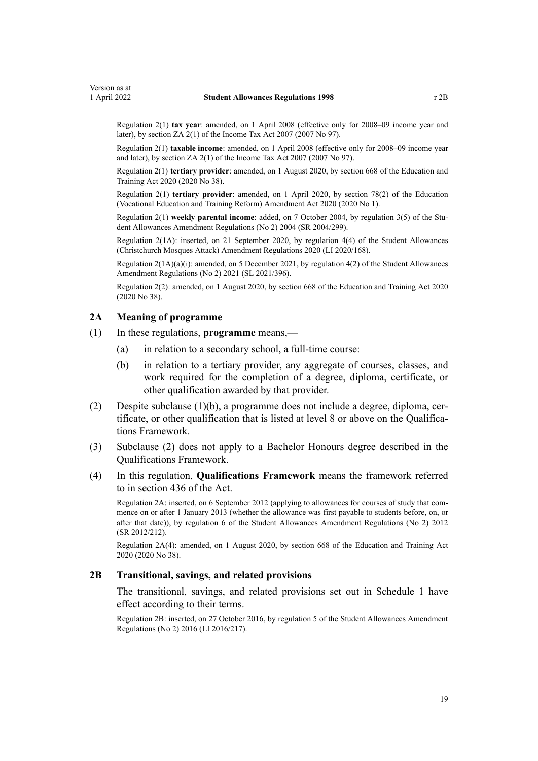Regulation 2(1) **tax year**: amended, on 1 April 2008 (effective only for 2008–09 income year and later), by section ZA 2(1) of the Income Tax Act 2007 (2007 No 97).

Regulation 2(1) **taxable income**: amended, on 1 April 2008 (effective only for 2008–09 income year and later), by section ZA 2(1) of the Income Tax Act 2007 (2007 No 97).

Regulation 2(1) **tertiary provider**: amended, on 1 August 2020, by section 668 of the Education and Training Act 2020 (2020 No 38).

Regulation 2(1) **tertiary provider**: amended, on 1 April 2020, by section 78(2) of the Education (Vocational Education and Training Reform) Amendment Act 2020 (2020 No 1).

Regulation 2(1) **weekly parental income**: added, on 7 October 2004, by regulation 3(5) of the Student Allowances Amendment Regulations (No 2) 2004 (SR 2004/299).

Regulation 2(1A): inserted, on 21 September 2020, by regulation 4(4) of the Student Allowances (Christchurch Mosques Attack) Amendment Regulations 2020 (LI 2020/168).

Regulation 2(1A)(a)(i): amended, on 5 December 2021, by regulation 4(2) of the Student Allowances Amendment Regulations (No 2) 2021 (SL 2021/396).

Regulation 2(2): amended, on 1 August 2020, by section 668 of the Education and Training Act 2020 (2020 No 38).

### 2A Meaning of programme

(1) In these regulations, **programme** means,—

   (a) in relation to a secondary school, a full-time course:

   (b) in relation to a tertiary provider, any aggregate of courses, classes, and work required for the completion of a degree, diploma, certificate, or other qualification awarded by that provider.

(2) Despite subclause (1)(b), a programme does not include a degree, diploma, certificate, or other qualification that is listed at level 8 or above on the Qualifications Framework.

(3) Subclause (2) does not apply to a Bachelor Honours degree described in the Qualifications Framework.

(4) In this regulation, **Qualifications Framework** means the framework referred to in section 436 of the Act.

Regulation 2A: inserted, on 6 September 2012 (applying to allowances for courses of study that commence on or after 1 January 2013 (whether the allowance was first payable to students before, on, or after that date)), by regulation 6 of the Student Allowances Amendment Regulations (No 2) 2012 (SR 2012/212).

Regulation 2A(4): amended, on 1 August 2020, by section 668 of the Education and Training Act 2020 (2020 No 38).

### 2B Transitional, savings, and related provisions

The transitional, savings, and related provisions set out in Schedule 1 have effect according to their terms.

Regulation 2B: inserted, on 27 October 2016, by regulation 5 of the Student Allowances Amendment Regulations (No 2) 2016 (LI 2016/217).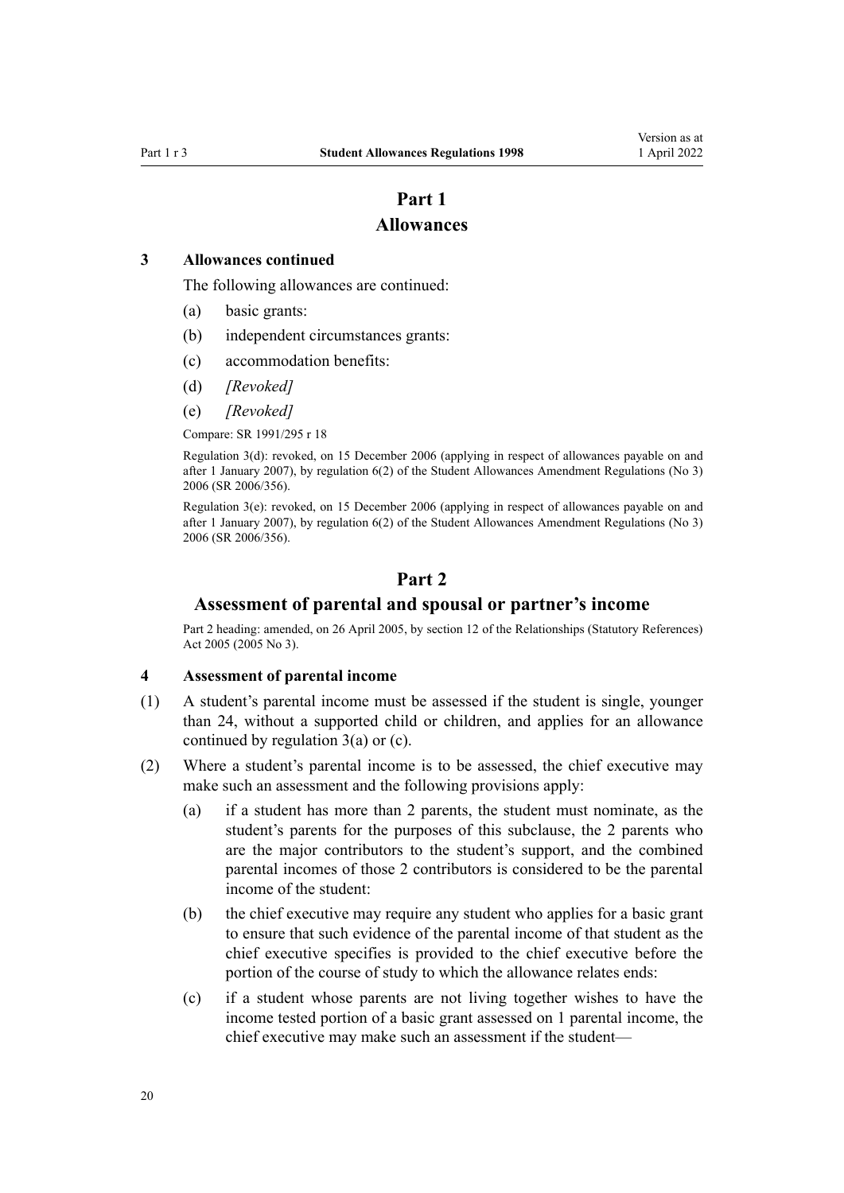# Part 1
# Allowances

### 3 Allowances continued

The following allowances are continued:

- (a) basic grants:
- (b) independent circumstances grants:
- (c) accommodation benefits:
- (d) *[Revoked]*
- (e) *[Revoked]*

Compare: SR 1991/295 r 18

Regulation 3(d): revoked, on 15 December 2006 (applying in respect of allowances payable on and after 1 January 2007), by regulation 6(2) of the Student Allowances Amendment Regulations (No 3) 2006 (SR 2006/356).

Regulation 3(e): revoked, on 15 December 2006 (applying in respect of allowances payable on and after 1 January 2007), by regulation 6(2) of the Student Allowances Amendment Regulations (No 3) 2006 (SR 2006/356).

# Part 2
# Assessment of parental and spousal or partner's income

Part 2 heading: amended, on 26 April 2005, by section 12 of the Relationships (Statutory References) Act 2005 (2005 No 3).

### 4 Assessment of parental income

(1) A student's parental income must be assessed if the student is single, younger than 24, without a supported child or children, and applies for an allowance continued by regulation 3(a) or (c).

(2) Where a student's parental income is to be assessed, the chief executive may make such an assessment and the following provisions apply:

- (a) if a student has more than 2 parents, the student must nominate, as the student's parents for the purposes of this subclause, the 2 parents who are the major contributors to the student's support, and the combined parental incomes of those 2 contributors is considered to be the parental income of the student:
- (b) the chief executive may require any student who applies for a basic grant to ensure that such evidence of the parental income of that student as the chief executive specifies is provided to the chief executive before the portion of the course of study to which the allowance relates ends:
- (c) if a student whose parents are not living together wishes to have the income tested portion of a basic grant assessed on 1 parental income, the chief executive may make such an assessment if the student—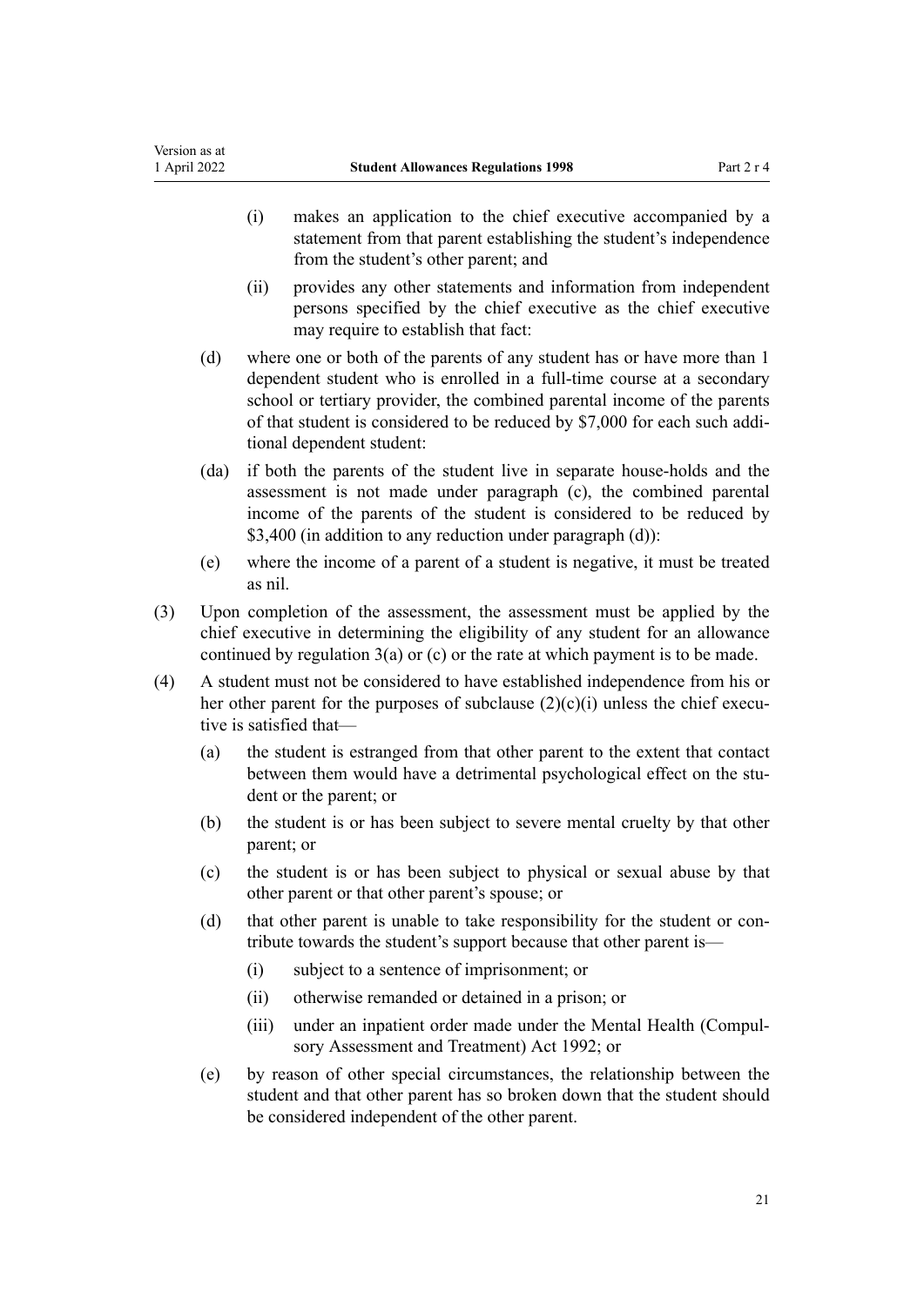(i) makes an application to the chief executive accompanied by a statement from that parent establishing the student's independence from the student's other parent; and

(ii) provides any other statements and information from independent persons specified by the chief executive as the chief executive may require to establish that fact:

(d) where one or both of the parents of any student has or have more than 1 dependent student who is enrolled in a full-time course at a secondary school or tertiary provider, the combined parental income of the parents of that student is considered to be reduced by $7,000 for each such additional dependent student:

(da) if both the parents of the student live in separate house-holds and the assessment is not made under paragraph (c), the combined parental income of the parents of the student is considered to be reduced by $3,400 (in addition to any reduction under paragraph (d)):

(e) where the income of a parent of a student is negative, it must be treated as nil.

(3) Upon completion of the assessment, the assessment must be applied by the chief executive in determining the eligibility of any student for an allowance continued by regulation 3(a) or (c) or the rate at which payment is to be made.

(4) A student must not be considered to have established independence from his or her other parent for the purposes of subclause (2)(c)(i) unless the chief executive is satisfied that—

(a) the student is estranged from that other parent to the extent that contact between them would have a detrimental psychological effect on the student or the parent; or

(b) the student is or has been subject to severe mental cruelty by that other parent; or

(c) the student is or has been subject to physical or sexual abuse by that other parent or that other parent's spouse; or

(d) that other parent is unable to take responsibility for the student or contribute towards the student's support because that other parent is—

(i) subject to a sentence of imprisonment; or

(ii) otherwise remanded or detained in a prison; or

(iii) under an inpatient order made under the Mental Health (Compulsory Assessment and Treatment) Act 1992; or

(e) by reason of other special circumstances, the relationship between the student and that other parent has so broken down that the student should be considered independent of the other parent.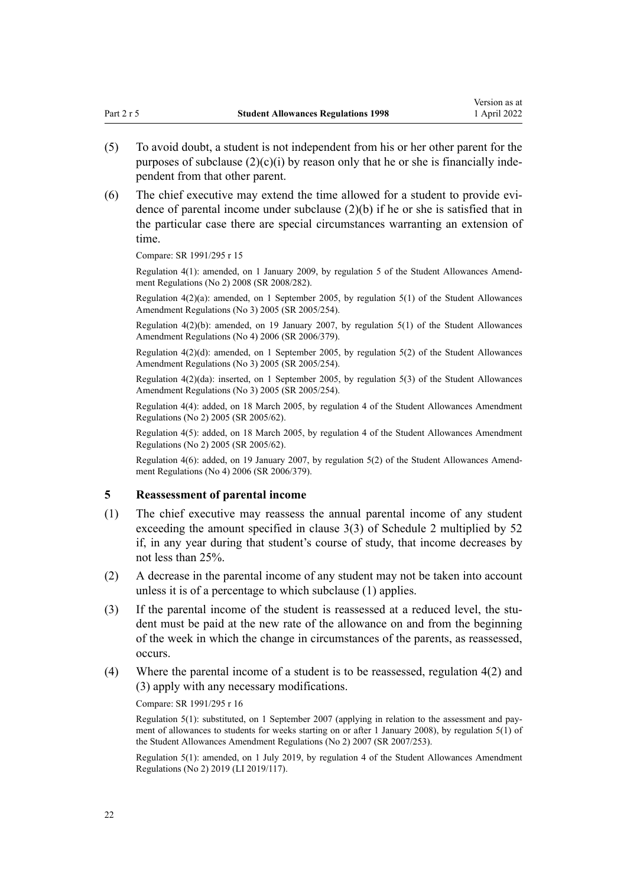(5) To avoid doubt, a student is not independent from his or her other parent for the purposes of subclause (2)(c)(i) by reason only that he or she is financially independent from that other parent.

(6) The chief executive may extend the time allowed for a student to provide evidence of parental income under subclause (2)(b) if he or she is satisfied that in the particular case there are special circumstances warranting an extension of time.

Compare: SR 1991/295 r 15

Regulation 4(1): amended, on 1 January 2009, by regulation 5 of the Student Allowances Amendment Regulations (No 2) 2008 (SR 2008/282).

Regulation 4(2)(a): amended, on 1 September 2005, by regulation 5(1) of the Student Allowances Amendment Regulations (No 3) 2005 (SR 2005/254).

Regulation 4(2)(b): amended, on 19 January 2007, by regulation 5(1) of the Student Allowances Amendment Regulations (No 4) 2006 (SR 2006/379).

Regulation 4(2)(d): amended, on 1 September 2005, by regulation 5(2) of the Student Allowances Amendment Regulations (No 3) 2005 (SR 2005/254).

Regulation 4(2)(da): inserted, on 1 September 2005, by regulation 5(3) of the Student Allowances Amendment Regulations (No 3) 2005 (SR 2005/254).

Regulation 4(4): added, on 18 March 2005, by regulation 4 of the Student Allowances Amendment Regulations (No 2) 2005 (SR 2005/62).

Regulation 4(5): added, on 18 March 2005, by regulation 4 of the Student Allowances Amendment Regulations (No 2) 2005 (SR 2005/62).

Regulation 4(6): added, on 19 January 2007, by regulation 5(2) of the Student Allowances Amendment Regulations (No 4) 2006 (SR 2006/379).

### 5 Reassessment of parental income

(1) The chief executive may reassess the annual parental income of any student exceeding the amount specified in clause 3(3) of Schedule 2 multiplied by 52 if, in any year during that student's course of study, that income decreases by not less than 25%.

(2) A decrease in the parental income of any student may not be taken into account unless it is of a percentage to which subclause (1) applies.

(3) If the parental income of the student is reassessed at a reduced level, the student must be paid at the new rate of the allowance on and from the beginning of the week in which the change in circumstances of the parents, as reassessed, occurs.

(4) Where the parental income of a student is to be reassessed, regulation 4(2) and (3) apply with any necessary modifications.

Compare: SR 1991/295 r 16

Regulation 5(1): substituted, on 1 September 2007 (applying in relation to the assessment and payment of allowances to students for weeks starting on or after 1 January 2008), by regulation 5(1) of the Student Allowances Amendment Regulations (No 2) 2007 (SR 2007/253).

Regulation 5(1): amended, on 1 July 2019, by regulation 4 of the Student Allowances Amendment Regulations (No 2) 2019 (LI 2019/117).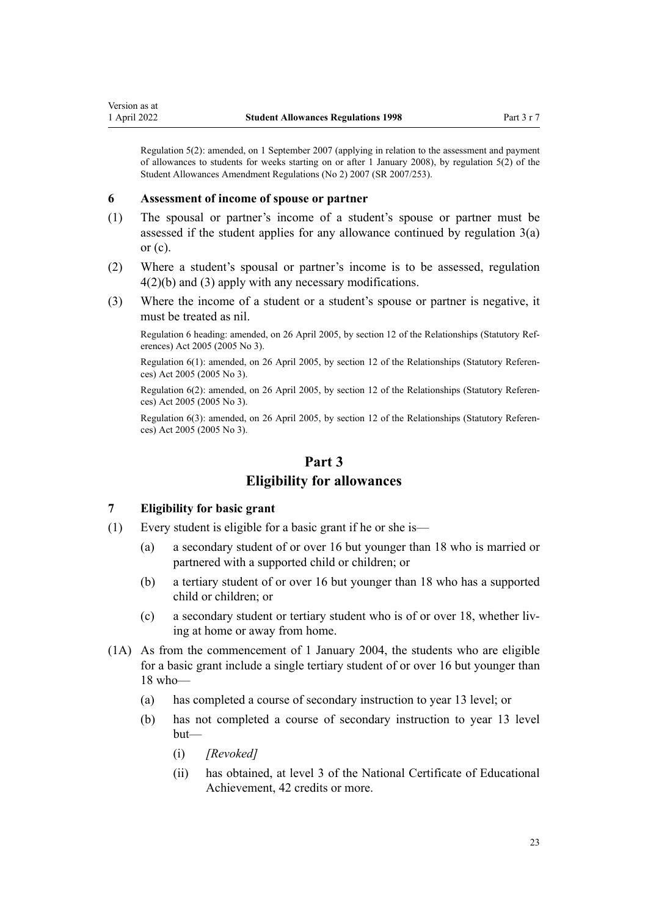Regulation 5(2): amended, on 1 September 2007 (applying in relation to the assessment and payment of allowances to students for weeks starting on or after 1 January 2008), by regulation 5(2) of the Student Allowances Amendment Regulations (No 2) 2007 (SR 2007/253).

### 6 Assessment of income of spouse or partner

(1) The spousal or partner's income of a student's spouse or partner must be assessed if the student applies for any allowance continued by regulation 3(a) or (c).

(2) Where a student's spousal or partner's income is to be assessed, regulation 4(2)(b) and (3) apply with any necessary modifications.

(3) Where the income of a student or a student's spouse or partner is negative, it must be treated as nil.

Regulation 6 heading: amended, on 26 April 2005, by section 12 of the Relationships (Statutory References) Act 2005 (2005 No 3).

Regulation 6(1): amended, on 26 April 2005, by section 12 of the Relationships (Statutory References) Act 2005 (2005 No 3).

Regulation 6(2): amended, on 26 April 2005, by section 12 of the Relationships (Statutory References) Act 2005 (2005 No 3).

Regulation 6(3): amended, on 26 April 2005, by section 12 of the Relationships (Statutory References) Act 2005 (2005 No 3).

## Part 3
## Eligibility for allowances

### 7 Eligibility for basic grant

(1) Every student is eligible for a basic grant if he or she is—

- (a) a secondary student of or over 16 but younger than 18 who is married or partnered with a supported child or children; or
- (b) a tertiary student of or over 16 but younger than 18 who has a supported child or children; or
- (c) a secondary student or tertiary student who is of or over 18, whether living at home or away from home.

(1A) As from the commencement of 1 January 2004, the students who are eligible for a basic grant include a single tertiary student of or over 16 but younger than 18 who—

- (a) has completed a course of secondary instruction to year 13 level; or
- (b) has not completed a course of secondary instruction to year 13 level but—
  - (i) *[Revoked]*
  - (ii) has obtained, at level 3 of the National Certificate of Educational Achievement, 42 credits or more.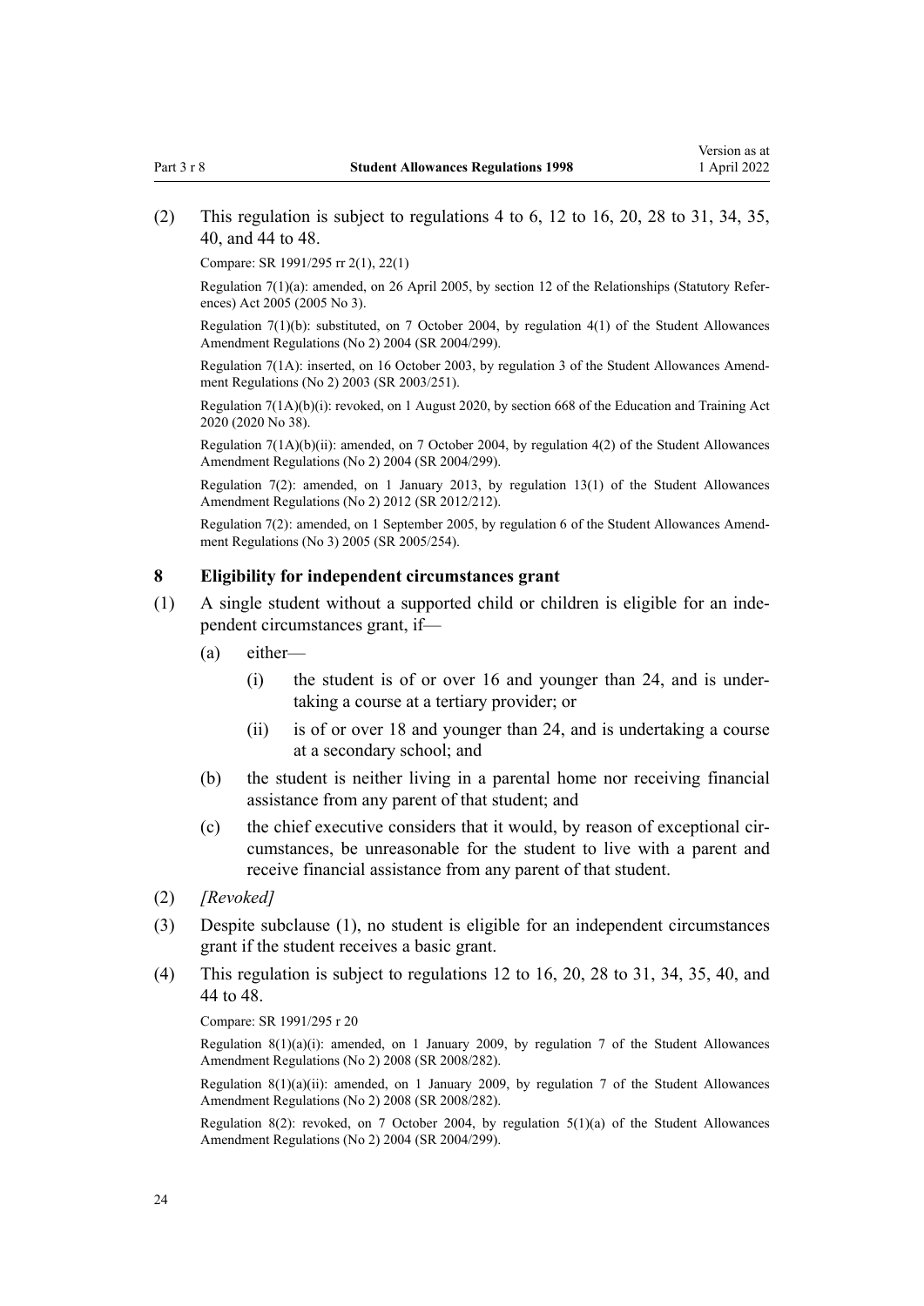(2) This regulation is subject to regulations 4 to 6, 12 to 16, 20, 28 to 31, 34, 35, 40, and 44 to 48.

Compare: SR 1991/295 rr 2(1), 22(1)

Regulation 7(1)(a): amended, on 26 April 2005, by section 12 of the Relationships (Statutory References) Act 2005 (2005 No 3).

Regulation 7(1)(b): substituted, on 7 October 2004, by regulation 4(1) of the Student Allowances Amendment Regulations (No 2) 2004 (SR 2004/299).

Regulation 7(1A): inserted, on 16 October 2003, by regulation 3 of the Student Allowances Amendment Regulations (No 2) 2003 (SR 2003/251).

Regulation 7(1A)(b)(i): revoked, on 1 August 2020, by section 668 of the Education and Training Act 2020 (2020 No 38).

Regulation 7(1A)(b)(ii): amended, on 7 October 2004, by regulation 4(2) of the Student Allowances Amendment Regulations (No 2) 2004 (SR 2004/299).

Regulation 7(2): amended, on 1 January 2013, by regulation 13(1) of the Student Allowances Amendment Regulations (No 2) 2012 (SR 2012/212).

Regulation 7(2): amended, on 1 September 2005, by regulation 6 of the Student Allowances Amendment Regulations (No 3) 2005 (SR 2005/254).

### 8 Eligibility for independent circumstances grant

(1) A single student without a supported child or children is eligible for an independent circumstances grant, if—

  (a) either—

    (i) the student is of or over 16 and younger than 24, and is undertaking a course at a tertiary provider; or

    (ii) is of or over 18 and younger than 24, and is undertaking a course at a secondary school; and

  (b) the student is neither living in a parental home nor receiving financial assistance from any parent of that student; and

  (c) the chief executive considers that it would, by reason of exceptional circumstances, be unreasonable for the student to live with a parent and receive financial assistance from any parent of that student.

(2) *[Revoked]*

(3) Despite subclause (1), no student is eligible for an independent circumstances grant if the student receives a basic grant.

(4) This regulation is subject to regulations 12 to 16, 20, 28 to 31, 34, 35, 40, and 44 to 48.

Compare: SR 1991/295 r 20

Regulation 8(1)(a)(i): amended, on 1 January 2009, by regulation 7 of the Student Allowances Amendment Regulations (No 2) 2008 (SR 2008/282).

Regulation 8(1)(a)(ii): amended, on 1 January 2009, by regulation 7 of the Student Allowances Amendment Regulations (No 2) 2008 (SR 2008/282).

Regulation 8(2): revoked, on 7 October 2004, by regulation 5(1)(a) of the Student Allowances Amendment Regulations (No 2) 2004 (SR 2004/299).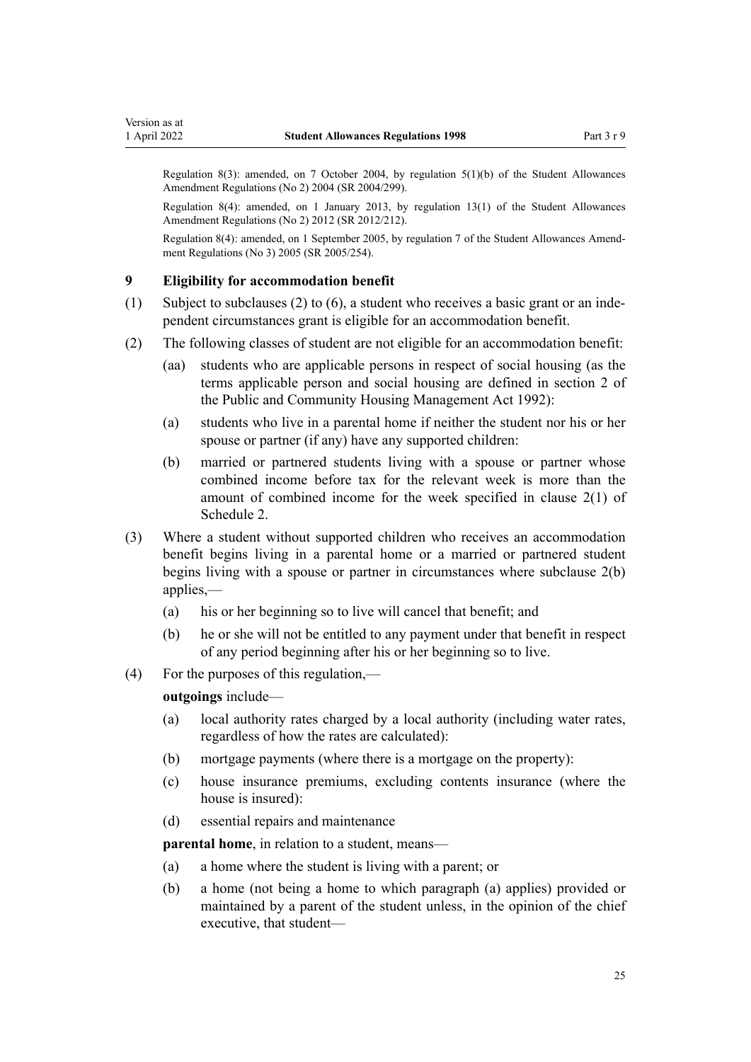Regulation 8(3): amended, on 7 October 2004, by regulation 5(1)(b) of the Student Allowances Amendment Regulations (No 2) 2004 (SR 2004/299).

Regulation 8(4): amended, on 1 January 2013, by regulation 13(1) of the Student Allowances Amendment Regulations (No 2) 2012 (SR 2012/212).

Regulation 8(4): amended, on 1 September 2005, by regulation 7 of the Student Allowances Amendment Regulations (No 3) 2005 (SR 2005/254).

### 9 Eligibility for accommodation benefit

(1) Subject to subclauses (2) to (6), a student who receives a basic grant or an independent circumstances grant is eligible for an accommodation benefit.

(2) The following classes of student are not eligible for an accommodation benefit:

(aa) students who are applicable persons in respect of social housing (as the terms applicable person and social housing are defined in section 2 of the Public and Community Housing Management Act 1992):

(a) students who live in a parental home if neither the student nor his or her spouse or partner (if any) have any supported children:

(b) married or partnered students living with a spouse or partner whose combined income before tax for the relevant week is more than the amount of combined income for the week specified in clause 2(1) of Schedule 2.

(3) Where a student without supported children who receives an accommodation benefit begins living in a parental home or a married or partnered student begins living with a spouse or partner in circumstances where subclause 2(b) applies,—

(a) his or her beginning so to live will cancel that benefit; and

(b) he or she will not be entitled to any payment under that benefit in respect of any period beginning after his or her beginning so to live.

(4) For the purposes of this regulation,—

**outgoings** include—

(a) local authority rates charged by a local authority (including water rates, regardless of how the rates are calculated):

(b) mortgage payments (where there is a mortgage on the property):

(c) house insurance premiums, excluding contents insurance (where the house is insured):

(d) essential repairs and maintenance

**parental home**, in relation to a student, means—

(a) a home where the student is living with a parent; or

(b) a home (not being a home to which paragraph (a) applies) provided or maintained by a parent of the student unless, in the opinion of the chief executive, that student—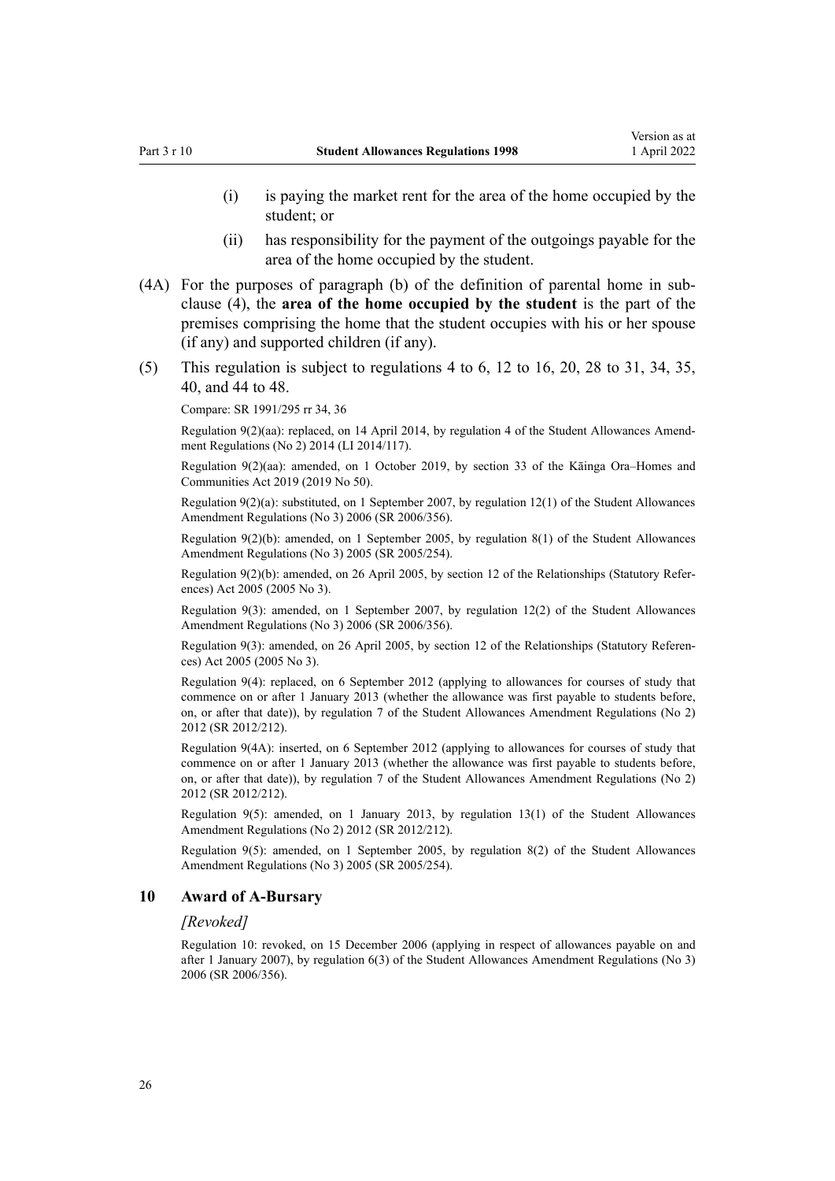(i) is paying the market rent for the area of the home occupied by the student; or

(ii) has responsibility for the payment of the outgoings payable for the area of the home occupied by the student.

(4A) For the purposes of paragraph (b) of the definition of parental home in subclause (4), the **area of the home occupied by the student** is the part of the premises comprising the home that the student occupies with his or her spouse (if any) and supported children (if any).

(5) This regulation is subject to regulations 4 to 6, 12 to 16, 20, 28 to 31, 34, 35, 40, and 44 to 48.

Compare: SR 1991/295 rr 34, 36

Regulation 9(2)(aa): replaced, on 14 April 2014, by regulation 4 of the Student Allowances Amendment Regulations (No 2) 2014 (LI 2014/117).

Regulation 9(2)(aa): amended, on 1 October 2019, by section 33 of the Kāinga Ora–Homes and Communities Act 2019 (2019 No 50).

Regulation 9(2)(a): substituted, on 1 September 2007, by regulation 12(1) of the Student Allowances Amendment Regulations (No 3) 2006 (SR 2006/356).

Regulation 9(2)(b): amended, on 1 September 2005, by regulation 8(1) of the Student Allowances Amendment Regulations (No 3) 2005 (SR 2005/254).

Regulation 9(2)(b): amended, on 26 April 2005, by section 12 of the Relationships (Statutory References) Act 2005 (2005 No 3).

Regulation 9(3): amended, on 1 September 2007, by regulation 12(2) of the Student Allowances Amendment Regulations (No 3) 2006 (SR 2006/356).

Regulation 9(3): amended, on 26 April 2005, by section 12 of the Relationships (Statutory References) Act 2005 (2005 No 3).

Regulation 9(4): replaced, on 6 September 2012 (applying to allowances for courses of study that commence on or after 1 January 2013 (whether the allowance was first payable to students before, on, or after that date)), by regulation 7 of the Student Allowances Amendment Regulations (No 2) 2012 (SR 2012/212).

Regulation 9(4A): inserted, on 6 September 2012 (applying to allowances for courses of study that commence on or after 1 January 2013 (whether the allowance was first payable to students before, on, or after that date)), by regulation 7 of the Student Allowances Amendment Regulations (No 2) 2012 (SR 2012/212).

Regulation 9(5): amended, on 1 January 2013, by regulation 13(1) of the Student Allowances Amendment Regulations (No 2) 2012 (SR 2012/212).

Regulation 9(5): amended, on 1 September 2005, by regulation 8(2) of the Student Allowances Amendment Regulations (No 3) 2005 (SR 2005/254).

### 10 Award of A-Bursary

*[Revoked]*

Regulation 10: revoked, on 15 December 2006 (applying in respect of allowances payable on and after 1 January 2007), by regulation 6(3) of the Student Allowances Amendment Regulations (No 3) 2006 (SR 2006/356).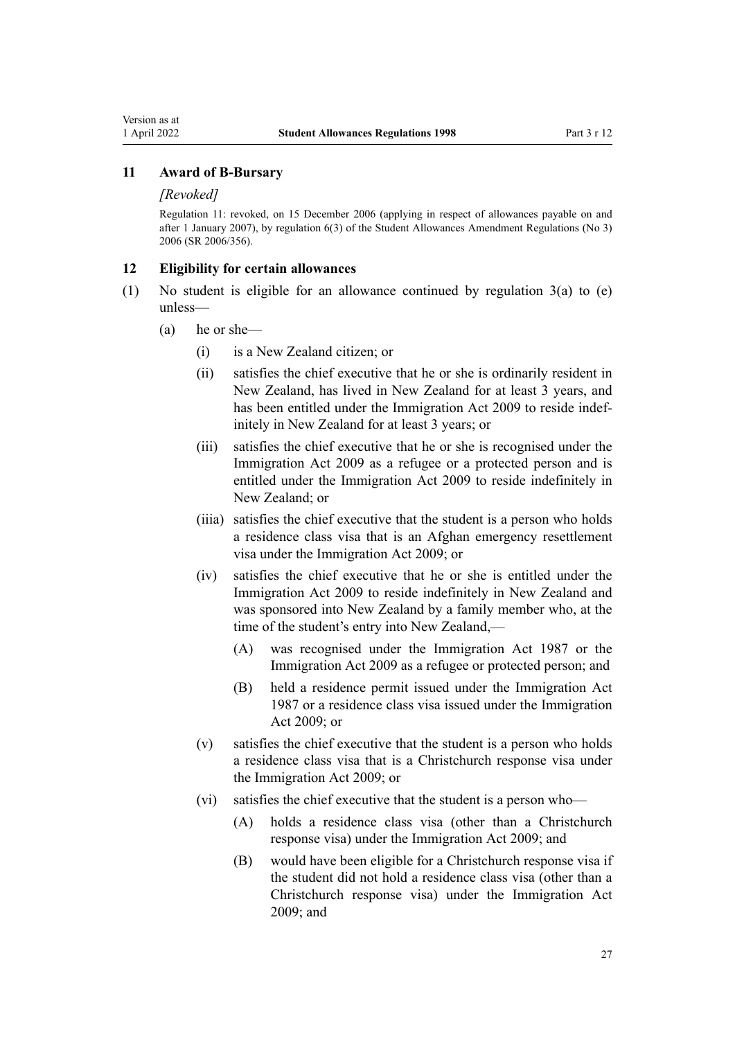### 11 Award of B-Bursary

*[Revoked]*

Regulation 11: revoked, on 15 December 2006 (applying in respect of allowances payable on and after 1 January 2007), by regulation 6(3) of the Student Allowances Amendment Regulations (No 3) 2006 (SR 2006/356).

### 12 Eligibility for certain allowances

(1) No student is eligible for an allowance continued by regulation 3(a) to (e) unless—

- (a) he or she—
  - (i) is a New Zealand citizen; or
  - (ii) satisfies the chief executive that he or she is ordinarily resident in New Zealand, has lived in New Zealand for at least 3 years, and has been entitled under the Immigration Act 2009 to reside indefinitely in New Zealand for at least 3 years; or
  - (iii) satisfies the chief executive that he or she is recognised under the Immigration Act 2009 as a refugee or a protected person and is entitled under the Immigration Act 2009 to reside indefinitely in New Zealand; or
  - (iiia) satisfies the chief executive that the student is a person who holds a residence class visa that is an Afghan emergency resettlement visa under the Immigration Act 2009; or
  - (iv) satisfies the chief executive that he or she is entitled under the Immigration Act 2009 to reside indefinitely in New Zealand and was sponsored into New Zealand by a family member who, at the time of the student's entry into New Zealand,—
    - (A) was recognised under the Immigration Act 1987 or the Immigration Act 2009 as a refugee or protected person; and
    - (B) held a residence permit issued under the Immigration Act 1987 or a residence class visa issued under the Immigration Act 2009; or
  - (v) satisfies the chief executive that the student is a person who holds a residence class visa that is a Christchurch response visa under the Immigration Act 2009; or
  - (vi) satisfies the chief executive that the student is a person who—
    - (A) holds a residence class visa (other than a Christchurch response visa) under the Immigration Act 2009; and
    - (B) would have been eligible for a Christchurch response visa if the student did not hold a residence class visa (other than a Christchurch response visa) under the Immigration Act 2009; and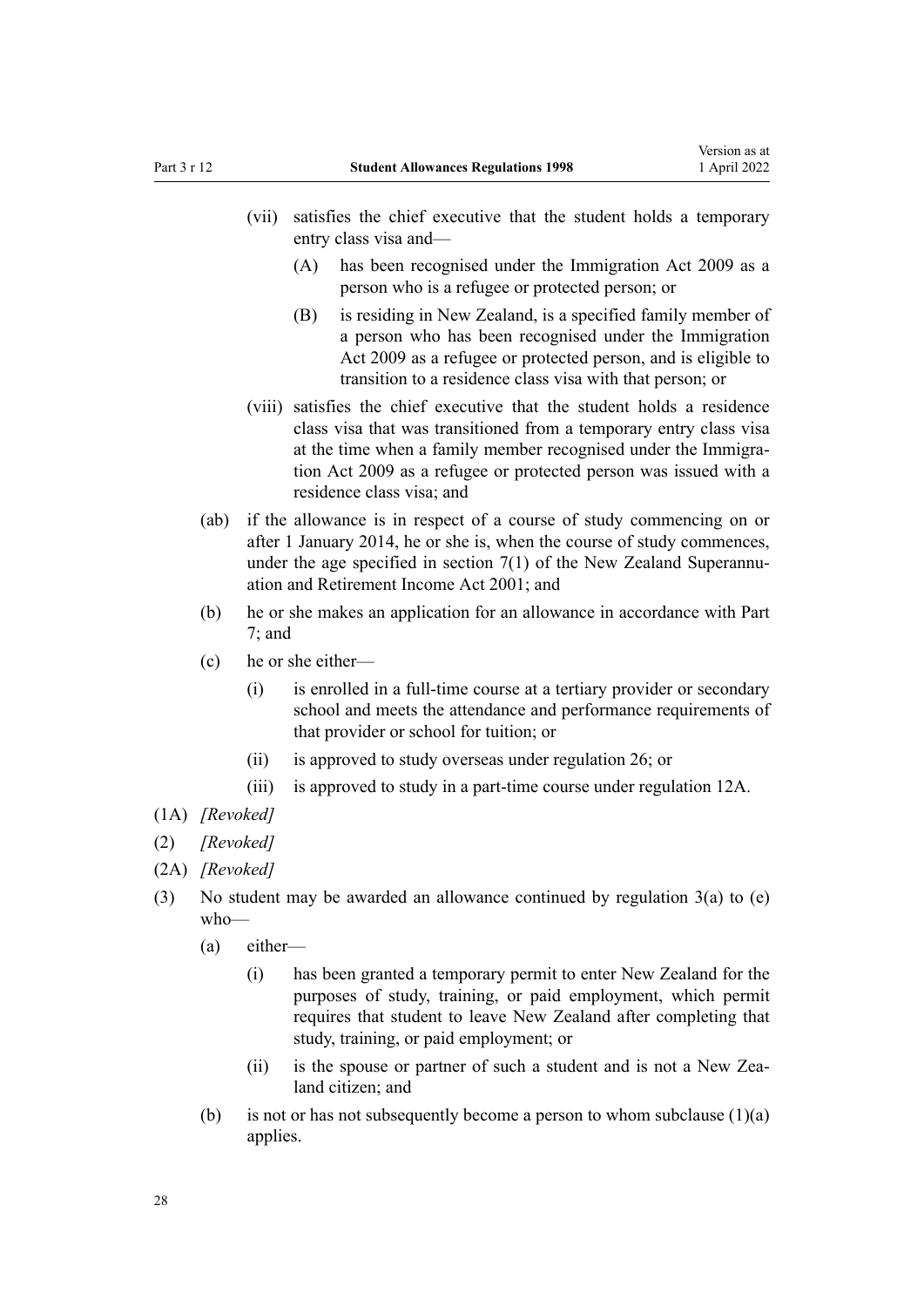(vii) satisfies the chief executive that the student holds a temporary entry class visa and—

(A) has been recognised under the Immigration Act 2009 as a person who is a refugee or protected person; or

(B) is residing in New Zealand, is a specified family member of a person who has been recognised under the Immigration Act 2009 as a refugee or protected person, and is eligible to transition to a residence class visa with that person; or

(viii) satisfies the chief executive that the student holds a residence class visa that was transitioned from a temporary entry class visa at the time when a family member recognised under the Immigration Act 2009 as a refugee or protected person was issued with a residence class visa; and

(ab) if the allowance is in respect of a course of study commencing on or after 1 January 2014, he or she is, when the course of study commences, under the age specified in section 7(1) of the New Zealand Superannuation and Retirement Income Act 2001; and

(b) he or she makes an application for an allowance in accordance with Part 7; and

(c) he or she either—

(i) is enrolled in a full-time course at a tertiary provider or secondary school and meets the attendance and performance requirements of that provider or school for tuition; or

(ii) is approved to study overseas under regulation 26; or

(iii) is approved to study in a part-time course under regulation 12A.

(1A) *[Revoked]*

(2) *[Revoked]*

(2A) *[Revoked]*

(3) No student may be awarded an allowance continued by regulation 3(a) to (e) who—

(a) either—

(i) has been granted a temporary permit to enter New Zealand for the purposes of study, training, or paid employment, which permit requires that student to leave New Zealand after completing that study, training, or paid employment; or

(ii) is the spouse or partner of such a student and is not a New Zealand citizen; and

(b) is not or has not subsequently become a person to whom subclause (1)(a) applies.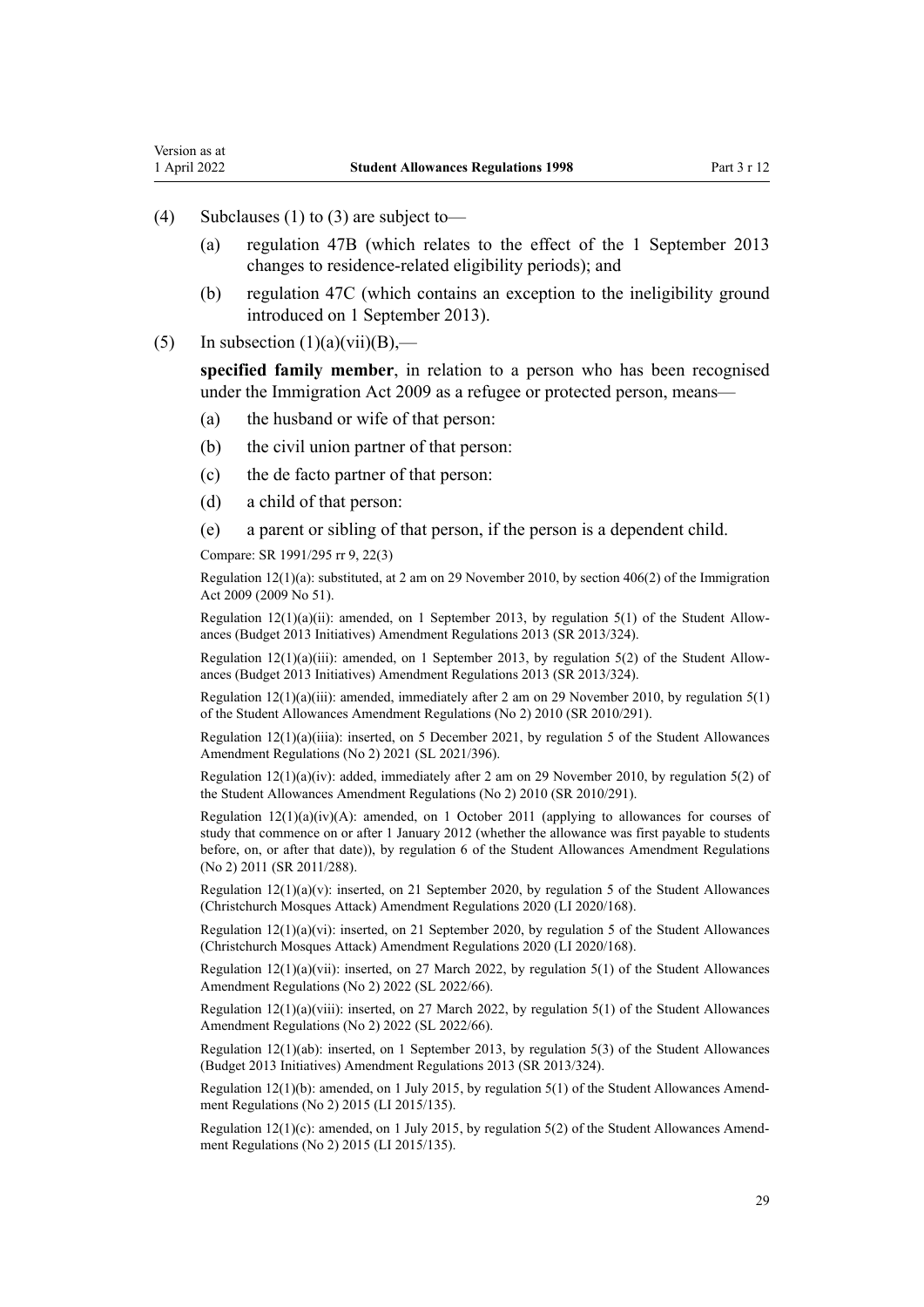(4) Subclauses (1) to (3) are subject to—

(a) regulation 47B (which relates to the effect of the 1 September 2013 changes to residence-related eligibility periods); and

(b) regulation 47C (which contains an exception to the ineligibility ground introduced on 1 September 2013).

(5) In subsection (1)(a)(vii)(B),—

**specified family member**, in relation to a person who has been recognised under the Immigration Act 2009 as a refugee or protected person, means—

(a) the husband or wife of that person:

(b) the civil union partner of that person:

(c) the de facto partner of that person:

(d) a child of that person:

(e) a parent or sibling of that person, if the person is a dependent child.

Compare: SR 1991/295 rr 9, 22(3)

Regulation 12(1)(a): substituted, at 2 am on 29 November 2010, by section 406(2) of the Immigration Act 2009 (2009 No 51).

Regulation 12(1)(a)(ii): amended, on 1 September 2013, by regulation 5(1) of the Student Allowances (Budget 2013 Initiatives) Amendment Regulations 2013 (SR 2013/324).

Regulation 12(1)(a)(iii): amended, on 1 September 2013, by regulation 5(2) of the Student Allowances (Budget 2013 Initiatives) Amendment Regulations 2013 (SR 2013/324).

Regulation 12(1)(a)(iii): amended, immediately after 2 am on 29 November 2010, by regulation 5(1) of the Student Allowances Amendment Regulations (No 2) 2010 (SR 2010/291).

Regulation 12(1)(a)(iiia): inserted, on 5 December 2021, by regulation 5 of the Student Allowances Amendment Regulations (No 2) 2021 (SL 2021/396).

Regulation 12(1)(a)(iv): added, immediately after 2 am on 29 November 2010, by regulation 5(2) of the Student Allowances Amendment Regulations (No 2) 2010 (SR 2010/291).

Regulation 12(1)(a)(iv)(A): amended, on 1 October 2011 (applying to allowances for courses of study that commence on or after 1 January 2012 (whether the allowance was first payable to students before, on, or after that date)), by regulation 6 of the Student Allowances Amendment Regulations (No 2) 2011 (SR 2011/288).

Regulation 12(1)(a)(v): inserted, on 21 September 2020, by regulation 5 of the Student Allowances (Christchurch Mosques Attack) Amendment Regulations 2020 (LI 2020/168).

Regulation 12(1)(a)(vi): inserted, on 21 September 2020, by regulation 5 of the Student Allowances (Christchurch Mosques Attack) Amendment Regulations 2020 (LI 2020/168).

Regulation 12(1)(a)(vii): inserted, on 27 March 2022, by regulation 5(1) of the Student Allowances Amendment Regulations (No 2) 2022 (SL 2022/66).

Regulation 12(1)(a)(viii): inserted, on 27 March 2022, by regulation 5(1) of the Student Allowances Amendment Regulations (No 2) 2022 (SL 2022/66).

Regulation 12(1)(ab): inserted, on 1 September 2013, by regulation 5(3) of the Student Allowances (Budget 2013 Initiatives) Amendment Regulations 2013 (SR 2013/324).

Regulation 12(1)(b): amended, on 1 July 2015, by regulation 5(1) of the Student Allowances Amendment Regulations (No 2) 2015 (LI 2015/135).

Regulation 12(1)(c): amended, on 1 July 2015, by regulation 5(2) of the Student Allowances Amendment Regulations (No 2) 2015 (LI 2015/135).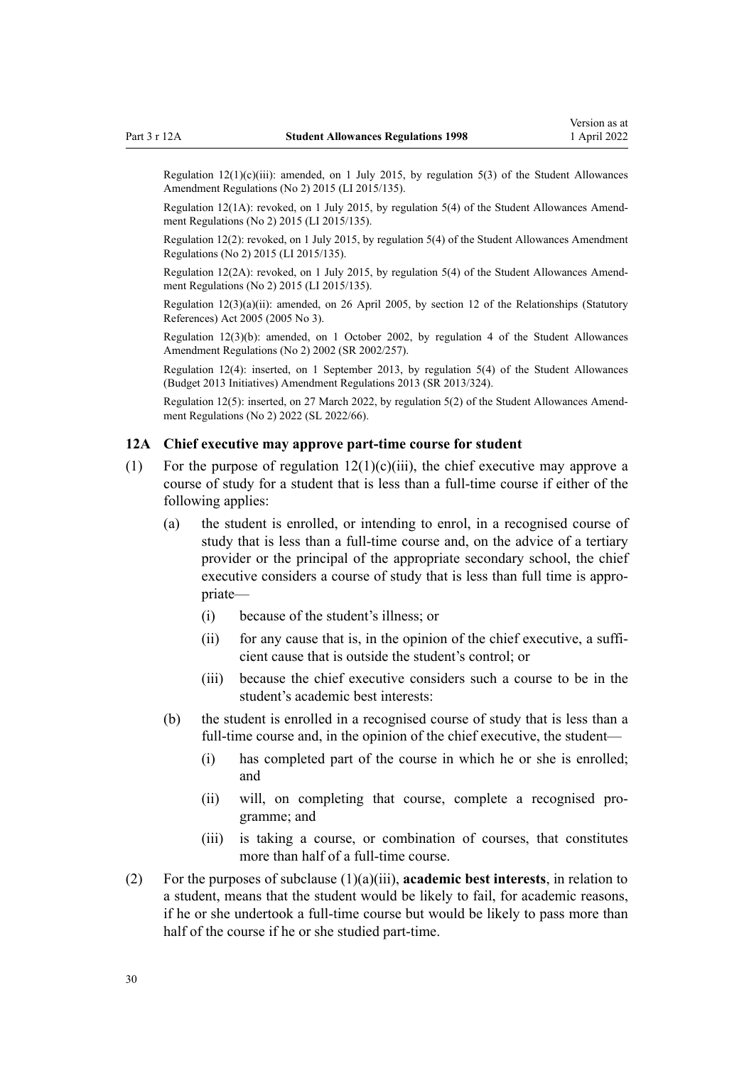Regulation 12(1)(c)(iii): amended, on 1 July 2015, by regulation 5(3) of the Student Allowances Amendment Regulations (No 2) 2015 (LI 2015/135).

Regulation 12(1A): revoked, on 1 July 2015, by regulation 5(4) of the Student Allowances Amendment Regulations (No 2) 2015 (LI 2015/135).

Regulation 12(2): revoked, on 1 July 2015, by regulation 5(4) of the Student Allowances Amendment Regulations (No 2) 2015 (LI 2015/135).

Regulation 12(2A): revoked, on 1 July 2015, by regulation 5(4) of the Student Allowances Amendment Regulations (No 2) 2015 (LI 2015/135).

Regulation 12(3)(a)(ii): amended, on 26 April 2005, by section 12 of the Relationships (Statutory References) Act 2005 (2005 No 3).

Regulation 12(3)(b): amended, on 1 October 2002, by regulation 4 of the Student Allowances Amendment Regulations (No 2) 2002 (SR 2002/257).

Regulation 12(4): inserted, on 1 September 2013, by regulation 5(4) of the Student Allowances (Budget 2013 Initiatives) Amendment Regulations 2013 (SR 2013/324).

Regulation 12(5): inserted, on 27 March 2022, by regulation 5(2) of the Student Allowances Amendment Regulations (No 2) 2022 (SL 2022/66).

### 12A Chief executive may approve part-time course for student

(1) For the purpose of regulation 12(1)(c)(iii), the chief executive may approve a course of study for a student that is less than a full-time course if either of the following applies:

  (a) the student is enrolled, or intending to enrol, in a recognised course of study that is less than a full-time course and, on the advice of a tertiary provider or the principal of the appropriate secondary school, the chief executive considers a course of study that is less than full time is appropriate—

    (i) because of the student's illness; or

    (ii) for any cause that is, in the opinion of the chief executive, a sufficient cause that is outside the student's control; or

    (iii) because the chief executive considers such a course to be in the student's academic best interests:

  (b) the student is enrolled in a recognised course of study that is less than a full-time course and, in the opinion of the chief executive, the student—

    (i) has completed part of the course in which he or she is enrolled; and

    (ii) will, on completing that course, complete a recognised programme; and

    (iii) is taking a course, or combination of courses, that constitutes more than half of a full-time course.

(2) For the purposes of subclause (1)(a)(iii), **academic best interests**, in relation to a student, means that the student would be likely to fail, for academic reasons, if he or she undertook a full-time course but would be likely to pass more than half of the course if he or she studied part-time.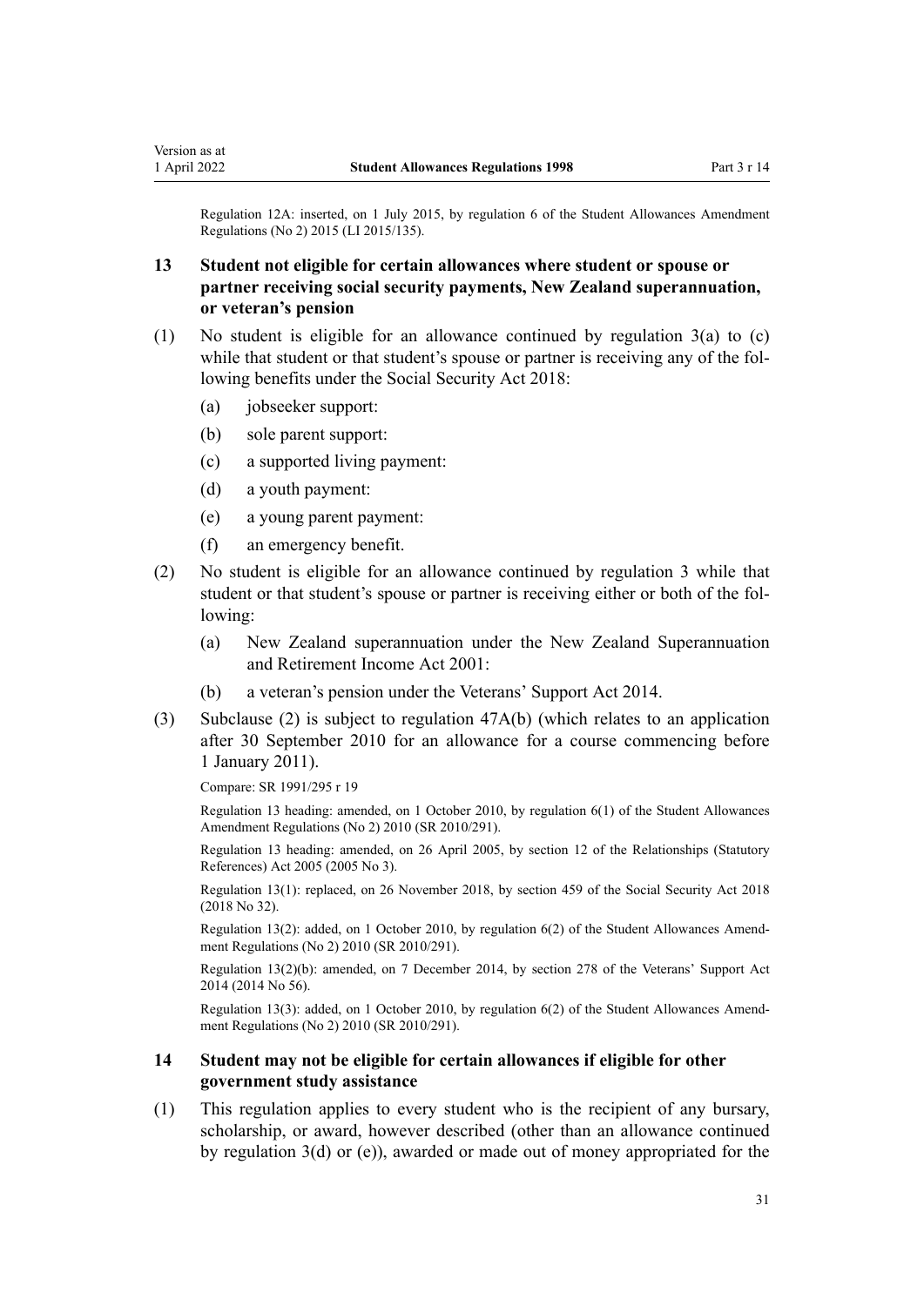Regulation 12A: inserted, on 1 July 2015, by regulation 6 of the Student Allowances Amendment Regulations (No 2) 2015 (LI 2015/135).

## 13 Student not eligible for certain allowances where student or spouse or partner receiving social security payments, New Zealand superannuation, or veteran's pension

(1) No student is eligible for an allowance continued by regulation 3(a) to (c) while that student or that student's spouse or partner is receiving any of the following benefits under the Social Security Act 2018:

- (a) jobseeker support:
- (b) sole parent support:
- (c) a supported living payment:
- (d) a youth payment:
- (e) a young parent payment:
- (f) an emergency benefit.

(2) No student is eligible for an allowance continued by regulation 3 while that student or that student's spouse or partner is receiving either or both of the following:

- (a) New Zealand superannuation under the New Zealand Superannuation and Retirement Income Act 2001:
- (b) a veteran's pension under the Veterans' Support Act 2014.

(3) Subclause (2) is subject to regulation 47A(b) (which relates to an application after 30 September 2010 for an allowance for a course commencing before 1 January 2011).

Compare: SR 1991/295 r 19

Regulation 13 heading: amended, on 1 October 2010, by regulation 6(1) of the Student Allowances Amendment Regulations (No 2) 2010 (SR 2010/291).

Regulation 13 heading: amended, on 26 April 2005, by section 12 of the Relationships (Statutory References) Act 2005 (2005 No 3).

Regulation 13(1): replaced, on 26 November 2018, by section 459 of the Social Security Act 2018 (2018 No 32).

Regulation 13(2): added, on 1 October 2010, by regulation 6(2) of the Student Allowances Amendment Regulations (No 2) 2010 (SR 2010/291).

Regulation 13(2)(b): amended, on 7 December 2014, by section 278 of the Veterans' Support Act 2014 (2014 No 56).

Regulation 13(3): added, on 1 October 2010, by regulation 6(2) of the Student Allowances Amendment Regulations (No 2) 2010 (SR 2010/291).

## 14 Student may not be eligible for certain allowances if eligible for other government study assistance

(1) This regulation applies to every student who is the recipient of any bursary, scholarship, or award, however described (other than an allowance continued by regulation 3(d) or (e)), awarded or made out of money appropriated for the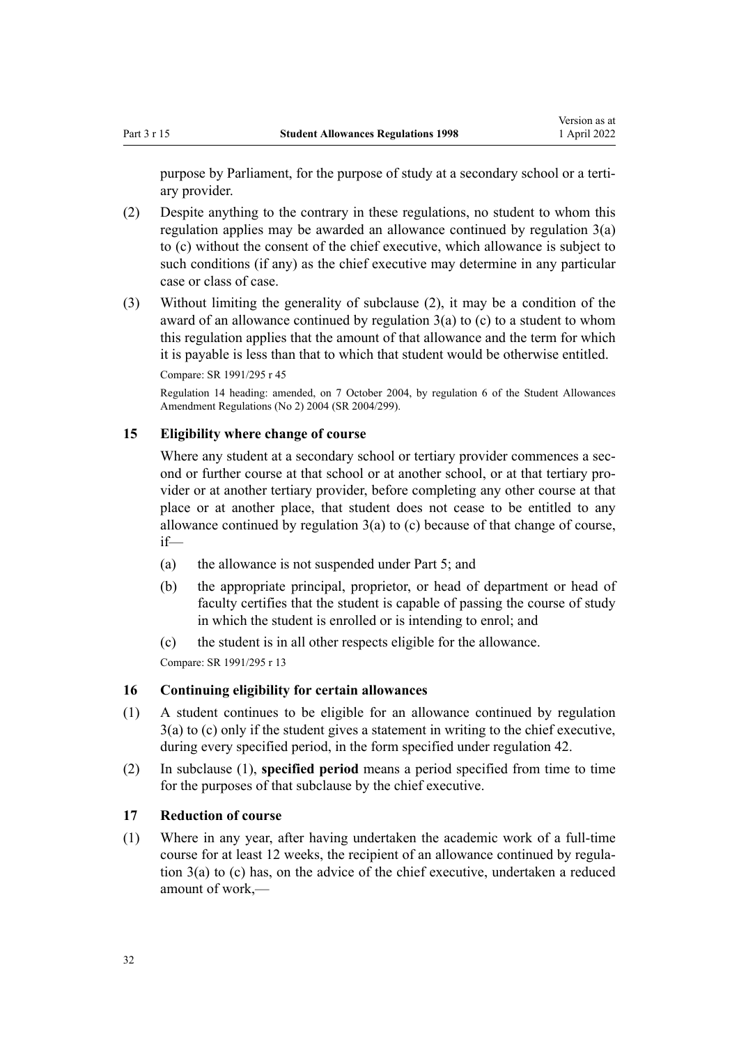purpose by Parliament, for the purpose of study at a secondary school or a tertiary provider.

(2) Despite anything to the contrary in these regulations, no student to whom this regulation applies may be awarded an allowance continued by regulation 3(a) to (c) without the consent of the chief executive, which allowance is subject to such conditions (if any) as the chief executive may determine in any particular case or class of case.

(3) Without limiting the generality of subclause (2), it may be a condition of the award of an allowance continued by regulation 3(a) to (c) to a student to whom this regulation applies that the amount of that allowance and the term for which it is payable is less than that to which that student would be otherwise entitled.

Compare: SR 1991/295 r 45

Regulation 14 heading: amended, on 7 October 2004, by regulation 6 of the Student Allowances Amendment Regulations (No 2) 2004 (SR 2004/299).

### 15 Eligibility where change of course

Where any student at a secondary school or tertiary provider commences a second or further course at that school or at another school, or at that tertiary provider or at another tertiary provider, before completing any other course at that place or at another place, that student does not cease to be entitled to any allowance continued by regulation 3(a) to (c) because of that change of course, if—

(a) the allowance is not suspended under Part 5; and

(b) the appropriate principal, proprietor, or head of department or head of faculty certifies that the student is capable of passing the course of study in which the student is enrolled or is intending to enrol; and

(c) the student is in all other respects eligible for the allowance.

Compare: SR 1991/295 r 13

### 16 Continuing eligibility for certain allowances

(1) A student continues to be eligible for an allowance continued by regulation 3(a) to (c) only if the student gives a statement in writing to the chief executive, during every specified period, in the form specified under regulation 42.

(2) In subclause (1), **specified period** means a period specified from time to time for the purposes of that subclause by the chief executive.

### 17 Reduction of course

(1) Where in any year, after having undertaken the academic work of a full-time course for at least 12 weeks, the recipient of an allowance continued by regulation 3(a) to (c) has, on the advice of the chief executive, undertaken a reduced amount of work,—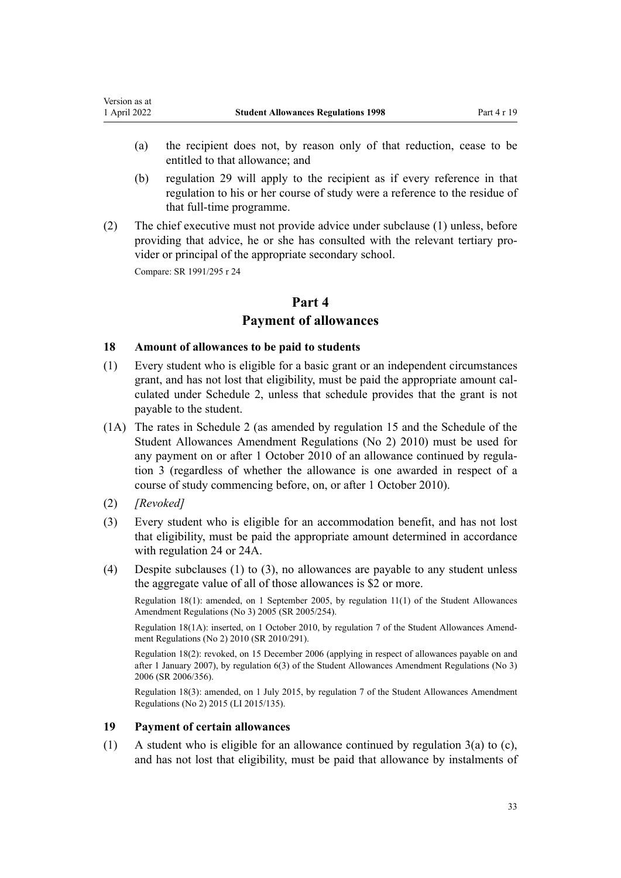(a) the recipient does not, by reason only of that reduction, cease to be entitled to that allowance; and

(b) regulation 29 will apply to the recipient as if every reference in that regulation to his or her course of study were a reference to the residue of that full-time programme.

(2) The chief executive must not provide advice under subclause (1) unless, before providing that advice, he or she has consulted with the relevant tertiary provider or principal of the appropriate secondary school.

Compare: SR 1991/295 r 24

# Part 4
# Payment of allowances

### 18 Amount of allowances to be paid to students

(1) Every student who is eligible for a basic grant or an independent circumstances grant, and has not lost that eligibility, must be paid the appropriate amount calculated under Schedule 2, unless that schedule provides that the grant is not payable to the student.

(1A) The rates in Schedule 2 (as amended by regulation 15 and the Schedule of the Student Allowances Amendment Regulations (No 2) 2010) must be used for any payment on or after 1 October 2010 of an allowance continued by regulation 3 (regardless of whether the allowance is one awarded in respect of a course of study commencing before, on, or after 1 October 2010).

(2) *[Revoked]*

(3) Every student who is eligible for an accommodation benefit, and has not lost that eligibility, must be paid the appropriate amount determined in accordance with regulation 24 or 24A.

(4) Despite subclauses (1) to (3), no allowances are payable to any student unless the aggregate value of all of those allowances is $2 or more.

Regulation 18(1): amended, on 1 September 2005, by regulation 11(1) of the Student Allowances Amendment Regulations (No 3) 2005 (SR 2005/254).

Regulation 18(1A): inserted, on 1 October 2010, by regulation 7 of the Student Allowances Amendment Regulations (No 2) 2010 (SR 2010/291).

Regulation 18(2): revoked, on 15 December 2006 (applying in respect of allowances payable on and after 1 January 2007), by regulation 6(3) of the Student Allowances Amendment Regulations (No 3) 2006 (SR 2006/356).

Regulation 18(3): amended, on 1 July 2015, by regulation 7 of the Student Allowances Amendment Regulations (No 2) 2015 (LI 2015/135).

### 19 Payment of certain allowances

(1) A student who is eligible for an allowance continued by regulation 3(a) to (c), and has not lost that eligibility, must be paid that allowance by instalments of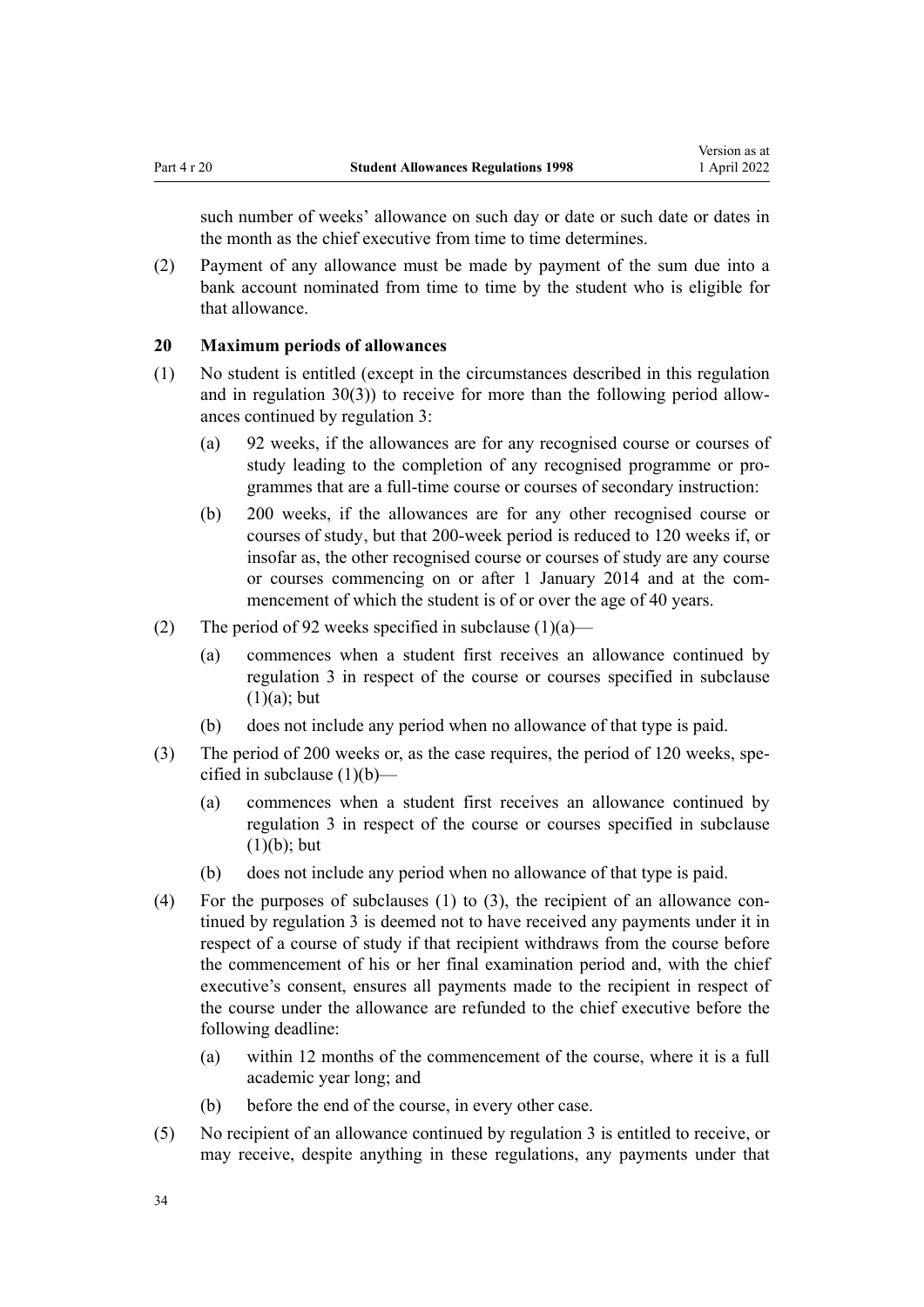such number of weeks' allowance on such day or date or such date or dates in the month as the chief executive from time to time determines.

(2) Payment of any allowance must be made by payment of the sum due into a bank account nominated from time to time by the student who is eligible for that allowance.

## 20 Maximum periods of allowances

(1) No student is entitled (except in the circumstances described in this regulation and in regulation 30(3)) to receive for more than the following period allowances continued by regulation 3:

(a) 92 weeks, if the allowances are for any recognised course or courses of study leading to the completion of any recognised programme or programmes that are a full-time course or courses of secondary instruction:

(b) 200 weeks, if the allowances are for any other recognised course or courses of study, but that 200-week period is reduced to 120 weeks if, or insofar as, the other recognised course or courses of study are any course or courses commencing on or after 1 January 2014 and at the commencement of which the student is of or over the age of 40 years.

(2) The period of 92 weeks specified in subclause (1)(a)—

(a) commences when a student first receives an allowance continued by regulation 3 in respect of the course or courses specified in subclause (1)(a); but

(b) does not include any period when no allowance of that type is paid.

(3) The period of 200 weeks or, as the case requires, the period of 120 weeks, specified in subclause (1)(b)—

(a) commences when a student first receives an allowance continued by regulation 3 in respect of the course or courses specified in subclause (1)(b); but

(b) does not include any period when no allowance of that type is paid.

(4) For the purposes of subclauses (1) to (3), the recipient of an allowance continued by regulation 3 is deemed not to have received any payments under it in respect of a course of study if that recipient withdraws from the course before the commencement of his or her final examination period and, with the chief executive's consent, ensures all payments made to the recipient in respect of the course under the allowance are refunded to the chief executive before the following deadline:

(a) within 12 months of the commencement of the course, where it is a full academic year long; and

(b) before the end of the course, in every other case.

(5) No recipient of an allowance continued by regulation 3 is entitled to receive, or may receive, despite anything in these regulations, any payments under that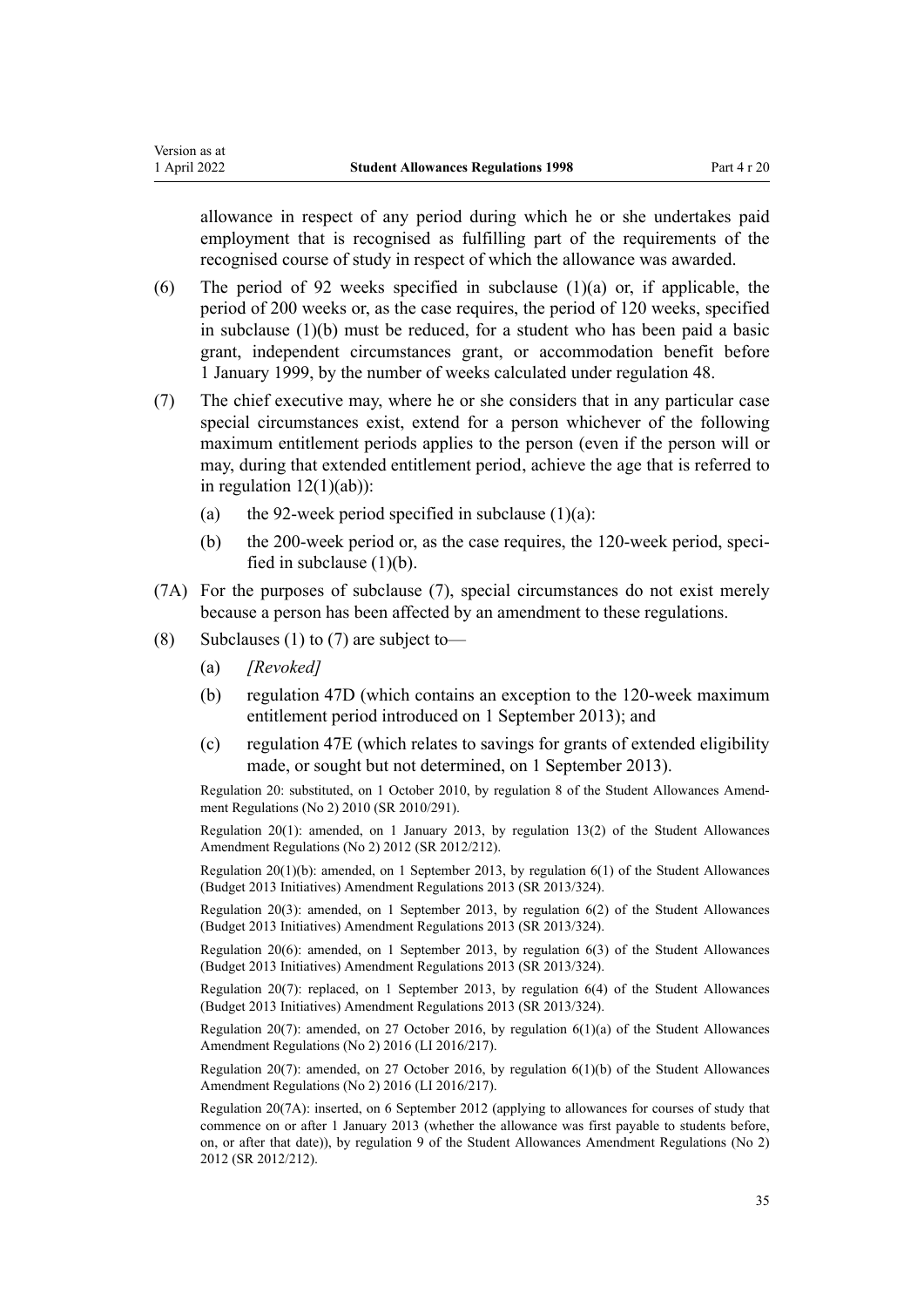allowance in respect of any period during which he or she undertakes paid employment that is recognised as fulfilling part of the requirements of the recognised course of study in respect of which the allowance was awarded.

(6) The period of 92 weeks specified in subclause (1)(a) or, if applicable, the period of 200 weeks or, as the case requires, the period of 120 weeks, specified in subclause (1)(b) must be reduced, for a student who has been paid a basic grant, independent circumstances grant, or accommodation benefit before 1 January 1999, by the number of weeks calculated under regulation 48.

(7) The chief executive may, where he or she considers that in any particular case special circumstances exist, extend for a person whichever of the following maximum entitlement periods applies to the person (even if the person will or may, during that extended entitlement period, achieve the age that is referred to in regulation 12(1)(ab)):

- (a) the 92-week period specified in subclause (1)(a):
- (b) the 200-week period or, as the case requires, the 120-week period, specified in subclause (1)(b).

(7A) For the purposes of subclause (7), special circumstances do not exist merely because a person has been affected by an amendment to these regulations.

(8) Subclauses (1) to (7) are subject to—

- (a) *[Revoked]*
- (b) regulation 47D (which contains an exception to the 120-week maximum entitlement period introduced on 1 September 2013); and
- (c) regulation 47E (which relates to savings for grants of extended eligibility made, or sought but not determined, on 1 September 2013).

Regulation 20: substituted, on 1 October 2010, by regulation 8 of the Student Allowances Amendment Regulations (No 2) 2010 (SR 2010/291).

Regulation 20(1): amended, on 1 January 2013, by regulation 13(2) of the Student Allowances Amendment Regulations (No 2) 2012 (SR 2012/212).

Regulation 20(1)(b): amended, on 1 September 2013, by regulation 6(1) of the Student Allowances (Budget 2013 Initiatives) Amendment Regulations 2013 (SR 2013/324).

Regulation 20(3): amended, on 1 September 2013, by regulation 6(2) of the Student Allowances (Budget 2013 Initiatives) Amendment Regulations 2013 (SR 2013/324).

Regulation 20(6): amended, on 1 September 2013, by regulation 6(3) of the Student Allowances (Budget 2013 Initiatives) Amendment Regulations 2013 (SR 2013/324).

Regulation 20(7): replaced, on 1 September 2013, by regulation 6(4) of the Student Allowances (Budget 2013 Initiatives) Amendment Regulations 2013 (SR 2013/324).

Regulation 20(7): amended, on 27 October 2016, by regulation 6(1)(a) of the Student Allowances Amendment Regulations (No 2) 2016 (LI 2016/217).

Regulation 20(7): amended, on 27 October 2016, by regulation 6(1)(b) of the Student Allowances Amendment Regulations (No 2) 2016 (LI 2016/217).

Regulation 20(7A): inserted, on 6 September 2012 (applying to allowances for courses of study that commence on or after 1 January 2013 (whether the allowance was first payable to students before, on, or after that date)), by regulation 9 of the Student Allowances Amendment Regulations (No 2) 2012 (SR 2012/212).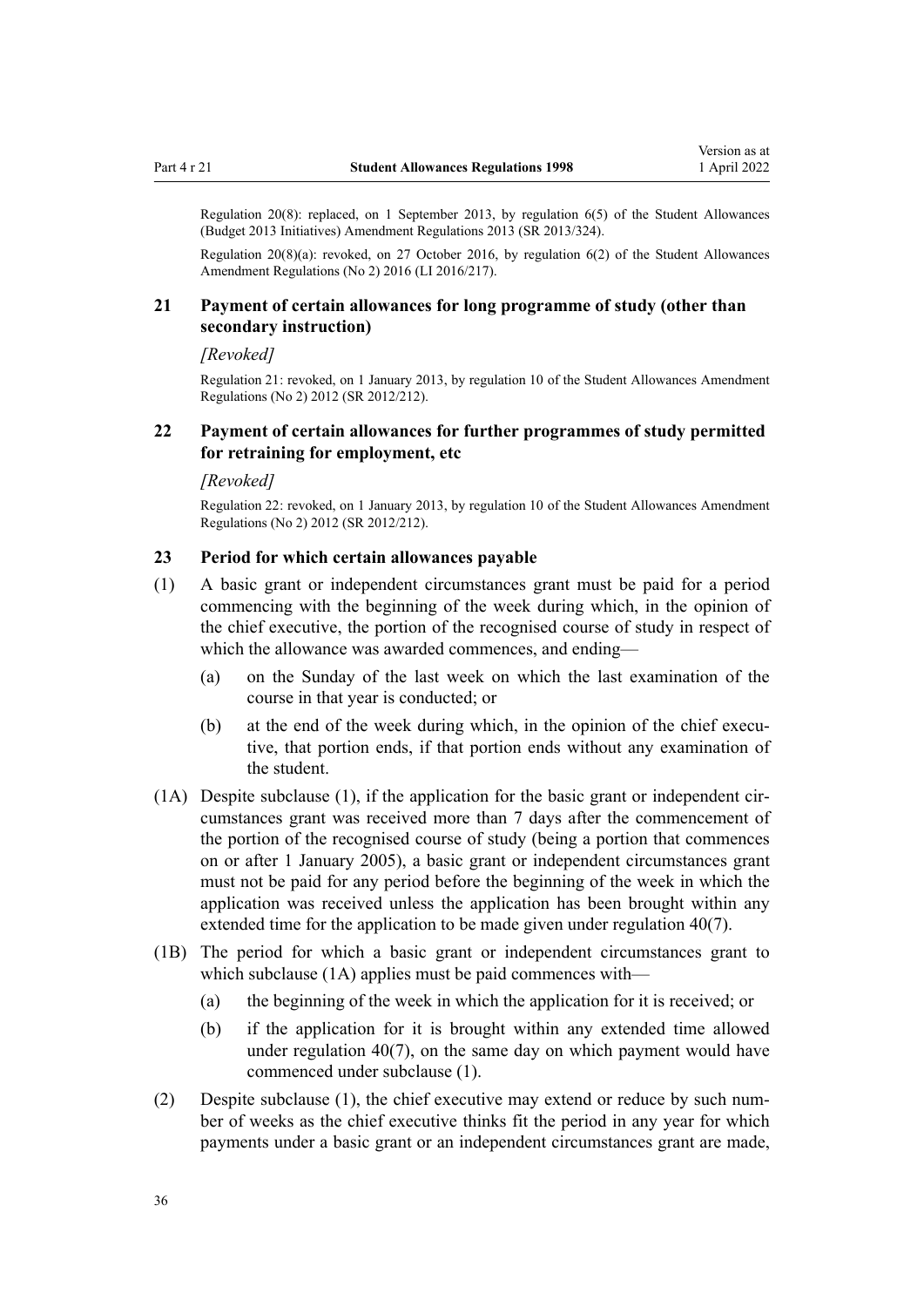Regulation 20(8): replaced, on 1 September 2013, by regulation 6(5) of the Student Allowances (Budget 2013 Initiatives) Amendment Regulations 2013 (SR 2013/324).

Regulation 20(8)(a): revoked, on 27 October 2016, by regulation 6(2) of the Student Allowances Amendment Regulations (No 2) 2016 (LI 2016/217).

### 21 Payment of certain allowances for long programme of study (other than secondary instruction)

*[Revoked]*

Regulation 21: revoked, on 1 January 2013, by regulation 10 of the Student Allowances Amendment Regulations (No 2) 2012 (SR 2012/212).

### 22 Payment of certain allowances for further programmes of study permitted for retraining for employment, etc

*[Revoked]*

Regulation 22: revoked, on 1 January 2013, by regulation 10 of the Student Allowances Amendment Regulations (No 2) 2012 (SR 2012/212).

### 23 Period for which certain allowances payable

(1) A basic grant or independent circumstances grant must be paid for a period commencing with the beginning of the week during which, in the opinion of the chief executive, the portion of the recognised course of study in respect of which the allowance was awarded commences, and ending—

- (a) on the Sunday of the last week on which the last examination of the course in that year is conducted; or
- (b) at the end of the week during which, in the opinion of the chief executive, that portion ends, if that portion ends without any examination of the student.

(1A) Despite subclause (1), if the application for the basic grant or independent circumstances grant was received more than 7 days after the commencement of the portion of the recognised course of study (being a portion that commences on or after 1 January 2005), a basic grant or independent circumstances grant must not be paid for any period before the beginning of the week in which the application was received unless the application has been brought within any extended time for the application to be made given under regulation 40(7).

(1B) The period for which a basic grant or independent circumstances grant to which subclause (1A) applies must be paid commences with—

- (a) the beginning of the week in which the application for it is received; or
- (b) if the application for it is brought within any extended time allowed under regulation 40(7), on the same day on which payment would have commenced under subclause (1).

(2) Despite subclause (1), the chief executive may extend or reduce by such number of weeks as the chief executive thinks fit the period in any year for which payments under a basic grant or an independent circumstances grant are made,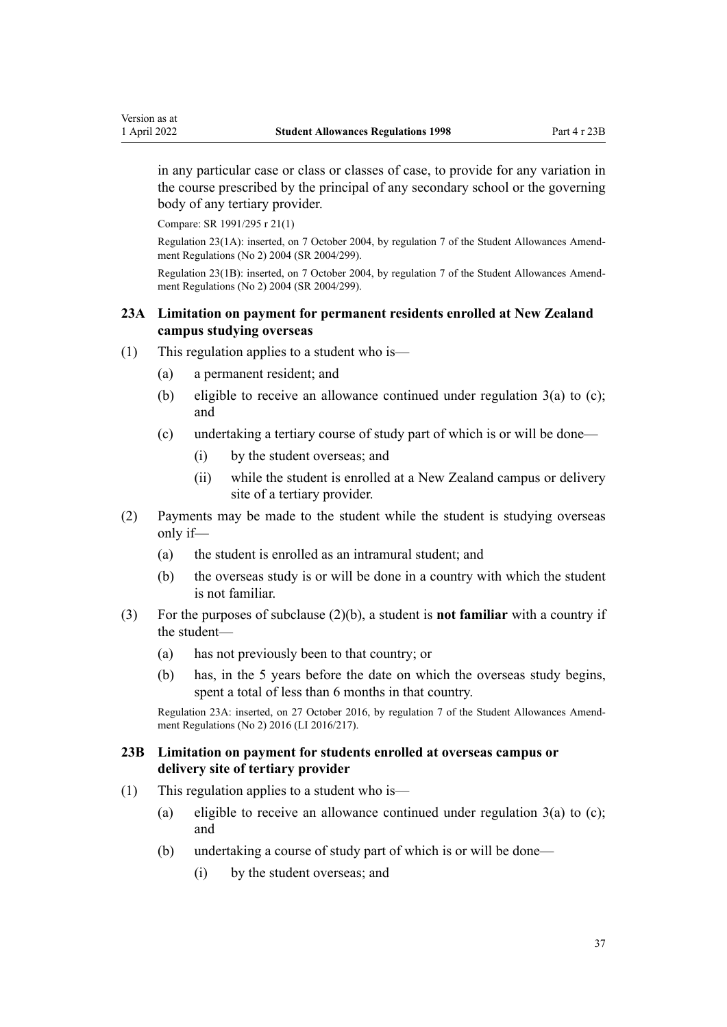in any particular case or class or classes of case, to provide for any variation in the course prescribed by the principal of any secondary school or the governing body of any tertiary provider.

Compare: SR 1991/295 r 21(1)

Regulation 23(1A): inserted, on 7 October 2004, by regulation 7 of the Student Allowances Amendment Regulations (No 2) 2004 (SR 2004/299).

Regulation 23(1B): inserted, on 7 October 2004, by regulation 7 of the Student Allowances Amendment Regulations (No 2) 2004 (SR 2004/299).

### 23A Limitation on payment for permanent residents enrolled at New Zealand campus studying overseas

(1) This regulation applies to a student who is—

  (a) a permanent resident; and

  (b) eligible to receive an allowance continued under regulation 3(a) to (c); and

  (c) undertaking a tertiary course of study part of which is or will be done—

    (i) by the student overseas; and

    (ii) while the student is enrolled at a New Zealand campus or delivery site of a tertiary provider.

(2) Payments may be made to the student while the student is studying overseas only if—

  (a) the student is enrolled as an intramural student; and

  (b) the overseas study is or will be done in a country with which the student is not familiar.

(3) For the purposes of subclause (2)(b), a student is **not familiar** with a country if the student—

  (a) has not previously been to that country; or

  (b) has, in the 5 years before the date on which the overseas study begins, spent a total of less than 6 months in that country.

Regulation 23A: inserted, on 27 October 2016, by regulation 7 of the Student Allowances Amendment Regulations (No 2) 2016 (LI 2016/217).

### 23B Limitation on payment for students enrolled at overseas campus or delivery site of tertiary provider

(1) This regulation applies to a student who is—

  (a) eligible to receive an allowance continued under regulation 3(a) to (c); and

  (b) undertaking a course of study part of which is or will be done—

    (i) by the student overseas; and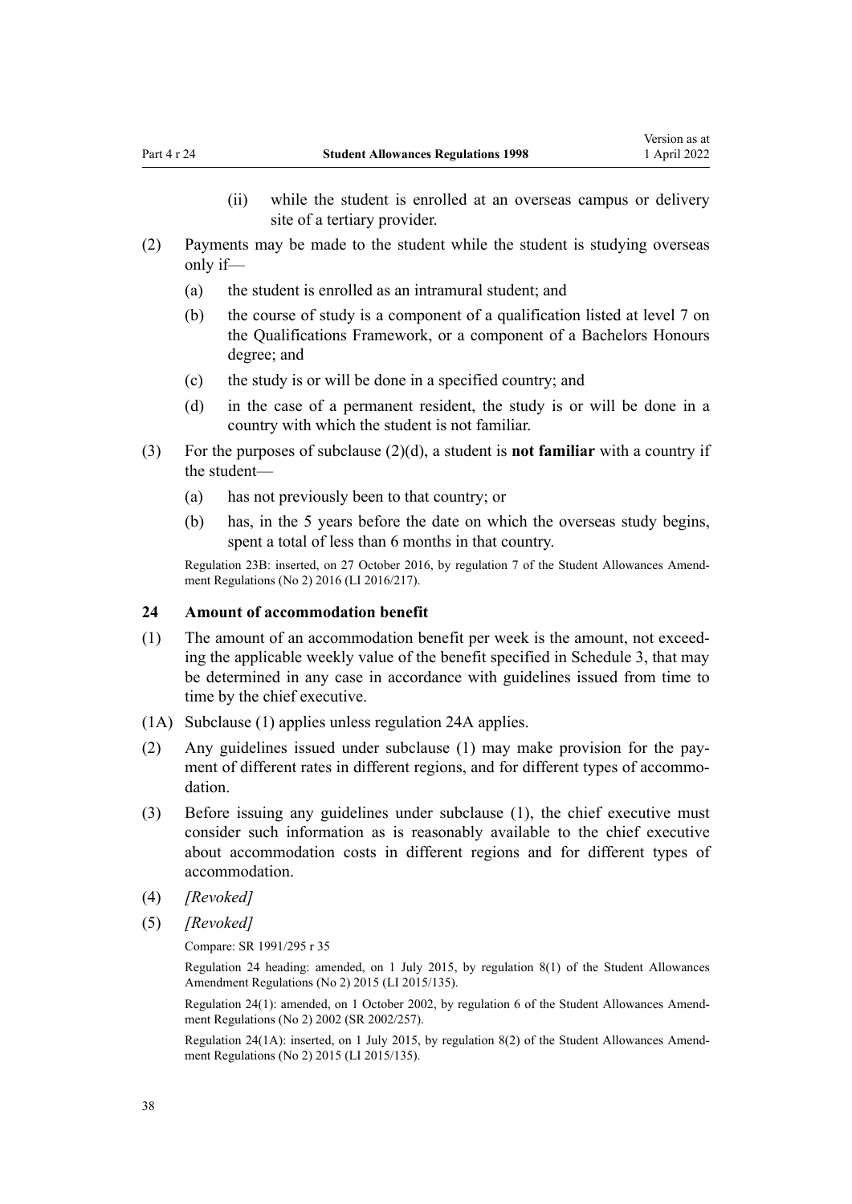(ii) while the student is enrolled at an overseas campus or delivery site of a tertiary provider.

(2) Payments may be made to the student while the student is studying overseas only if—

(a) the student is enrolled as an intramural student; and

(b) the course of study is a component of a qualification listed at level 7 on the Qualifications Framework, or a component of a Bachelors Honours degree; and

(c) the study is or will be done in a specified country; and

(d) in the case of a permanent resident, the study is or will be done in a country with which the student is not familiar.

(3) For the purposes of subclause (2)(d), a student is **not familiar** with a country if the student—

(a) has not previously been to that country; or

(b) has, in the 5 years before the date on which the overseas study begins, spent a total of less than 6 months in that country.

Regulation 23B: inserted, on 27 October 2016, by regulation 7 of the Student Allowances Amendment Regulations (No 2) 2016 (LI 2016/217).

### 24 Amount of accommodation benefit

(1) The amount of an accommodation benefit per week is the amount, not exceeding the applicable weekly value of the benefit specified in Schedule 3, that may be determined in any case in accordance with guidelines issued from time to time by the chief executive.

(1A) Subclause (1) applies unless regulation 24A applies.

(2) Any guidelines issued under subclause (1) may make provision for the payment of different rates in different regions, and for different types of accommodation.

(3) Before issuing any guidelines under subclause (1), the chief executive must consider such information as is reasonably available to the chief executive about accommodation costs in different regions and for different types of accommodation.

(4) *[Revoked]*

(5) *[Revoked]*

Compare: SR 1991/295 r 35

Regulation 24 heading: amended, on 1 July 2015, by regulation 8(1) of the Student Allowances Amendment Regulations (No 2) 2015 (LI 2015/135).

Regulation 24(1): amended, on 1 October 2002, by regulation 6 of the Student Allowances Amendment Regulations (No 2) 2002 (SR 2002/257).

Regulation 24(1A): inserted, on 1 July 2015, by regulation 8(2) of the Student Allowances Amendment Regulations (No 2) 2015 (LI 2015/135).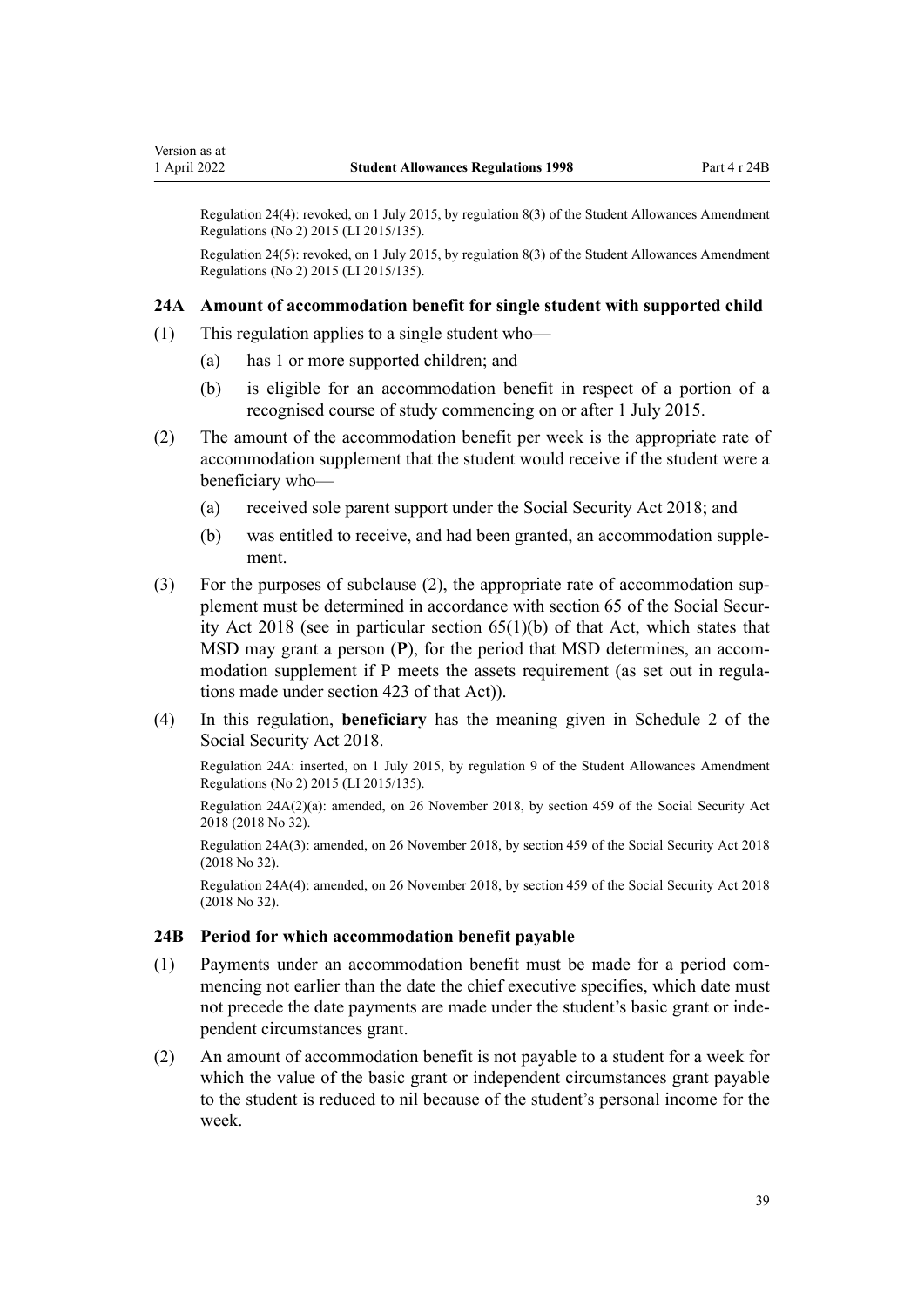Regulation 24(4): revoked, on 1 July 2015, by regulation 8(3) of the Student Allowances Amendment Regulations (No 2) 2015 (LI 2015/135).

Regulation 24(5): revoked, on 1 July 2015, by regulation 8(3) of the Student Allowances Amendment Regulations (No 2) 2015 (LI 2015/135).

### 24A Amount of accommodation benefit for single student with supported child

(1) This regulation applies to a single student who—

  (a) has 1 or more supported children; and

  (b) is eligible for an accommodation benefit in respect of a portion of a recognised course of study commencing on or after 1 July 2015.

(2) The amount of the accommodation benefit per week is the appropriate rate of accommodation supplement that the student would receive if the student were a beneficiary who—

  (a) received sole parent support under the Social Security Act 2018; and

  (b) was entitled to receive, and had been granted, an accommodation supplement.

(3) For the purposes of subclause (2), the appropriate rate of accommodation supplement must be determined in accordance with section 65 of the Social Security Act 2018 (see in particular section 65(1)(b) of that Act, which states that MSD may grant a person (**P**), for the period that MSD determines, an accommodation supplement if P meets the assets requirement (as set out in regulations made under section 423 of that Act)).

(4) In this regulation, **beneficiary** has the meaning given in Schedule 2 of the Social Security Act 2018.

Regulation 24A: inserted, on 1 July 2015, by regulation 9 of the Student Allowances Amendment Regulations (No 2) 2015 (LI 2015/135).

Regulation 24A(2)(a): amended, on 26 November 2018, by section 459 of the Social Security Act 2018 (2018 No 32).

Regulation 24A(3): amended, on 26 November 2018, by section 459 of the Social Security Act 2018 (2018 No 32).

Regulation 24A(4): amended, on 26 November 2018, by section 459 of the Social Security Act 2018 (2018 No 32).

### 24B Period for which accommodation benefit payable

(1) Payments under an accommodation benefit must be made for a period commencing not earlier than the date the chief executive specifies, which date must not precede the date payments are made under the student's basic grant or independent circumstances grant.

(2) An amount of accommodation benefit is not payable to a student for a week for which the value of the basic grant or independent circumstances grant payable to the student is reduced to nil because of the student's personal income for the week.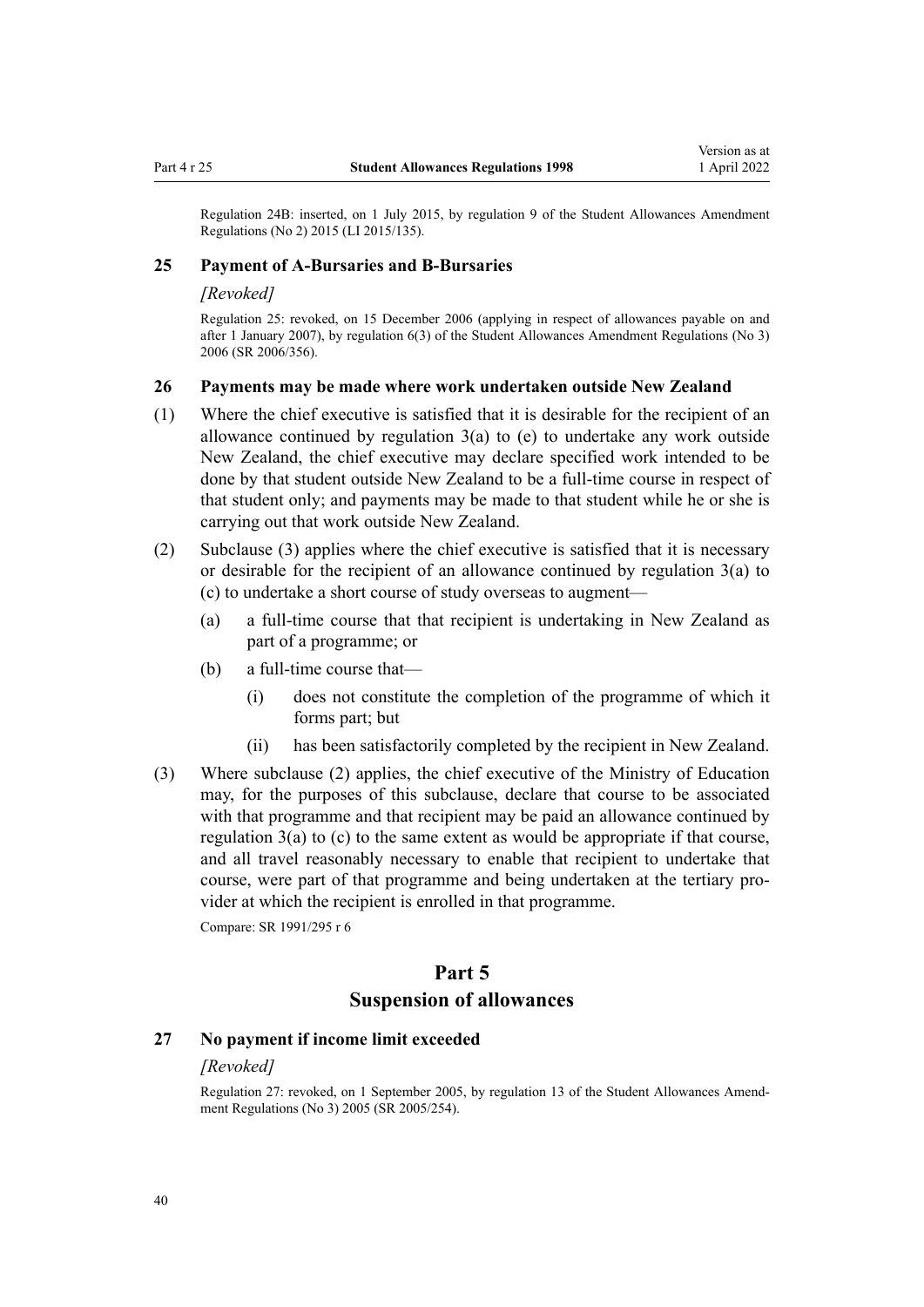Regulation 24B: inserted, on 1 July 2015, by regulation 9 of the Student Allowances Amendment Regulations (No 2) 2015 (LI 2015/135).

### 25 Payment of A-Bursaries and B-Bursaries

*[Revoked]*

Regulation 25: revoked, on 15 December 2006 (applying in respect of allowances payable on and after 1 January 2007), by regulation 6(3) of the Student Allowances Amendment Regulations (No 3) 2006 (SR 2006/356).

### 26 Payments may be made where work undertaken outside New Zealand

(1) Where the chief executive is satisfied that it is desirable for the recipient of an allowance continued by regulation 3(a) to (e) to undertake any work outside New Zealand, the chief executive may declare specified work intended to be done by that student outside New Zealand to be a full-time course in respect of that student only; and payments may be made to that student while he or she is carrying out that work outside New Zealand.

(2) Subclause (3) applies where the chief executive is satisfied that it is necessary or desirable for the recipient of an allowance continued by regulation 3(a) to (c) to undertake a short course of study overseas to augment—

(a) a full-time course that that recipient is undertaking in New Zealand as part of a programme; or

(b) a full-time course that—

(i) does not constitute the completion of the programme of which it forms part; but

(ii) has been satisfactorily completed by the recipient in New Zealand.

(3) Where subclause (2) applies, the chief executive of the Ministry of Education may, for the purposes of this subclause, declare that course to be associated with that programme and that recipient may be paid an allowance continued by regulation 3(a) to (c) to the same extent as would be appropriate if that course, and all travel reasonably necessary to enable that recipient to undertake that course, were part of that programme and being undertaken at the tertiary provider at which the recipient is enrolled in that programme.

Compare: SR 1991/295 r 6

## Part 5
## Suspension of allowances

### 27 No payment if income limit exceeded

*[Revoked]*

Regulation 27: revoked, on 1 September 2005, by regulation 13 of the Student Allowances Amendment Regulations (No 3) 2005 (SR 2005/254).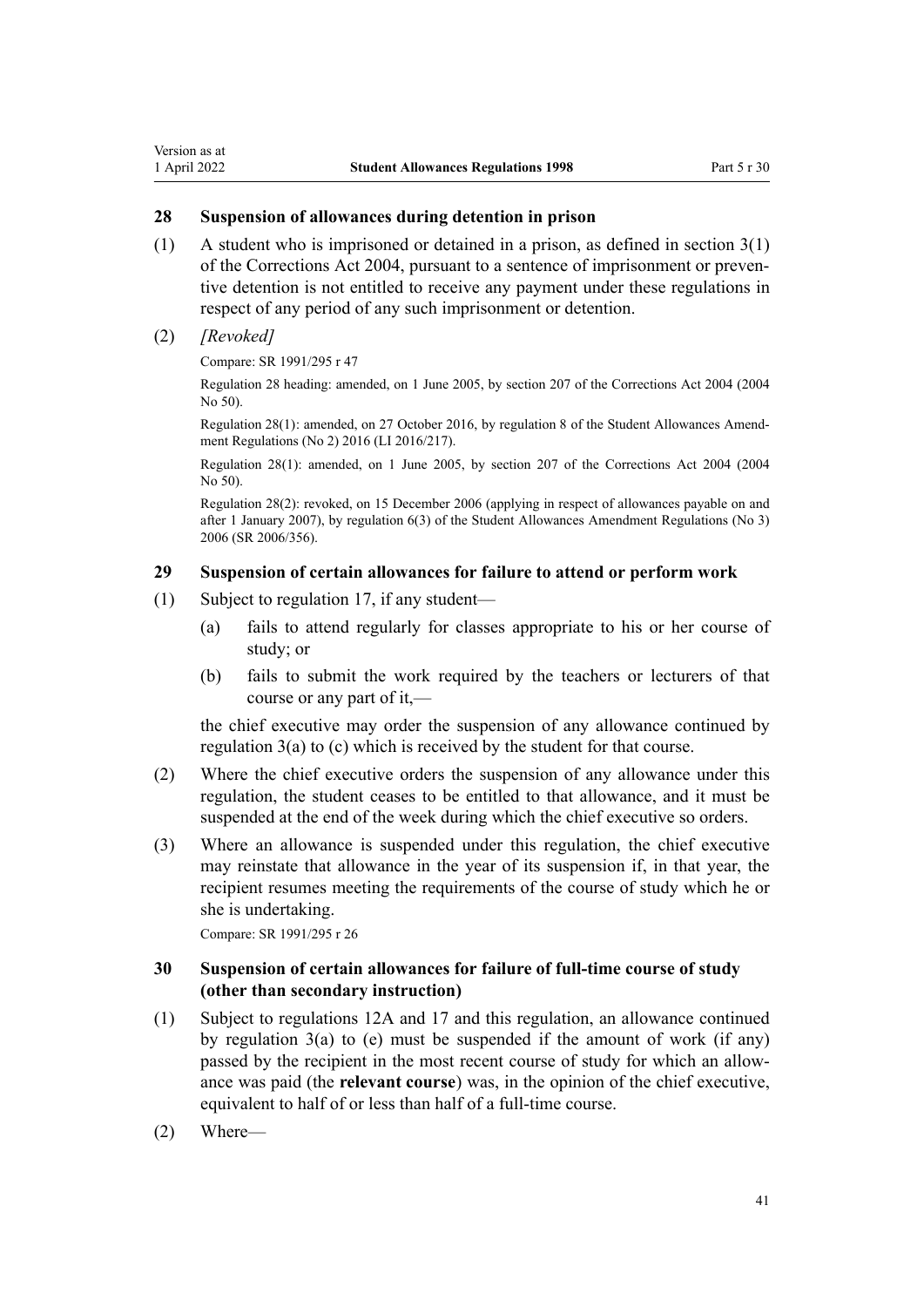## 28 Suspension of allowances during detention in prison

(1) A student who is imprisoned or detained in a prison, as defined in section 3(1) of the Corrections Act 2004, pursuant to a sentence of imprisonment or preventive detention is not entitled to receive any payment under these regulations in respect of any period of any such imprisonment or detention.

(2) *[Revoked]*

Compare: SR 1991/295 r 47

Regulation 28 heading: amended, on 1 June 2005, by section 207 of the Corrections Act 2004 (2004 No 50).

Regulation 28(1): amended, on 27 October 2016, by regulation 8 of the Student Allowances Amendment Regulations (No 2) 2016 (LI 2016/217).

Regulation 28(1): amended, on 1 June 2005, by section 207 of the Corrections Act 2004 (2004 No 50).

Regulation 28(2): revoked, on 15 December 2006 (applying in respect of allowances payable on and after 1 January 2007), by regulation 6(3) of the Student Allowances Amendment Regulations (No 3) 2006 (SR 2006/356).

## 29 Suspension of certain allowances for failure to attend or perform work

(1) Subject to regulation 17, if any student—

(a) fails to attend regularly for classes appropriate to his or her course of study; or

(b) fails to submit the work required by the teachers or lecturers of that course or any part of it,—

the chief executive may order the suspension of any allowance continued by regulation 3(a) to (c) which is received by the student for that course.

(2) Where the chief executive orders the suspension of any allowance under this regulation, the student ceases to be entitled to that allowance, and it must be suspended at the end of the week during which the chief executive so orders.

(3) Where an allowance is suspended under this regulation, the chief executive may reinstate that allowance in the year of its suspension if, in that year, the recipient resumes meeting the requirements of the course of study which he or she is undertaking.

Compare: SR 1991/295 r 26

## 30 Suspension of certain allowances for failure of full-time course of study (other than secondary instruction)

(1) Subject to regulations 12A and 17 and this regulation, an allowance continued by regulation 3(a) to (e) must be suspended if the amount of work (if any) passed by the recipient in the most recent course of study for which an allowance was paid (the **relevant course**) was, in the opinion of the chief executive, equivalent to half of or less than half of a full-time course.

(2) Where—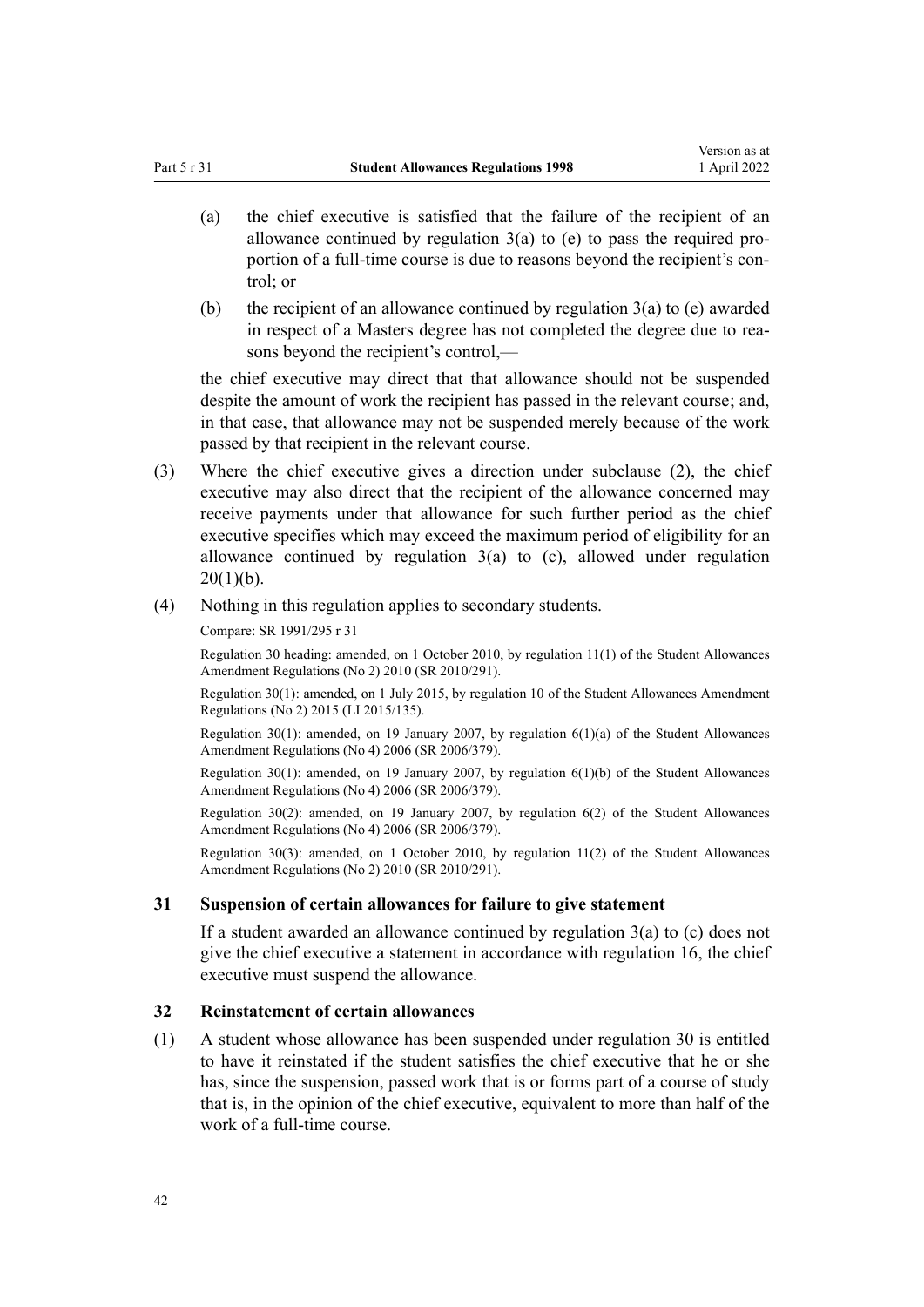(a) the chief executive is satisfied that the failure of the recipient of an allowance continued by regulation 3(a) to (e) to pass the required proportion of a full-time course is due to reasons beyond the recipient's control; or

(b) the recipient of an allowance continued by regulation 3(a) to (e) awarded in respect of a Masters degree has not completed the degree due to reasons beyond the recipient's control,—

the chief executive may direct that that allowance should not be suspended despite the amount of work the recipient has passed in the relevant course; and, in that case, that allowance may not be suspended merely because of the work passed by that recipient in the relevant course.

(3) Where the chief executive gives a direction under subclause (2), the chief executive may also direct that the recipient of the allowance concerned may receive payments under that allowance for such further period as the chief executive specifies which may exceed the maximum period of eligibility for an allowance continued by regulation 3(a) to (c), allowed under regulation 20(1)(b).

(4) Nothing in this regulation applies to secondary students.

Compare: SR 1991/295 r 31

Regulation 30 heading: amended, on 1 October 2010, by regulation 11(1) of the Student Allowances Amendment Regulations (No 2) 2010 (SR 2010/291).

Regulation 30(1): amended, on 1 July 2015, by regulation 10 of the Student Allowances Amendment Regulations (No 2) 2015 (LI 2015/135).

Regulation 30(1): amended, on 19 January 2007, by regulation 6(1)(a) of the Student Allowances Amendment Regulations (No 4) 2006 (SR 2006/379).

Regulation 30(1): amended, on 19 January 2007, by regulation 6(1)(b) of the Student Allowances Amendment Regulations (No 4) 2006 (SR 2006/379).

Regulation 30(2): amended, on 19 January 2007, by regulation 6(2) of the Student Allowances Amendment Regulations (No 4) 2006 (SR 2006/379).

Regulation 30(3): amended, on 1 October 2010, by regulation 11(2) of the Student Allowances Amendment Regulations (No 2) 2010 (SR 2010/291).

### 31 Suspension of certain allowances for failure to give statement

If a student awarded an allowance continued by regulation 3(a) to (c) does not give the chief executive a statement in accordance with regulation 16, the chief executive must suspend the allowance.

### 32 Reinstatement of certain allowances

(1) A student whose allowance has been suspended under regulation 30 is entitled to have it reinstated if the student satisfies the chief executive that he or she has, since the suspension, passed work that is or forms part of a course of study that is, in the opinion of the chief executive, equivalent to more than half of the work of a full-time course.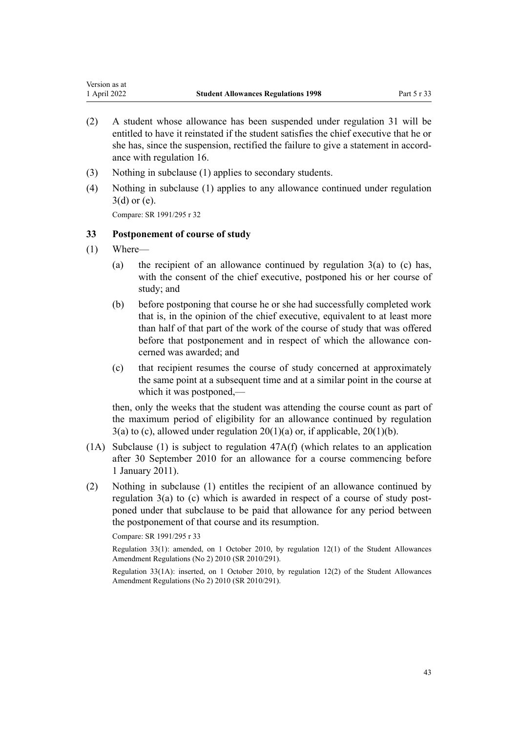(2) A student whose allowance has been suspended under regulation 31 will be entitled to have it reinstated if the student satisfies the chief executive that he or she has, since the suspension, rectified the failure to give a statement in accordance with regulation 16.

(3) Nothing in subclause (1) applies to secondary students.

(4) Nothing in subclause (1) applies to any allowance continued under regulation 3(d) or (e).

Compare: SR 1991/295 r 32

### 33 Postponement of course of study

(1) Where—

(a) the recipient of an allowance continued by regulation 3(a) to (c) has, with the consent of the chief executive, postponed his or her course of study; and

(b) before postponing that course he or she had successfully completed work that is, in the opinion of the chief executive, equivalent to at least more than half of that part of the work of the course of study that was offered before that postponement and in respect of which the allowance concerned was awarded; and

(c) that recipient resumes the course of study concerned at approximately the same point at a subsequent time and at a similar point in the course at which it was postponed,—

then, only the weeks that the student was attending the course count as part of the maximum period of eligibility for an allowance continued by regulation 3(a) to (c), allowed under regulation 20(1)(a) or, if applicable, 20(1)(b).

(1A) Subclause (1) is subject to regulation 47A(f) (which relates to an application after 30 September 2010 for an allowance for a course commencing before 1 January 2011).

(2) Nothing in subclause (1) entitles the recipient of an allowance continued by regulation 3(a) to (c) which is awarded in respect of a course of study postponed under that subclause to be paid that allowance for any period between the postponement of that course and its resumption.

Compare: SR 1991/295 r 33

Regulation 33(1): amended, on 1 October 2010, by regulation 12(1) of the Student Allowances Amendment Regulations (No 2) 2010 (SR 2010/291).

Regulation 33(1A): inserted, on 1 October 2010, by regulation 12(2) of the Student Allowances Amendment Regulations (No 2) 2010 (SR 2010/291).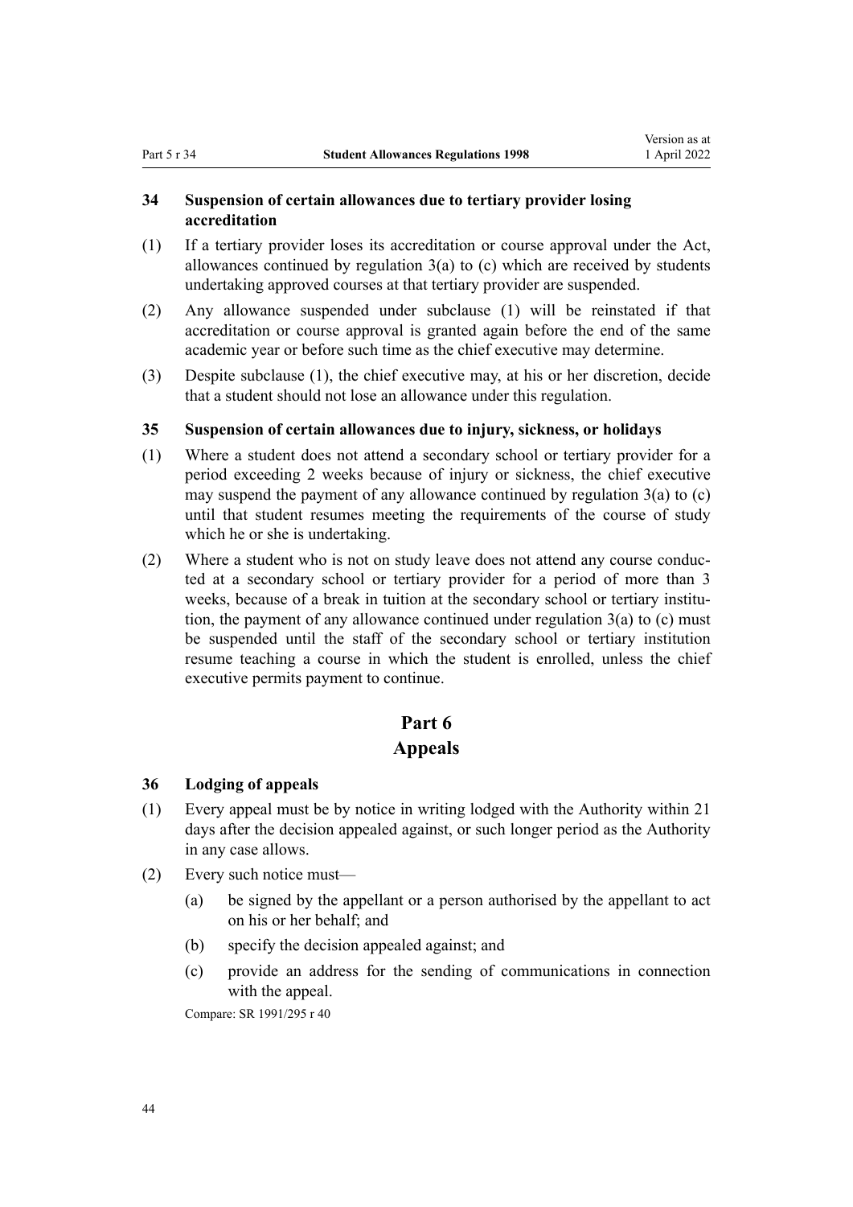### 34 Suspension of certain allowances due to tertiary provider losing accreditation

(1) If a tertiary provider loses its accreditation or course approval under the Act, allowances continued by regulation 3(a) to (c) which are received by students undertaking approved courses at that tertiary provider are suspended.

(2) Any allowance suspended under subclause (1) will be reinstated if that accreditation or course approval is granted again before the end of the same academic year or before such time as the chief executive may determine.

(3) Despite subclause (1), the chief executive may, at his or her discretion, decide that a student should not lose an allowance under this regulation.

### 35 Suspension of certain allowances due to injury, sickness, or holidays

(1) Where a student does not attend a secondary school or tertiary provider for a period exceeding 2 weeks because of injury or sickness, the chief executive may suspend the payment of any allowance continued by regulation 3(a) to (c) until that student resumes meeting the requirements of the course of study which he or she is undertaking.

(2) Where a student who is not on study leave does not attend any course conducted at a secondary school or tertiary provider for a period of more than 3 weeks, because of a break in tuition at the secondary school or tertiary institution, the payment of any allowance continued under regulation 3(a) to (c) must be suspended until the staff of the secondary school or tertiary institution resume teaching a course in which the student is enrolled, unless the chief executive permits payment to continue.

## Part 6
## Appeals

### 36 Lodging of appeals

(1) Every appeal must be by notice in writing lodged with the Authority within 21 days after the decision appealed against, or such longer period as the Authority in any case allows.

(2) Every such notice must—

  (a) be signed by the appellant or a person authorised by the appellant to act on his or her behalf; and

  (b) specify the decision appealed against; and

  (c) provide an address for the sending of communications in connection with the appeal.

Compare: SR 1991/295 r 40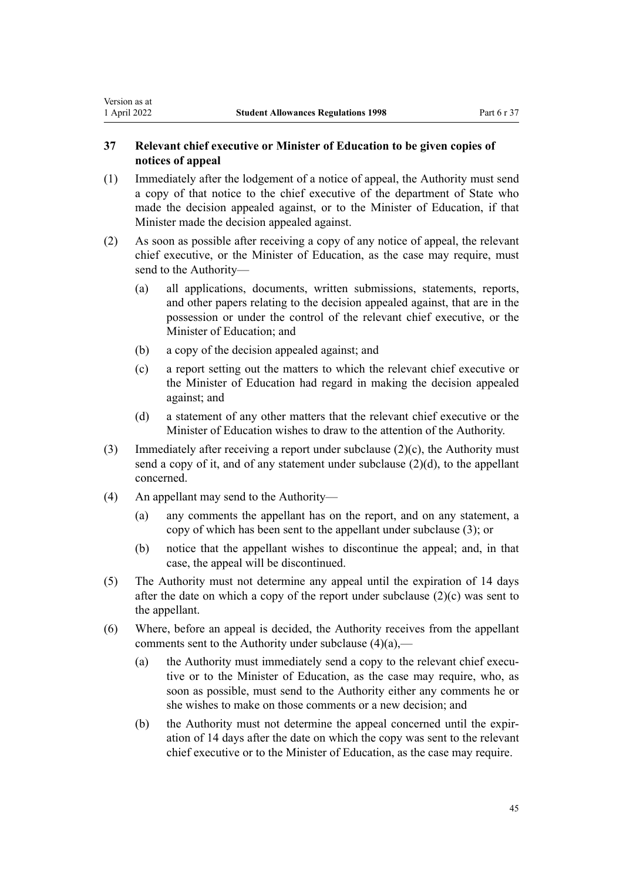### 37 Relevant chief executive or Minister of Education to be given copies of notices of appeal

(1) Immediately after the lodgement of a notice of appeal, the Authority must send a copy of that notice to the chief executive of the department of State who made the decision appealed against, or to the Minister of Education, if that Minister made the decision appealed against.

(2) As soon as possible after receiving a copy of any notice of appeal, the relevant chief executive, or the Minister of Education, as the case may require, must send to the Authority—

- (a) all applications, documents, written submissions, statements, reports, and other papers relating to the decision appealed against, that are in the possession or under the control of the relevant chief executive, or the Minister of Education; and
- (b) a copy of the decision appealed against; and
- (c) a report setting out the matters to which the relevant chief executive or the Minister of Education had regard in making the decision appealed against; and
- (d) a statement of any other matters that the relevant chief executive or the Minister of Education wishes to draw to the attention of the Authority.

(3) Immediately after receiving a report under subclause (2)(c), the Authority must send a copy of it, and of any statement under subclause (2)(d), to the appellant concerned.

(4) An appellant may send to the Authority—

- (a) any comments the appellant has on the report, and on any statement, a copy of which has been sent to the appellant under subclause (3); or
- (b) notice that the appellant wishes to discontinue the appeal; and, in that case, the appeal will be discontinued.

(5) The Authority must not determine any appeal until the expiration of 14 days after the date on which a copy of the report under subclause (2)(c) was sent to the appellant.

(6) Where, before an appeal is decided, the Authority receives from the appellant comments sent to the Authority under subclause (4)(a),—

- (a) the Authority must immediately send a copy to the relevant chief executive or to the Minister of Education, as the case may require, who, as soon as possible, must send to the Authority either any comments he or she wishes to make on those comments or a new decision; and
- (b) the Authority must not determine the appeal concerned until the expiration of 14 days after the date on which the copy was sent to the relevant chief executive or to the Minister of Education, as the case may require.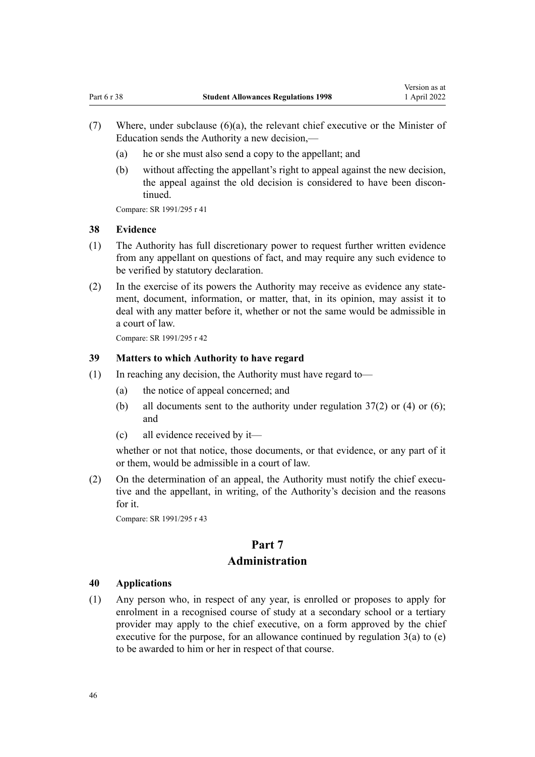(7) Where, under subclause (6)(a), the relevant chief executive or the Minister of Education sends the Authority a new decision,—

  (a) he or she must also send a copy to the appellant; and

  (b) without affecting the appellant's right to appeal against the new decision, the appeal against the old decision is considered to have been discontinued.

Compare: SR 1991/295 r 41

### 38 Evidence

(1) The Authority has full discretionary power to request further written evidence from any appellant on questions of fact, and may require any such evidence to be verified by statutory declaration.

(2) In the exercise of its powers the Authority may receive as evidence any statement, document, information, or matter, that, in its opinion, may assist it to deal with any matter before it, whether or not the same would be admissible in a court of law.

Compare: SR 1991/295 r 42

### 39 Matters to which Authority to have regard

(1) In reaching any decision, the Authority must have regard to—

  (a) the notice of appeal concerned; and

  (b) all documents sent to the authority under regulation 37(2) or (4) or (6); and

  (c) all evidence received by it—

whether or not that notice, those documents, or that evidence, or any part of it or them, would be admissible in a court of law.

(2) On the determination of an appeal, the Authority must notify the chief executive and the appellant, in writing, of the Authority's decision and the reasons for it.

Compare: SR 1991/295 r 43

## Part 7
## Administration

### 40 Applications

(1) Any person who, in respect of any year, is enrolled or proposes to apply for enrolment in a recognised course of study at a secondary school or a tertiary provider may apply to the chief executive, on a form approved by the chief executive for the purpose, for an allowance continued by regulation 3(a) to (e) to be awarded to him or her in respect of that course.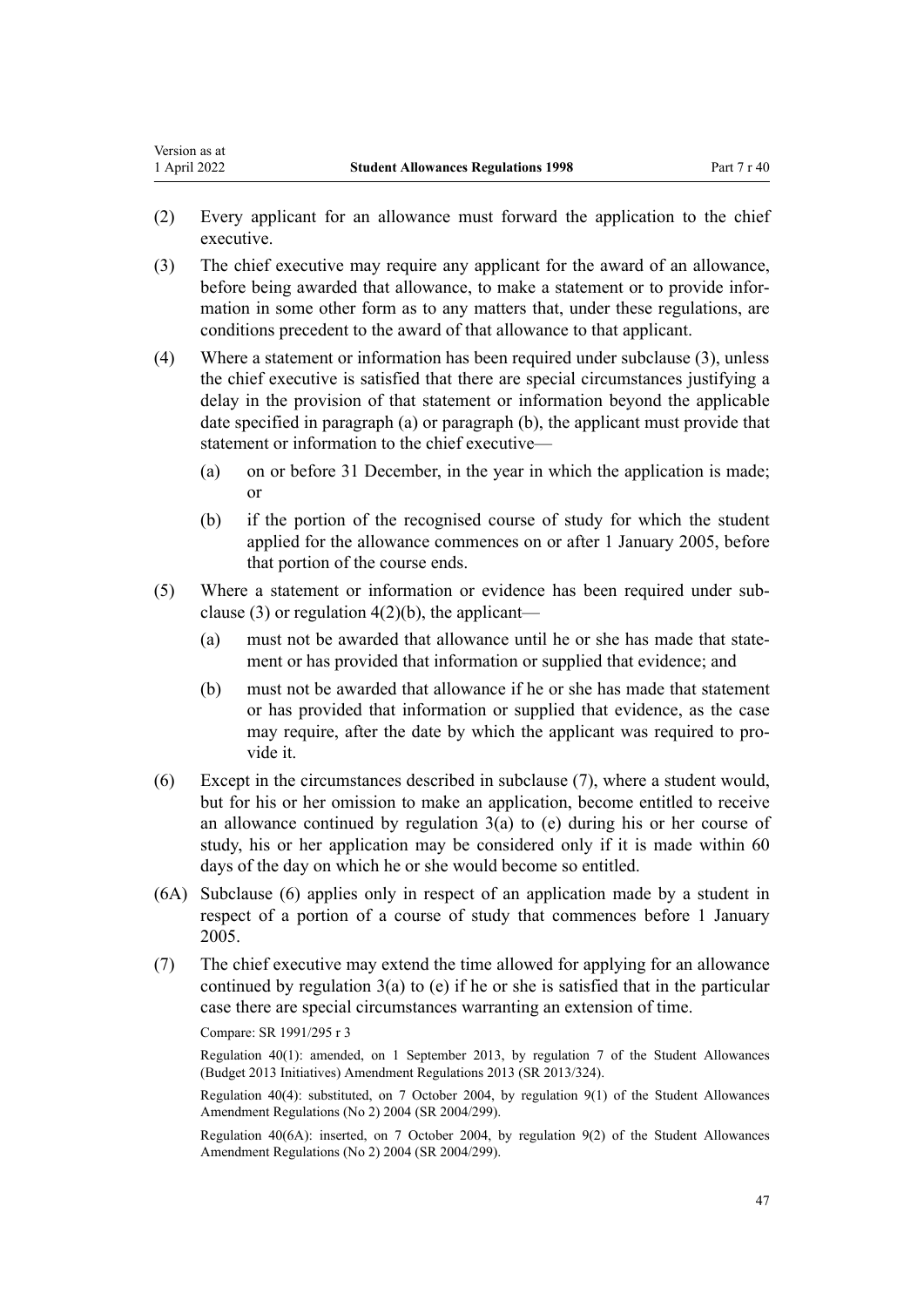(2) Every applicant for an allowance must forward the application to the chief executive.

(3) The chief executive may require any applicant for the award of an allowance, before being awarded that allowance, to make a statement or to provide information in some other form as to any matters that, under these regulations, are conditions precedent to the award of that allowance to that applicant.

(4) Where a statement or information has been required under subclause (3), unless the chief executive is satisfied that there are special circumstances justifying a delay in the provision of that statement or information beyond the applicable date specified in paragraph (a) or paragraph (b), the applicant must provide that statement or information to the chief executive—

- (a) on or before 31 December, in the year in which the application is made; or
- (b) if the portion of the recognised course of study for which the student applied for the allowance commences on or after 1 January 2005, before that portion of the course ends.

(5) Where a statement or information or evidence has been required under subclause (3) or regulation 4(2)(b), the applicant—

- (a) must not be awarded that allowance until he or she has made that statement or has provided that information or supplied that evidence; and
- (b) must not be awarded that allowance if he or she has made that statement or has provided that information or supplied that evidence, as the case may require, after the date by which the applicant was required to provide it.

(6) Except in the circumstances described in subclause (7), where a student would, but for his or her omission to make an application, become entitled to receive an allowance continued by regulation 3(a) to (e) during his or her course of study, his or her application may be considered only if it is made within 60 days of the day on which he or she would become so entitled.

(6A) Subclause (6) applies only in respect of an application made by a student in respect of a portion of a course of study that commences before 1 January 2005.

(7) The chief executive may extend the time allowed for applying for an allowance continued by regulation 3(a) to (e) if he or she is satisfied that in the particular case there are special circumstances warranting an extension of time.

Compare: SR 1991/295 r 3

Regulation 40(1): amended, on 1 September 2013, by regulation 7 of the Student Allowances (Budget 2013 Initiatives) Amendment Regulations 2013 (SR 2013/324).

Regulation 40(4): substituted, on 7 October 2004, by regulation 9(1) of the Student Allowances Amendment Regulations (No 2) 2004 (SR 2004/299).

Regulation 40(6A): inserted, on 7 October 2004, by regulation 9(2) of the Student Allowances Amendment Regulations (No 2) 2004 (SR 2004/299).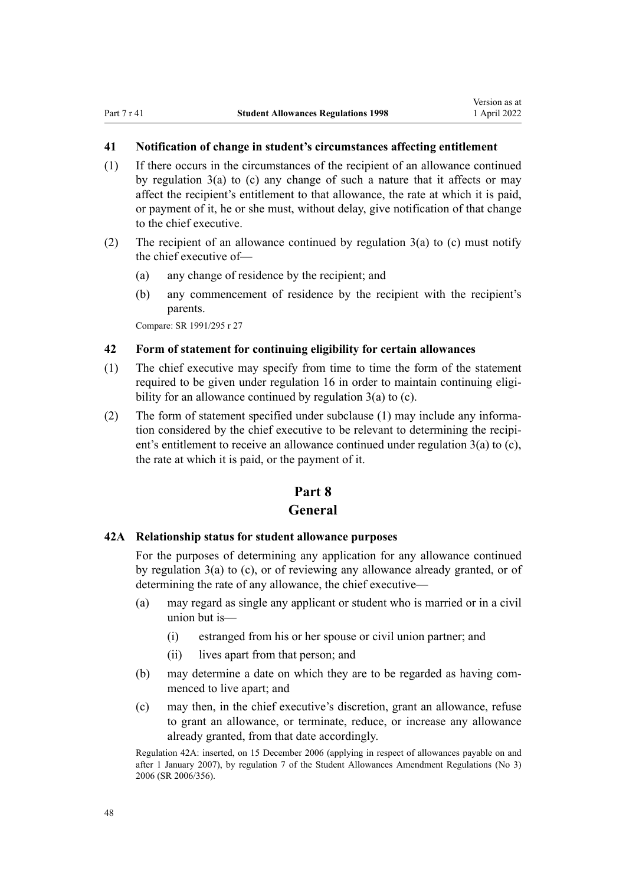### 41 Notification of change in student's circumstances affecting entitlement

(1) If there occurs in the circumstances of the recipient of an allowance continued by regulation 3(a) to (c) any change of such a nature that it affects or may affect the recipient's entitlement to that allowance, the rate at which it is paid, or payment of it, he or she must, without delay, give notification of that change to the chief executive.

(2) The recipient of an allowance continued by regulation 3(a) to (c) must notify the chief executive of—

- (a) any change of residence by the recipient; and
- (b) any commencement of residence by the recipient with the recipient's parents.

Compare: SR 1991/295 r 27

### 42 Form of statement for continuing eligibility for certain allowances

(1) The chief executive may specify from time to time the form of the statement required to be given under regulation 16 in order to maintain continuing eligibility for an allowance continued by regulation 3(a) to (c).

(2) The form of statement specified under subclause (1) may include any information considered by the chief executive to be relevant to determining the recipient's entitlement to receive an allowance continued under regulation 3(a) to (c), the rate at which it is paid, or the payment of it.

## Part 8
## General

### 42A Relationship status for student allowance purposes

For the purposes of determining any application for any allowance continued by regulation 3(a) to (c), or of reviewing any allowance already granted, or of determining the rate of any allowance, the chief executive—

- (a) may regard as single any applicant or student who is married or in a civil union but is—
  - (i) estranged from his or her spouse or civil union partner; and
  - (ii) lives apart from that person; and
- (b) may determine a date on which they are to be regarded as having commenced to live apart; and
- (c) may then, in the chief executive's discretion, grant an allowance, refuse to grant an allowance, or terminate, reduce, or increase any allowance already granted, from that date accordingly.

Regulation 42A: inserted, on 15 December 2006 (applying in respect of allowances payable on and after 1 January 2007), by regulation 7 of the Student Allowances Amendment Regulations (No 3) 2006 (SR 2006/356).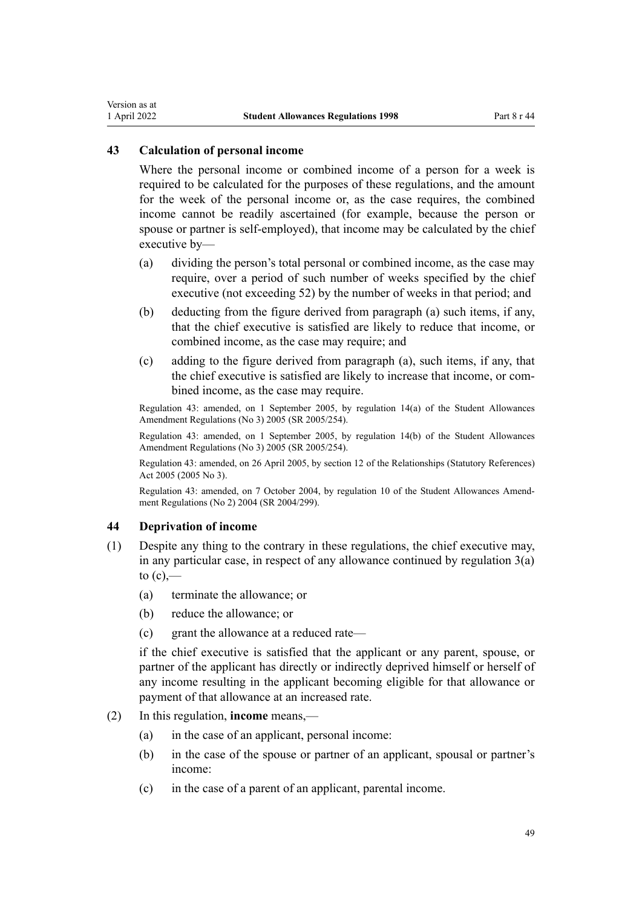## 43 Calculation of personal income

Where the personal income or combined income of a person for a week is required to be calculated for the purposes of these regulations, and the amount for the week of the personal income or, as the case requires, the combined income cannot be readily ascertained (for example, because the person or spouse or partner is self-employed), that income may be calculated by the chief executive by—

- (a) dividing the person's total personal or combined income, as the case may require, over a period of such number of weeks specified by the chief executive (not exceeding 52) by the number of weeks in that period; and
- (b) deducting from the figure derived from paragraph (a) such items, if any, that the chief executive is satisfied are likely to reduce that income, or combined income, as the case may require; and
- (c) adding to the figure derived from paragraph (a), such items, if any, that the chief executive is satisfied are likely to increase that income, or combined income, as the case may require.

Regulation 43: amended, on 1 September 2005, by regulation 14(a) of the Student Allowances Amendment Regulations (No 3) 2005 (SR 2005/254).

Regulation 43: amended, on 1 September 2005, by regulation 14(b) of the Student Allowances Amendment Regulations (No 3) 2005 (SR 2005/254).

Regulation 43: amended, on 26 April 2005, by section 12 of the Relationships (Statutory References) Act 2005 (2005 No 3).

Regulation 43: amended, on 7 October 2004, by regulation 10 of the Student Allowances Amendment Regulations (No 2) 2004 (SR 2004/299).

## 44 Deprivation of income

(1) Despite any thing to the contrary in these regulations, the chief executive may, in any particular case, in respect of any allowance continued by regulation 3(a) to (c),—

- (a) terminate the allowance; or
- (b) reduce the allowance; or
- (c) grant the allowance at a reduced rate—

if the chief executive is satisfied that the applicant or any parent, spouse, or partner of the applicant has directly or indirectly deprived himself or herself of any income resulting in the applicant becoming eligible for that allowance or payment of that allowance at an increased rate.

(2) In this regulation, **income** means,—

- (a) in the case of an applicant, personal income:
- (b) in the case of the spouse or partner of an applicant, spousal or partner's income:
- (c) in the case of a parent of an applicant, parental income.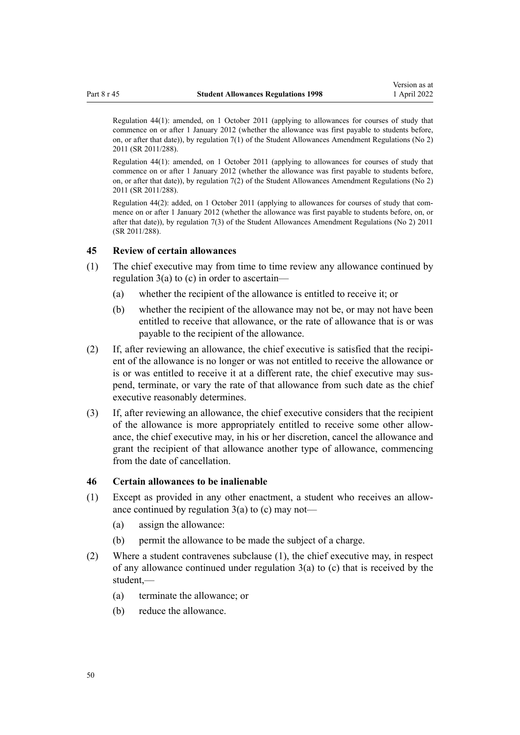Regulation 44(1): amended, on 1 October 2011 (applying to allowances for courses of study that commence on or after 1 January 2012 (whether the allowance was first payable to students before, on, or after that date)), by regulation 7(1) of the Student Allowances Amendment Regulations (No 2) 2011 (SR 2011/288).

Regulation 44(1): amended, on 1 October 2011 (applying to allowances for courses of study that commence on or after 1 January 2012 (whether the allowance was first payable to students before, on, or after that date)), by regulation 7(2) of the Student Allowances Amendment Regulations (No 2) 2011 (SR 2011/288).

Regulation 44(2): added, on 1 October 2011 (applying to allowances for courses of study that commence on or after 1 January 2012 (whether the allowance was first payable to students before, on, or after that date)), by regulation 7(3) of the Student Allowances Amendment Regulations (No 2) 2011 (SR 2011/288).

### 45 Review of certain allowances

(1) The chief executive may from time to time review any allowance continued by regulation 3(a) to (c) in order to ascertain—

- (a) whether the recipient of the allowance is entitled to receive it; or
- (b) whether the recipient of the allowance may not be, or may not have been entitled to receive that allowance, or the rate of allowance that is or was payable to the recipient of the allowance.

(2) If, after reviewing an allowance, the chief executive is satisfied that the recipient of the allowance is no longer or was not entitled to receive the allowance or is or was entitled to receive it at a different rate, the chief executive may suspend, terminate, or vary the rate of that allowance from such date as the chief executive reasonably determines.

(3) If, after reviewing an allowance, the chief executive considers that the recipient of the allowance is more appropriately entitled to receive some other allowance, the chief executive may, in his or her discretion, cancel the allowance and grant the recipient of that allowance another type of allowance, commencing from the date of cancellation.

### 46 Certain allowances to be inalienable

(1) Except as provided in any other enactment, a student who receives an allowance continued by regulation 3(a) to (c) may not—

- (a) assign the allowance:
- (b) permit the allowance to be made the subject of a charge.

(2) Where a student contravenes subclause (1), the chief executive may, in respect of any allowance continued under regulation 3(a) to (c) that is received by the student,—

- (a) terminate the allowance; or
- (b) reduce the allowance.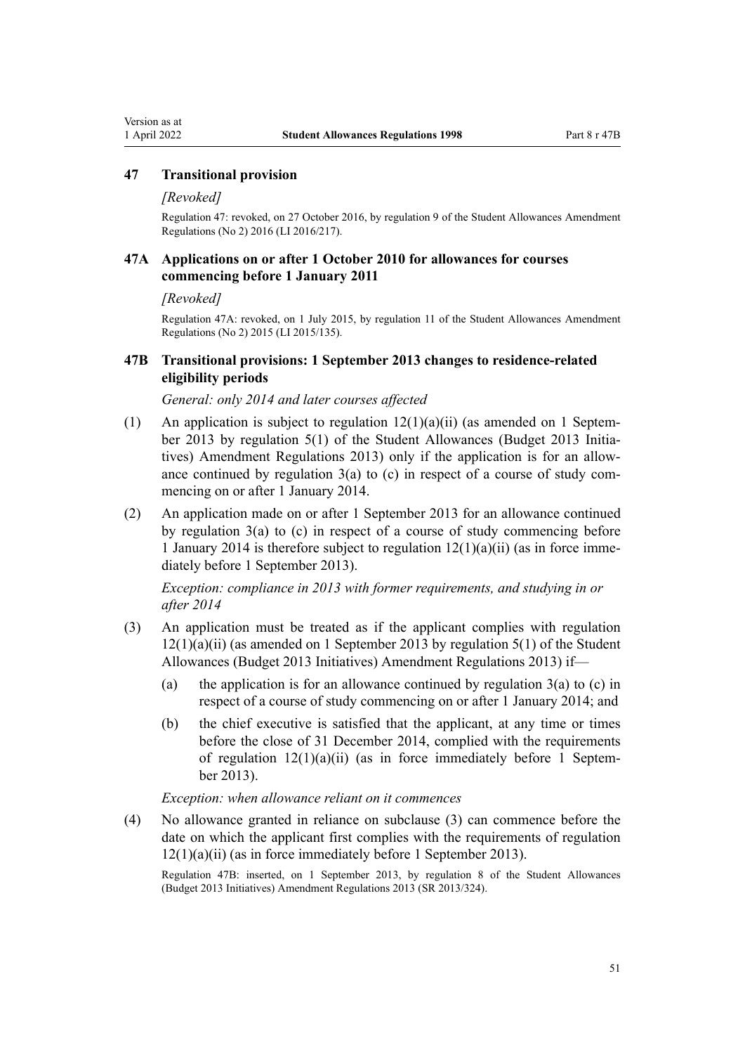## 47 Transitional provision

*[Revoked]*

Regulation 47: revoked, on 27 October 2016, by regulation 9 of the Student Allowances Amendment Regulations (No 2) 2016 (LI 2016/217).

## 47A Applications on or after 1 October 2010 for allowances for courses commencing before 1 January 2011

*[Revoked]*

Regulation 47A: revoked, on 1 July 2015, by regulation 11 of the Student Allowances Amendment Regulations (No 2) 2015 (LI 2015/135).

## 47B Transitional provisions: 1 September 2013 changes to residence-related eligibility periods

*General: only 2014 and later courses affected*

(1) An application is subject to regulation 12(1)(a)(ii) (as amended on 1 September 2013 by regulation 5(1) of the Student Allowances (Budget 2013 Initiatives) Amendment Regulations 2013) only if the application is for an allowance continued by regulation 3(a) to (c) in respect of a course of study commencing on or after 1 January 2014.

(2) An application made on or after 1 September 2013 for an allowance continued by regulation 3(a) to (c) in respect of a course of study commencing before 1 January 2014 is therefore subject to regulation 12(1)(a)(ii) (as in force immediately before 1 September 2013).

*Exception: compliance in 2013 with former requirements, and studying in or after 2014*

(3) An application must be treated as if the applicant complies with regulation 12(1)(a)(ii) (as amended on 1 September 2013 by regulation 5(1) of the Student Allowances (Budget 2013 Initiatives) Amendment Regulations 2013) if—

   (a) the application is for an allowance continued by regulation 3(a) to (c) in respect of a course of study commencing on or after 1 January 2014; and

   (b) the chief executive is satisfied that the applicant, at any time or times before the close of 31 December 2014, complied with the requirements of regulation 12(1)(a)(ii) (as in force immediately before 1 September 2013).

*Exception: when allowance reliant on it commences*

(4) No allowance granted in reliance on subclause (3) can commence before the date on which the applicant first complies with the requirements of regulation 12(1)(a)(ii) (as in force immediately before 1 September 2013).

Regulation 47B: inserted, on 1 September 2013, by regulation 8 of the Student Allowances (Budget 2013 Initiatives) Amendment Regulations 2013 (SR 2013/324).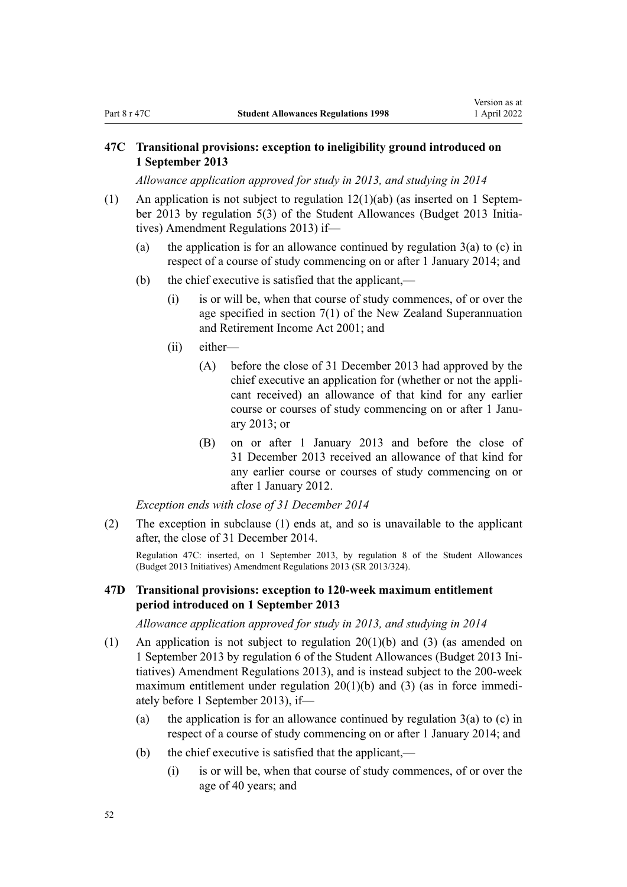### 47C Transitional provisions: exception to ineligibility ground introduced on 1 September 2013

*Allowance application approved for study in 2013, and studying in 2014*

(1) An application is not subject to regulation 12(1)(ab) (as inserted on 1 September 2013 by regulation 5(3) of the Student Allowances (Budget 2013 Initiatives) Amendment Regulations 2013) if—

  (a) the application is for an allowance continued by regulation 3(a) to (c) in respect of a course of study commencing on or after 1 January 2014; and

  (b) the chief executive is satisfied that the applicant,—

    (i) is or will be, when that course of study commences, of or over the age specified in section 7(1) of the New Zealand Superannuation and Retirement Income Act 2001; and

    (ii) either—

      (A) before the close of 31 December 2013 had approved by the chief executive an application for (whether or not the applicant received) an allowance of that kind for any earlier course or courses of study commencing on or after 1 January 2013; or

      (B) on or after 1 January 2013 and before the close of 31 December 2013 received an allowance of that kind for any earlier course or courses of study commencing on or after 1 January 2012.

*Exception ends with close of 31 December 2014*

(2) The exception in subclause (1) ends at, and so is unavailable to the applicant after, the close of 31 December 2014.

Regulation 47C: inserted, on 1 September 2013, by regulation 8 of the Student Allowances (Budget 2013 Initiatives) Amendment Regulations 2013 (SR 2013/324).

### 47D Transitional provisions: exception to 120-week maximum entitlement period introduced on 1 September 2013

*Allowance application approved for study in 2013, and studying in 2014*

(1) An application is not subject to regulation 20(1)(b) and (3) (as amended on 1 September 2013 by regulation 6 of the Student Allowances (Budget 2013 Initiatives) Amendment Regulations 2013), and is instead subject to the 200-week maximum entitlement under regulation 20(1)(b) and (3) (as in force immediately before 1 September 2013), if—

  (a) the application is for an allowance continued by regulation 3(a) to (c) in respect of a course of study commencing on or after 1 January 2014; and

  (b) the chief executive is satisfied that the applicant,—

    (i) is or will be, when that course of study commences, of or over the age of 40 years; and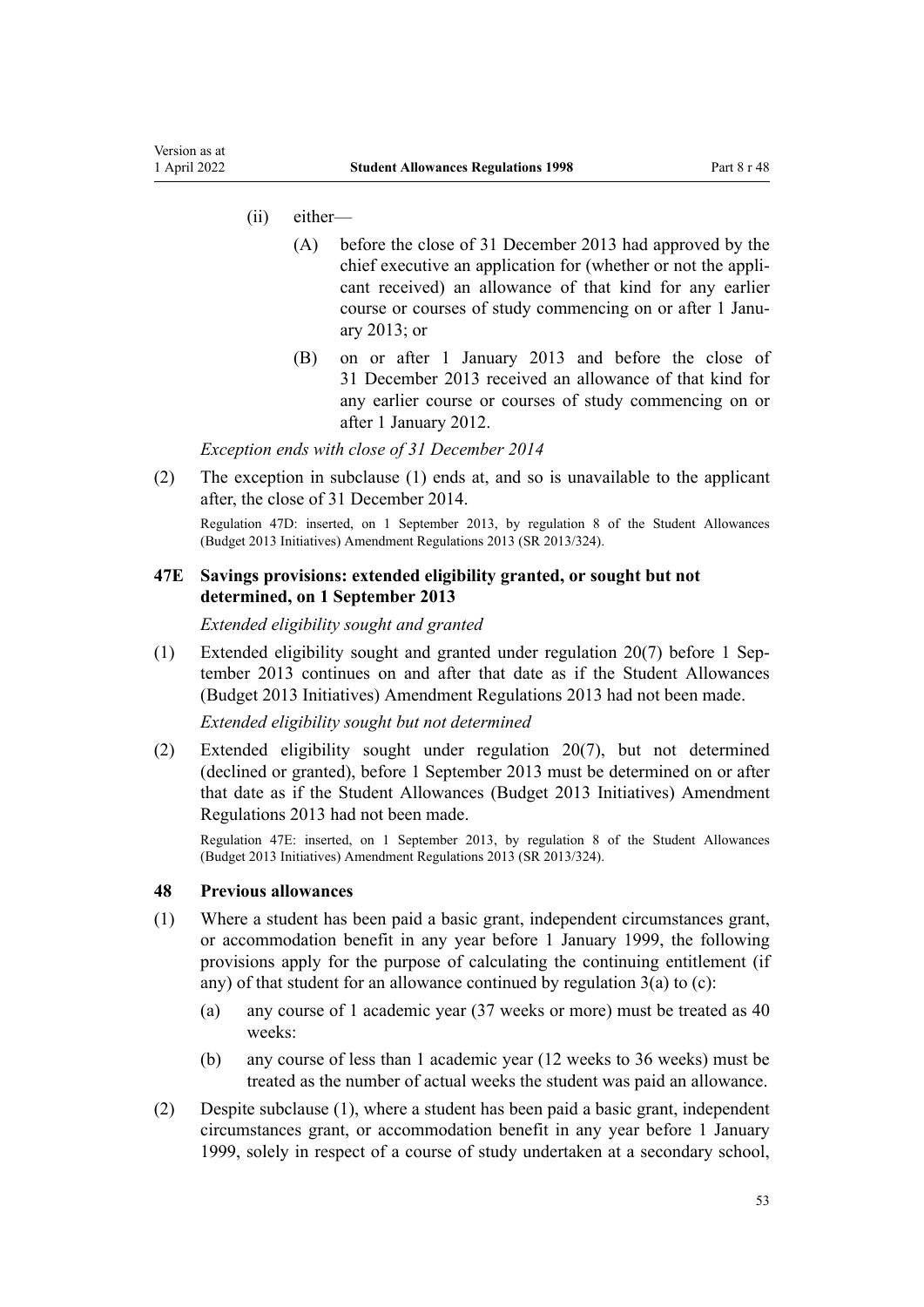(ii) either—

(A) before the close of 31 December 2013 had approved by the chief executive an application for (whether or not the applicant received) an allowance of that kind for any earlier course or courses of study commencing on or after 1 January 2013; or

(B) on or after 1 January 2013 and before the close of 31 December 2013 received an allowance of that kind for any earlier course or courses of study commencing on or after 1 January 2012.

*Exception ends with close of 31 December 2014*

(2) The exception in subclause (1) ends at, and so is unavailable to the applicant after, the close of 31 December 2014.

Regulation 47D: inserted, on 1 September 2013, by regulation 8 of the Student Allowances (Budget 2013 Initiatives) Amendment Regulations 2013 (SR 2013/324).

### 47E Savings provisions: extended eligibility granted, or sought but not determined, on 1 September 2013

*Extended eligibility sought and granted*

(1) Extended eligibility sought and granted under regulation 20(7) before 1 September 2013 continues on and after that date as if the Student Allowances (Budget 2013 Initiatives) Amendment Regulations 2013 had not been made.

*Extended eligibility sought but not determined*

(2) Extended eligibility sought under regulation 20(7), but not determined (declined or granted), before 1 September 2013 must be determined on or after that date as if the Student Allowances (Budget 2013 Initiatives) Amendment Regulations 2013 had not been made.

Regulation 47E: inserted, on 1 September 2013, by regulation 8 of the Student Allowances (Budget 2013 Initiatives) Amendment Regulations 2013 (SR 2013/324).

### 48 Previous allowances

(1) Where a student has been paid a basic grant, independent circumstances grant, or accommodation benefit in any year before 1 January 1999, the following provisions apply for the purpose of calculating the continuing entitlement (if any) of that student for an allowance continued by regulation 3(a) to (c):

(a) any course of 1 academic year (37 weeks or more) must be treated as 40 weeks:

(b) any course of less than 1 academic year (12 weeks to 36 weeks) must be treated as the number of actual weeks the student was paid an allowance.

(2) Despite subclause (1), where a student has been paid a basic grant, independent circumstances grant, or accommodation benefit in any year before 1 January 1999, solely in respect of a course of study undertaken at a secondary school,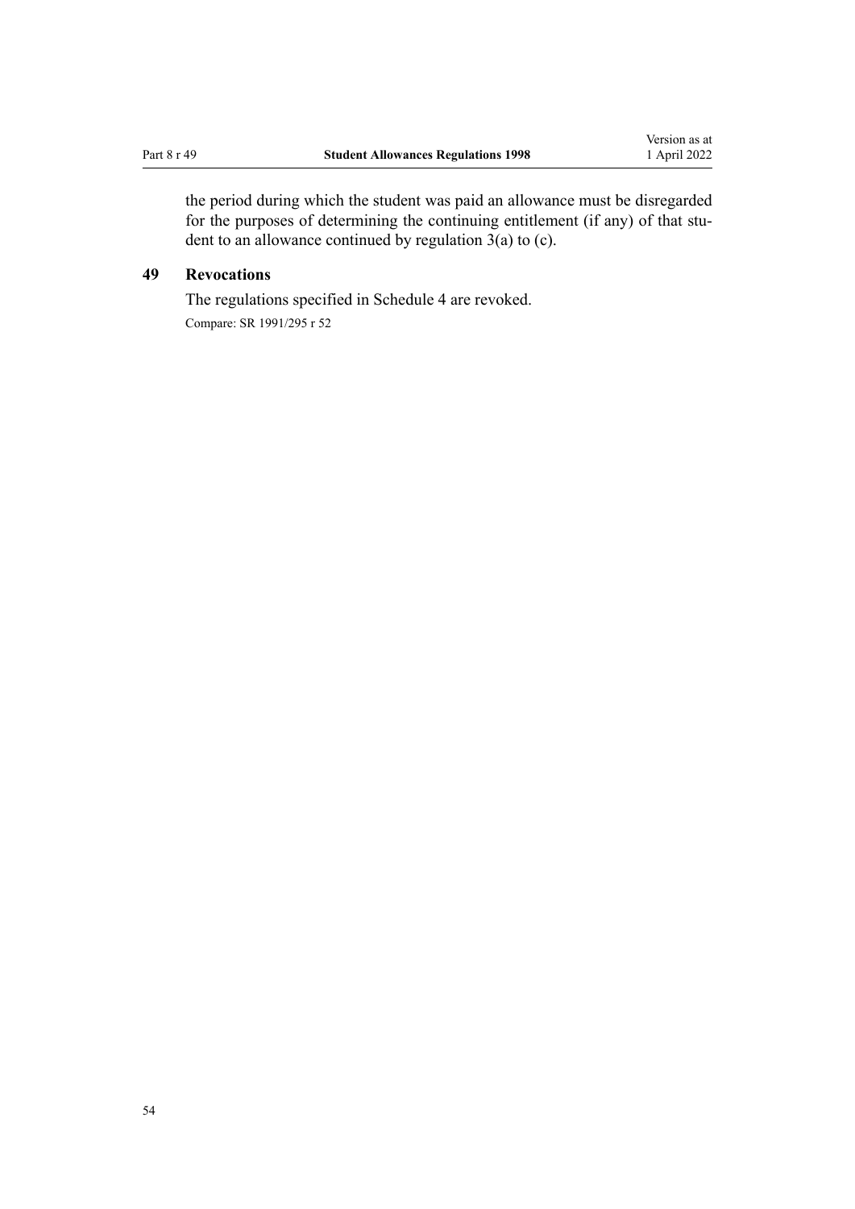the period during which the student was paid an allowance must be disregarded for the purposes of determining the continuing entitlement (if any) of that student to an allowance continued by regulation 3(a) to (c).

### 49 Revocations

The regulations specified in Schedule 4 are revoked.

Compare: SR 1991/295 r 52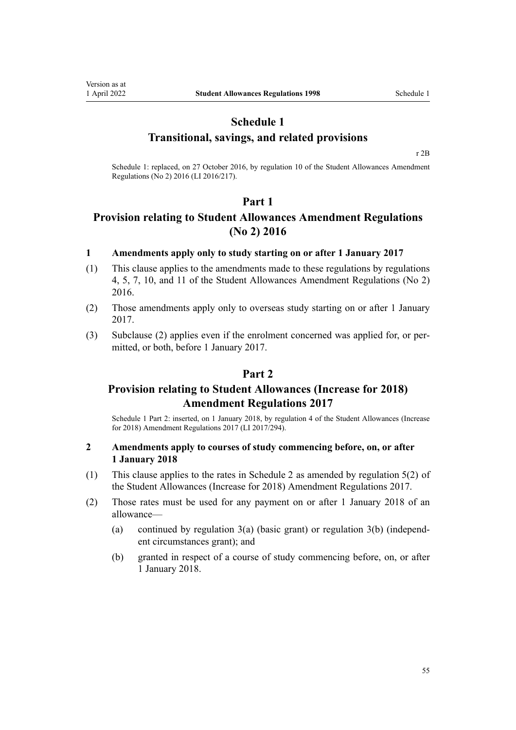# Schedule 1
## Transitional, savings, and related provisions

r 2B

Schedule 1: replaced, on 27 October 2016, by regulation 10 of the Student Allowances Amendment Regulations (No 2) 2016 (LI 2016/217).

## Part 1
## Provision relating to Student Allowances Amendment Regulations (No 2) 2016

### 1 Amendments apply only to study starting on or after 1 January 2017

(1) This clause applies to the amendments made to these regulations by regulations 4, 5, 7, 10, and 11 of the Student Allowances Amendment Regulations (No 2) 2016.

(2) Those amendments apply only to overseas study starting on or after 1 January 2017.

(3) Subclause (2) applies even if the enrolment concerned was applied for, or permitted, or both, before 1 January 2017.

## Part 2
## Provision relating to Student Allowances (Increase for 2018) Amendment Regulations 2017

Schedule 1 Part 2: inserted, on 1 January 2018, by regulation 4 of the Student Allowances (Increase for 2018) Amendment Regulations 2017 (LI 2017/294).

### 2 Amendments apply to courses of study commencing before, on, or after 1 January 2018

(1) This clause applies to the rates in Schedule 2 as amended by regulation 5(2) of the Student Allowances (Increase for 2018) Amendment Regulations 2017.

(2) Those rates must be used for any payment on or after 1 January 2018 of an allowance—

(a) continued by regulation 3(a) (basic grant) or regulation 3(b) (independent circumstances grant); and

(b) granted in respect of a course of study commencing before, on, or after 1 January 2018.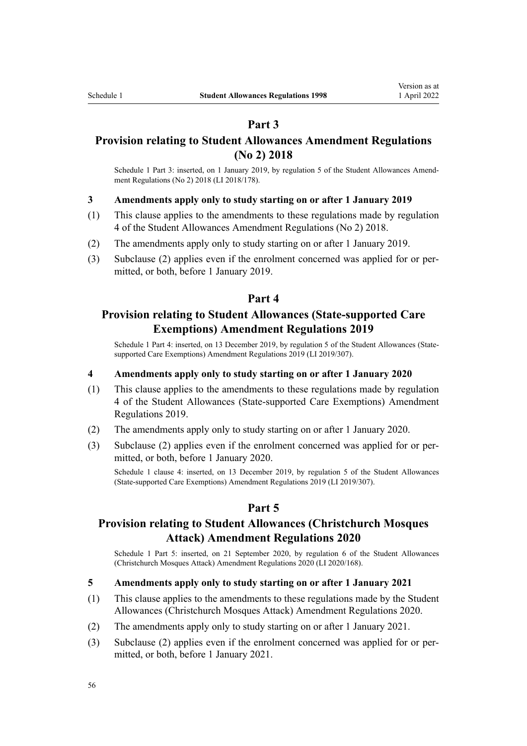## Part 3

## Provision relating to Student Allowances Amendment Regulations (No 2) 2018

Schedule 1 Part 3: inserted, on 1 January 2019, by regulation 5 of the Student Allowances Amendment Regulations (No 2) 2018 (LI 2018/178).

### 3 Amendments apply only to study starting on or after 1 January 2019

(1) This clause applies to the amendments to these regulations made by regulation 4 of the Student Allowances Amendment Regulations (No 2) 2018.

(2) The amendments apply only to study starting on or after 1 January 2019.

(3) Subclause (2) applies even if the enrolment concerned was applied for or permitted, or both, before 1 January 2019.

## Part 4

## Provision relating to Student Allowances (State-supported Care Exemptions) Amendment Regulations 2019

Schedule 1 Part 4: inserted, on 13 December 2019, by regulation 5 of the Student Allowances (State-supported Care Exemptions) Amendment Regulations 2019 (LI 2019/307).

### 4 Amendments apply only to study starting on or after 1 January 2020

(1) This clause applies to the amendments to these regulations made by regulation 4 of the Student Allowances (State-supported Care Exemptions) Amendment Regulations 2019.

(2) The amendments apply only to study starting on or after 1 January 2020.

(3) Subclause (2) applies even if the enrolment concerned was applied for or permitted, or both, before 1 January 2020.

Schedule 1 clause 4: inserted, on 13 December 2019, by regulation 5 of the Student Allowances (State-supported Care Exemptions) Amendment Regulations 2019 (LI 2019/307).

## Part 5

## Provision relating to Student Allowances (Christchurch Mosques Attack) Amendment Regulations 2020

Schedule 1 Part 5: inserted, on 21 September 2020, by regulation 6 of the Student Allowances (Christchurch Mosques Attack) Amendment Regulations 2020 (LI 2020/168).

### 5 Amendments apply only to study starting on or after 1 January 2021

(1) This clause applies to the amendments to these regulations made by the Student Allowances (Christchurch Mosques Attack) Amendment Regulations 2020.

(2) The amendments apply only to study starting on or after 1 January 2021.

(3) Subclause (2) applies even if the enrolment concerned was applied for or permitted, or both, before 1 January 2021.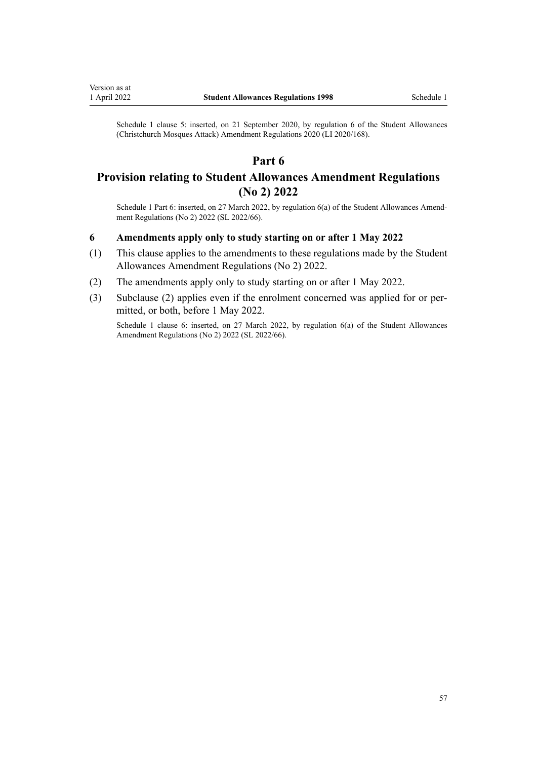Schedule 1 clause 5: inserted, on 21 September 2020, by regulation 6 of the Student Allowances (Christchurch Mosques Attack) Amendment Regulations 2020 (LI 2020/168).

## Part 6
## Provision relating to Student Allowances Amendment Regulations (No 2) 2022

Schedule 1 Part 6: inserted, on 27 March 2022, by regulation 6(a) of the Student Allowances Amendment Regulations (No 2) 2022 (SL 2022/66).

### 6 Amendments apply only to study starting on or after 1 May 2022

(1) This clause applies to the amendments to these regulations made by the Student Allowances Amendment Regulations (No 2) 2022.

(2) The amendments apply only to study starting on or after 1 May 2022.

(3) Subclause (2) applies even if the enrolment concerned was applied for or permitted, or both, before 1 May 2022.

Schedule 1 clause 6: inserted, on 27 March 2022, by regulation 6(a) of the Student Allowances Amendment Regulations (No 2) 2022 (SL 2022/66).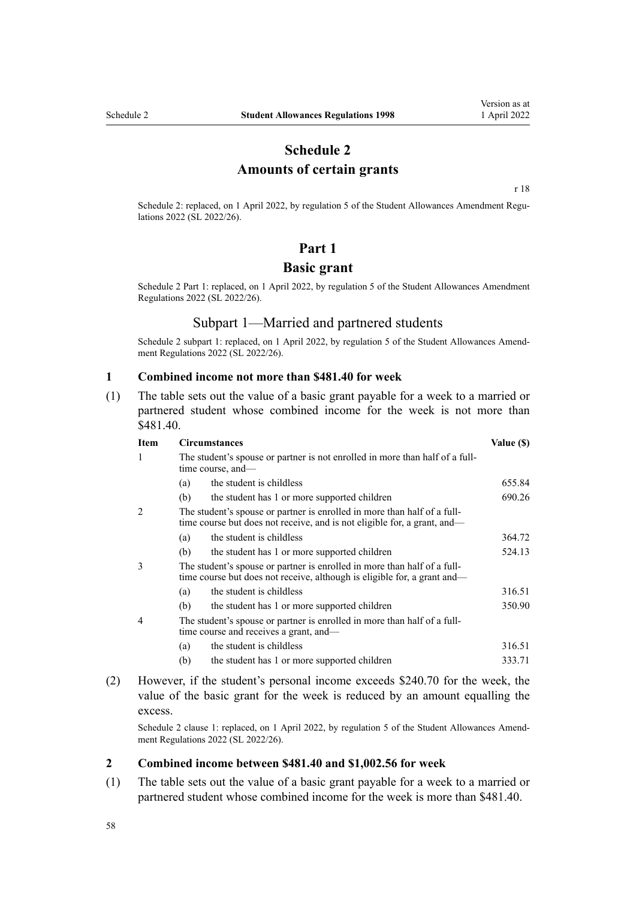# Schedule 2
# Amounts of certain grants

r 18

Schedule 2: replaced, on 1 April 2022, by regulation 5 of the Student Allowances Amendment Regulations 2022 (SL 2022/26).

## Part 1
## Basic grant

Schedule 2 Part 1: replaced, on 1 April 2022, by regulation 5 of the Student Allowances Amendment Regulations 2022 (SL 2022/26).

### Subpart 1—Married and partnered students

Schedule 2 subpart 1: replaced, on 1 April 2022, by regulation 5 of the Student Allowances Amendment Regulations 2022 (SL 2022/26).

**1 Combined income not more than $481.40 for week**

(1) The table sets out the value of a basic grant payable for a week to a married or partnered student whose combined income for the week is not more than $481.40.

| Item | Circumstances | | Value ($) |
|---|---|---|---|
| 1 | The student's spouse or partner is not enrolled in more than half of a full-time course, and— | | |
| | (a) | the student is childless | 655.84 |
| | (b) | the student has 1 or more supported children | 690.26 |
| 2 | The student's spouse or partner is enrolled in more than half of a full-time course but does not receive, and is not eligible for, a grant, and— | | |
| | (a) | the student is childless | 364.72 |
| | (b) | the student has 1 or more supported children | 524.13 |
| 3 | The student's spouse or partner is enrolled in more than half of a full-time course but does not receive, although is eligible for, a grant and— | | |
| | (a) | the student is childless | 316.51 |
| | (b) | the student has 1 or more supported children | 350.90 |
| 4 | The student's spouse or partner is enrolled in more than half of a full-time course and receives a grant, and— | | |
| | (a) | the student is childless | 316.51 |
| | (b) | the student has 1 or more supported children | 333.71 |

(2) However, if the student's personal income exceeds $240.70 for the week, the value of the basic grant for the week is reduced by an amount equalling the excess.

Schedule 2 clause 1: replaced, on 1 April 2022, by regulation 5 of the Student Allowances Amendment Regulations 2022 (SL 2022/26).

**2 Combined income between $481.40 and $1,002.56 for week**

(1) The table sets out the value of a basic grant payable for a week to a married or partnered student whose combined income for the week is more than $481.40.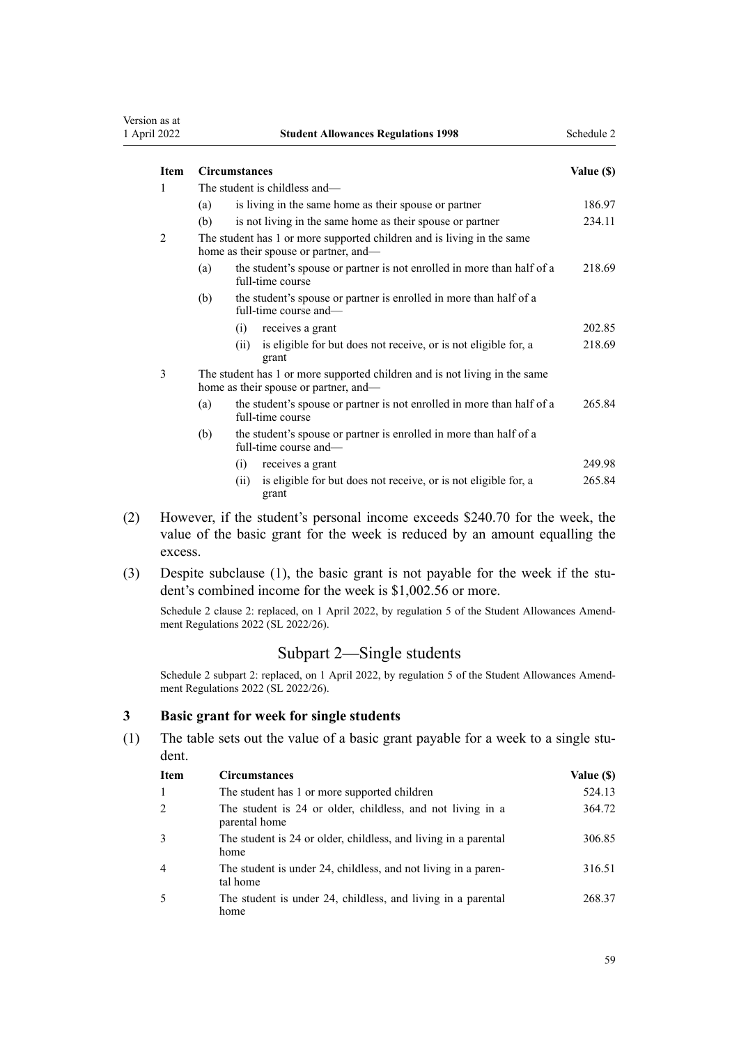| Item | Circumstances | | | Value ($) |
|---|---|---|---|---|
| 1 | The student is childless and— | | | |
| | (a) | is living in the same home as their spouse or partner | | 186.97 |
| | (b) | is not living in the same home as their spouse or partner | | 234.11 |
| 2 | The student has 1 or more supported children and is living in the same home as their spouse or partner, and— | | | |
| | (a) | the student's spouse or partner is not enrolled in more than half of a full-time course | | 218.69 |
| | (b) | the student's spouse or partner is enrolled in more than half of a full-time course and— | | |
| | | (i) | receives a grant | 202.85 |
| | | (ii) | is eligible for but does not receive, or is not eligible for, a grant | 218.69 |
| 3 | The student has 1 or more supported children and is not living in the same home as their spouse or partner, and— | | | |
| | (a) | the student's spouse or partner is not enrolled in more than half of a full-time course | | 265.84 |
| | (b) | the student's spouse or partner is enrolled in more than half of a full-time course and— | | |
| | | (i) | receives a grant | 249.98 |
| | | (ii) | is eligible for but does not receive, or is not eligible for, a grant | 265.84 |

(2) However, if the student's personal income exceeds $240.70 for the week, the value of the basic grant for the week is reduced by an amount equalling the excess.

(3) Despite subclause (1), the basic grant is not payable for the week if the student's combined income for the week is $1,002.56 or more.

Schedule 2 clause 2: replaced, on 1 April 2022, by regulation 5 of the Student Allowances Amendment Regulations 2022 (SL 2022/26).

## Subpart 2—Single students

Schedule 2 subpart 2: replaced, on 1 April 2022, by regulation 5 of the Student Allowances Amendment Regulations 2022 (SL 2022/26).

### 3 Basic grant for week for single students

(1) The table sets out the value of a basic grant payable for a week to a single student.

| Item | Circumstances | Value ($) |
|---|---|---|
| 1 | The student has 1 or more supported children | 524.13 |
| 2 | The student is 24 or older, childless, and not living in a parental home | 364.72 |
| 3 | The student is 24 or older, childless, and living in a parental home | 306.85 |
| 4 | The student is under 24, childless, and not living in a parental home | 316.51 |
| 5 | The student is under 24, childless, and living in a parental home | 268.37 |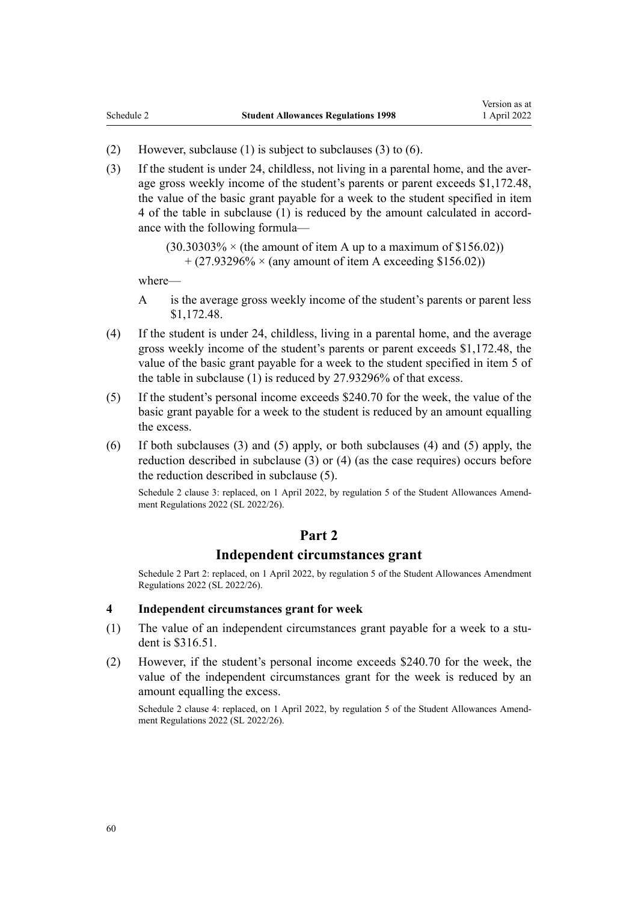(2) However, subclause (1) is subject to subclauses (3) to (6).

(3) If the student is under 24, childless, not living in a parental home, and the average gross weekly income of the student's parents or parent exceeds \$1,172.48, the value of the basic grant payable for a week to the student specified in item 4 of the table in subclause (1) is reduced by the amount calculated in accordance with the following formula—

$$(30.30303\% \times (\text{the amount of item A up to a maximum of } \$156.02)) + (27.93296\% \times (\text{any amount of item A exceeding } \$156.02))$$

where—

A is the average gross weekly income of the student's parents or parent less \$1,172.48.

(4) If the student is under 24, childless, living in a parental home, and the average gross weekly income of the student's parents or parent exceeds \$1,172.48, the value of the basic grant payable for a week to the student specified in item 5 of the table in subclause (1) is reduced by 27.93296% of that excess.

(5) If the student's personal income exceeds \$240.70 for the week, the value of the basic grant payable for a week to the student is reduced by an amount equalling the excess.

(6) If both subclauses (3) and (5) apply, or both subclauses (4) and (5) apply, the reduction described in subclause (3) or (4) (as the case requires) occurs before the reduction described in subclause (5).

Schedule 2 clause 3: replaced, on 1 April 2022, by regulation 5 of the Student Allowances Amendment Regulations 2022 (SL 2022/26).

## Part 2
## Independent circumstances grant

Schedule 2 Part 2: replaced, on 1 April 2022, by regulation 5 of the Student Allowances Amendment Regulations 2022 (SL 2022/26).

### 4 Independent circumstances grant for week

(1) The value of an independent circumstances grant payable for a week to a student is \$316.51.

(2) However, if the student's personal income exceeds \$240.70 for the week, the value of the independent circumstances grant for the week is reduced by an amount equalling the excess.

Schedule 2 clause 4: replaced, on 1 April 2022, by regulation 5 of the Student Allowances Amendment Regulations 2022 (SL 2022/26).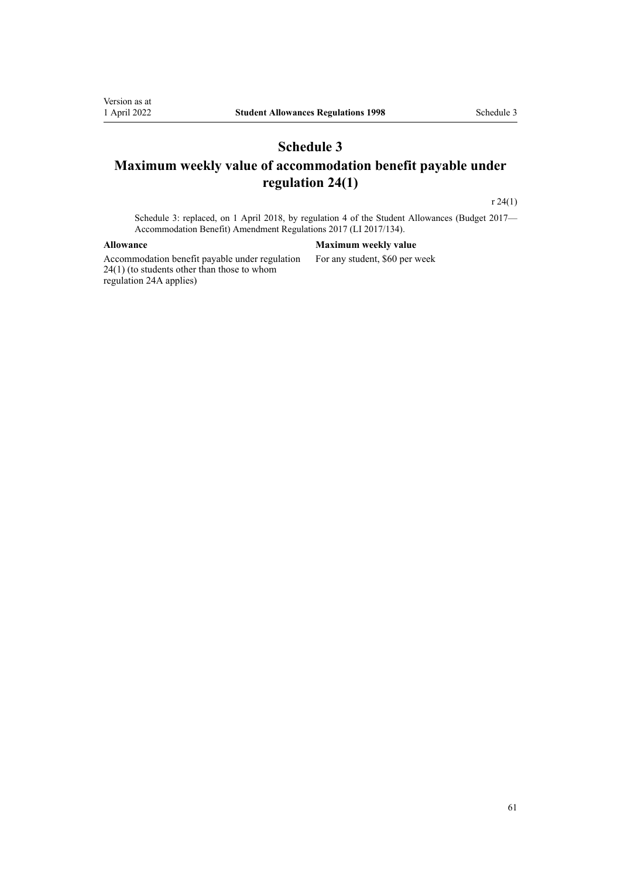# Schedule 3

## Maximum weekly value of accommodation benefit payable under regulation 24(1)

r 24(1)

Schedule 3: replaced, on 1 April 2018, by regulation 4 of the Student Allowances (Budget 2017—Accommodation Benefit) Amendment Regulations 2017 (LI 2017/134).

| Allowance | Maximum weekly value |
|---|---|
| Accommodation benefit payable under regulation 24(1) (to students other than those to whom regulation 24A applies) | For any student, $60 per week |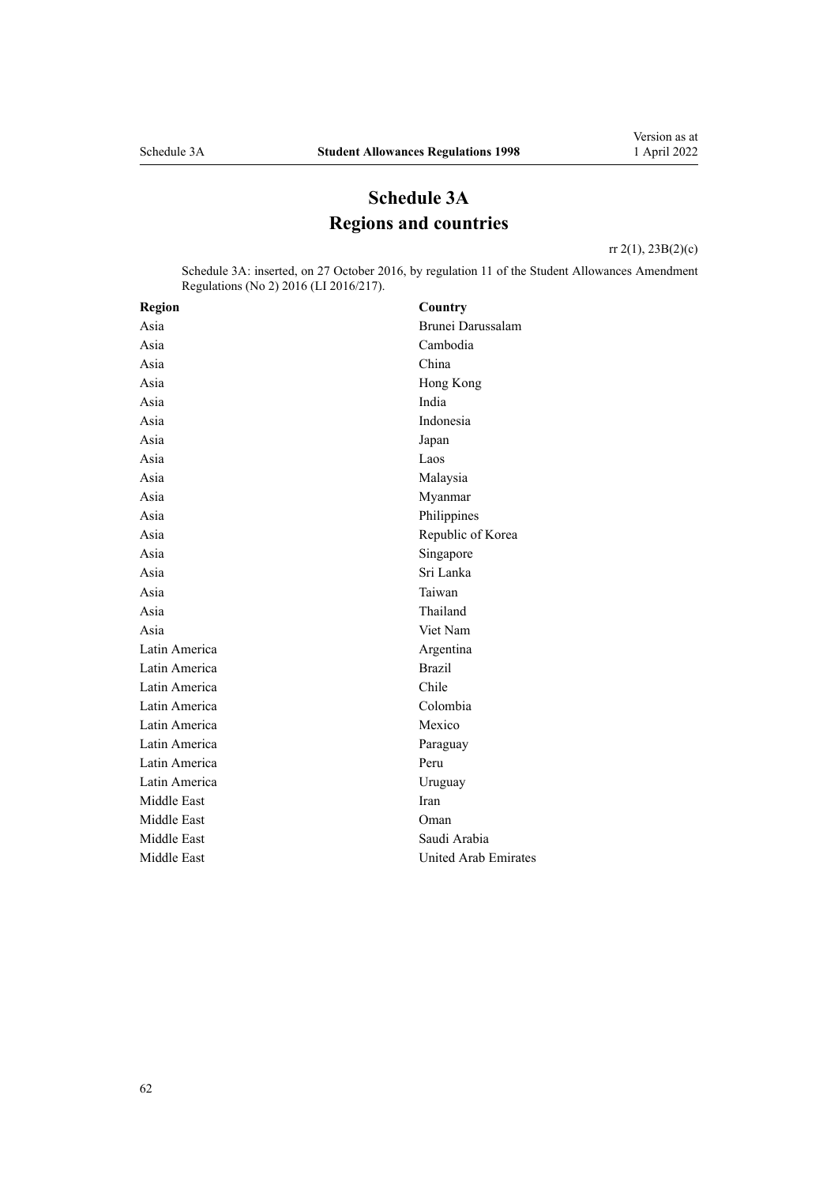# Schedule 3A
## Regions and countries

rr 2(1), 23B(2)(c)

Schedule 3A: inserted, on 27 October 2016, by regulation 11 of the Student Allowances Amendment Regulations (No 2) 2016 (LI 2016/217).

| Region | Country |
|---|---|
| Asia | Brunei Darussalam |
| Asia | Cambodia |
| Asia | China |
| Asia | Hong Kong |
| Asia | India |
| Asia | Indonesia |
| Asia | Japan |
| Asia | Laos |
| Asia | Malaysia |
| Asia | Myanmar |
| Asia | Philippines |
| Asia | Republic of Korea |
| Asia | Singapore |
| Asia | Sri Lanka |
| Asia | Taiwan |
| Asia | Thailand |
| Asia | Viet Nam |
| Latin America | Argentina |
| Latin America | Brazil |
| Latin America | Chile |
| Latin America | Colombia |
| Latin America | Mexico |
| Latin America | Paraguay |
| Latin America | Peru |
| Latin America | Uruguay |
| Middle East | Iran |
| Middle East | Oman |
| Middle East | Saudi Arabia |
| Middle East | United Arab Emirates |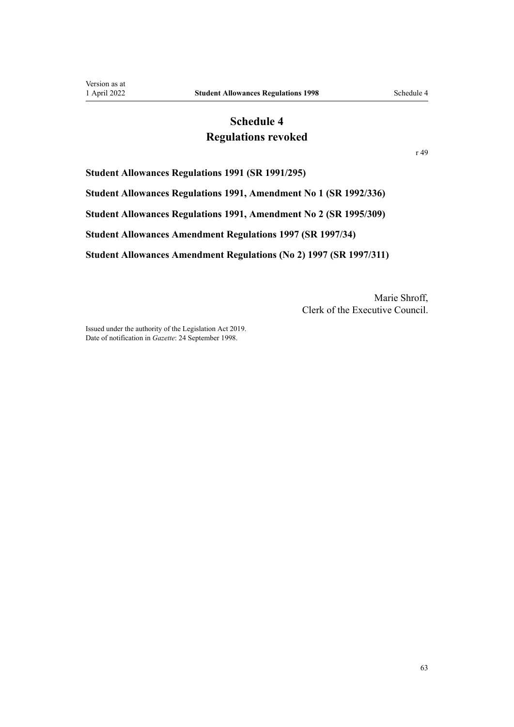# Schedule 4
## Regulations revoked

r 49

**Student Allowances Regulations 1991 (SR 1991/295)**

**Student Allowances Regulations 1991, Amendment No 1 (SR 1992/336)**

**Student Allowances Regulations 1991, Amendment No 2 (SR 1995/309)**

**Student Allowances Amendment Regulations 1997 (SR 1997/34)**

**Student Allowances Amendment Regulations (No 2) 1997 (SR 1997/311)**

Marie Shroff,
Clerk of the Executive Council.

Issued under the authority of the Legislation Act 2019.
Date of notification in *Gazette*: 24 September 1998.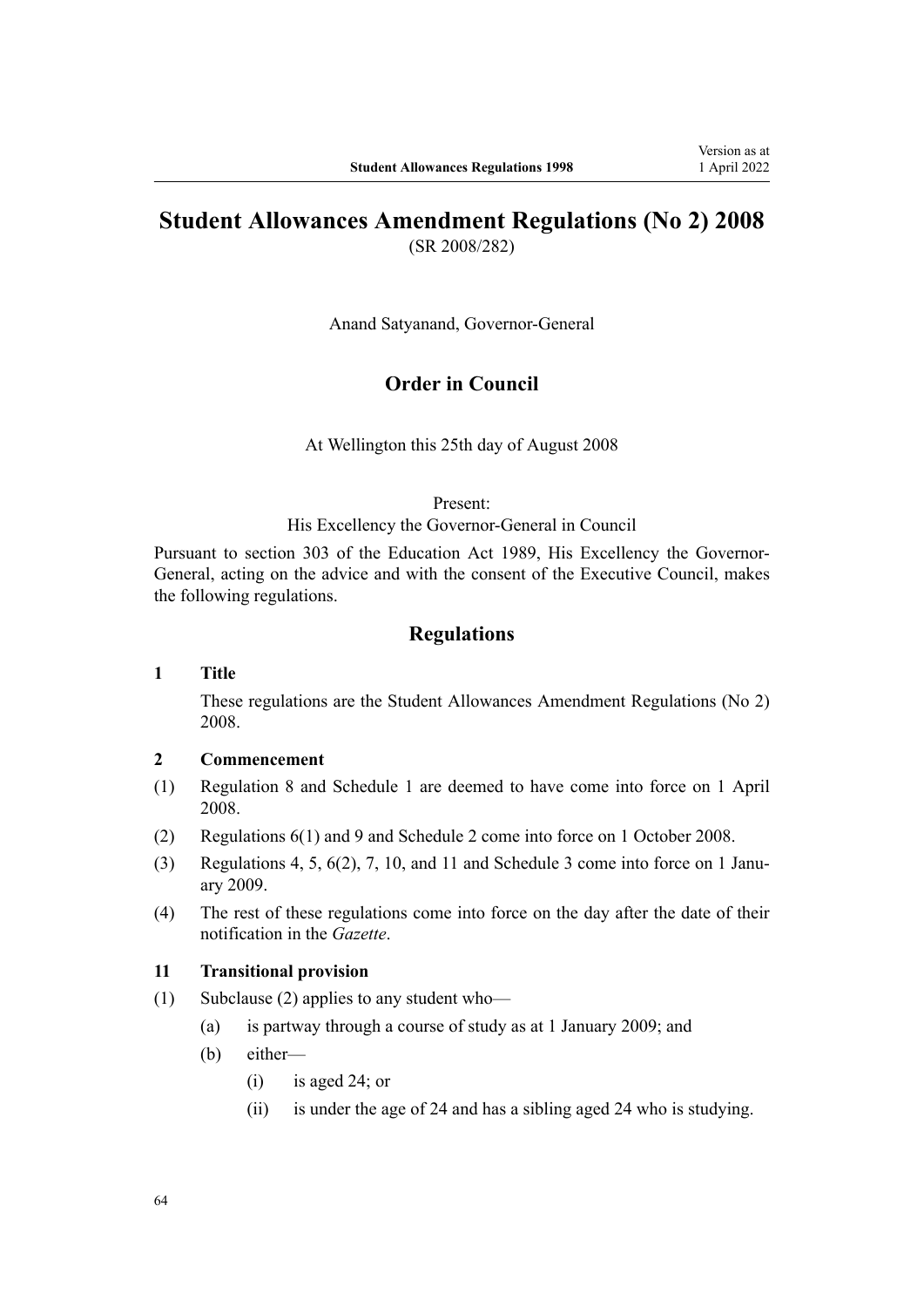# Student Allowances Amendment Regulations (No 2) 2008

(SR 2008/282)

Anand Satyanand, Governor-General

## Order in Council

At Wellington this 25th day of August 2008

Present:
His Excellency the Governor-General in Council

Pursuant to section 303 of the Education Act 1989, His Excellency the Governor-General, acting on the advice and with the consent of the Executive Council, makes the following regulations.

## Regulations

**1 Title**

These regulations are the Student Allowances Amendment Regulations (No 2) 2008.

**2 Commencement**

(1) Regulation 8 and Schedule 1 are deemed to have come into force on 1 April 2008.

(2) Regulations 6(1) and 9 and Schedule 2 come into force on 1 October 2008.

(3) Regulations 4, 5, 6(2), 7, 10, and 11 and Schedule 3 come into force on 1 January 2009.

(4) The rest of these regulations come into force on the day after the date of their notification in the *Gazette*.

**11 Transitional provision**

(1) Subclause (2) applies to any student who—

- (a) is partway through a course of study as at 1 January 2009; and
- (b) either—
  - (i) is aged 24; or
  - (ii) is under the age of 24 and has a sibling aged 24 who is studying.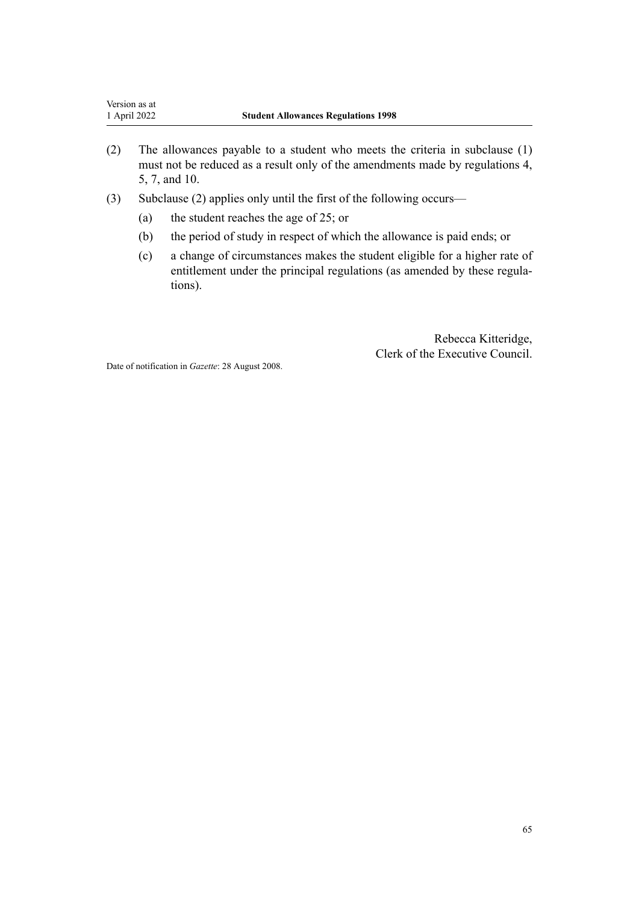(2) The allowances payable to a student who meets the criteria in subclause (1) must not be reduced as a result only of the amendments made by regulations 4, 5, 7, and 10.

(3) Subclause (2) applies only until the first of the following occurs—

  (a) the student reaches the age of 25; or

  (b) the period of study in respect of which the allowance is paid ends; or

  (c) a change of circumstances makes the student eligible for a higher rate of entitlement under the principal regulations (as amended by these regulations).

Rebecca Kitteridge,
Clerk of the Executive Council.

Date of notification in *Gazette*: 28 August 2008.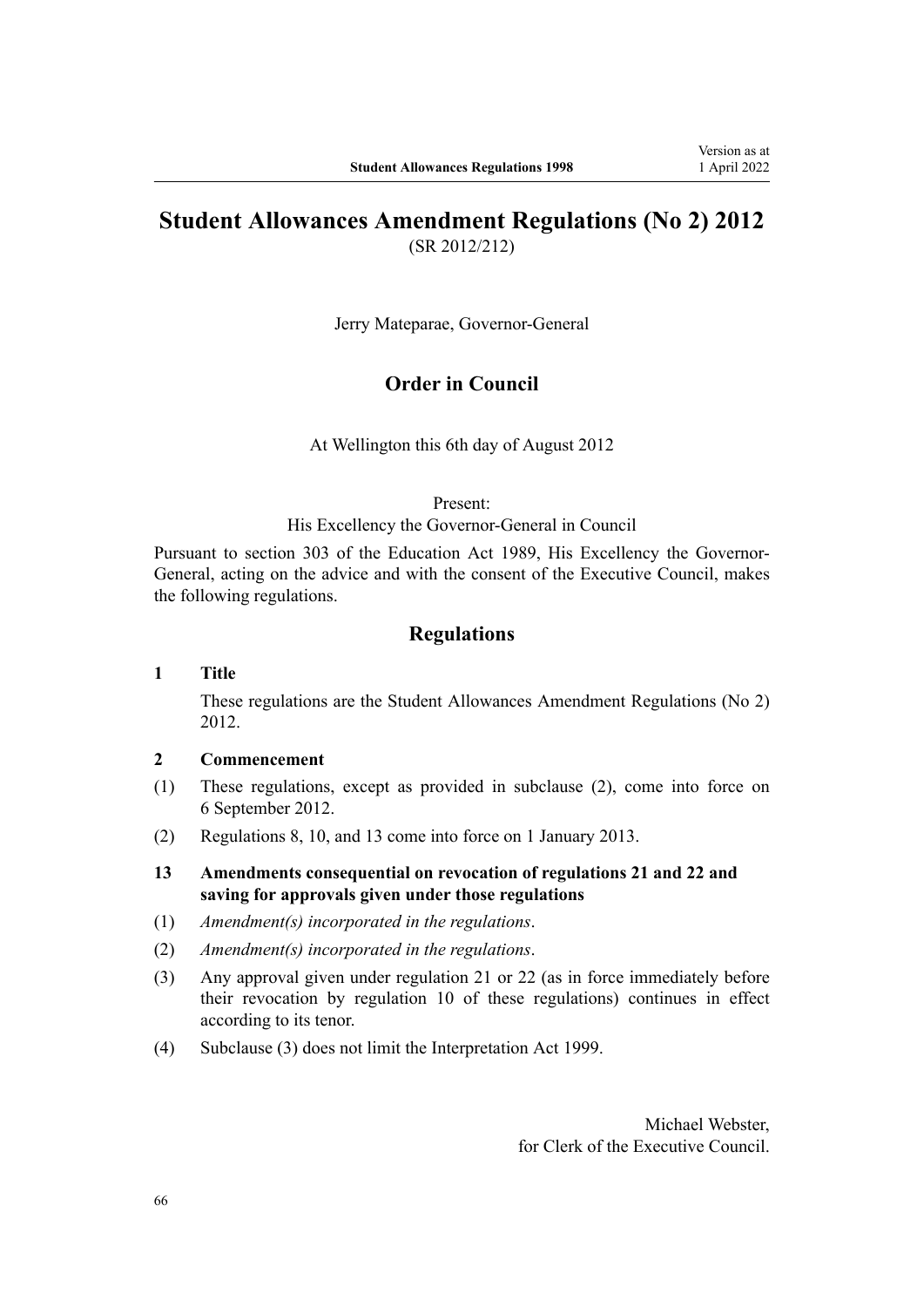# Student Allowances Amendment Regulations (No 2) 2012

(SR 2012/212)

Jerry Mateparae, Governor-General

## Order in Council

At Wellington this 6th day of August 2012

Present:
His Excellency the Governor-General in Council

Pursuant to section 303 of the Education Act 1989, His Excellency the Governor-General, acting on the advice and with the consent of the Executive Council, makes the following regulations.

## Regulations

**1 Title**

These regulations are the Student Allowances Amendment Regulations (No 2) 2012.

**2 Commencement**

(1) These regulations, except as provided in subclause (2), come into force on 6 September 2012.

(2) Regulations 8, 10, and 13 come into force on 1 January 2013.

**13 Amendments consequential on revocation of regulations 21 and 22 and saving for approvals given under those regulations**

(1) *Amendment(s) incorporated in the regulations*.

(2) *Amendment(s) incorporated in the regulations*.

(3) Any approval given under regulation 21 or 22 (as in force immediately before their revocation by regulation 10 of these regulations) continues in effect according to its tenor.

(4) Subclause (3) does not limit the Interpretation Act 1999.

Michael Webster,
for Clerk of the Executive Council.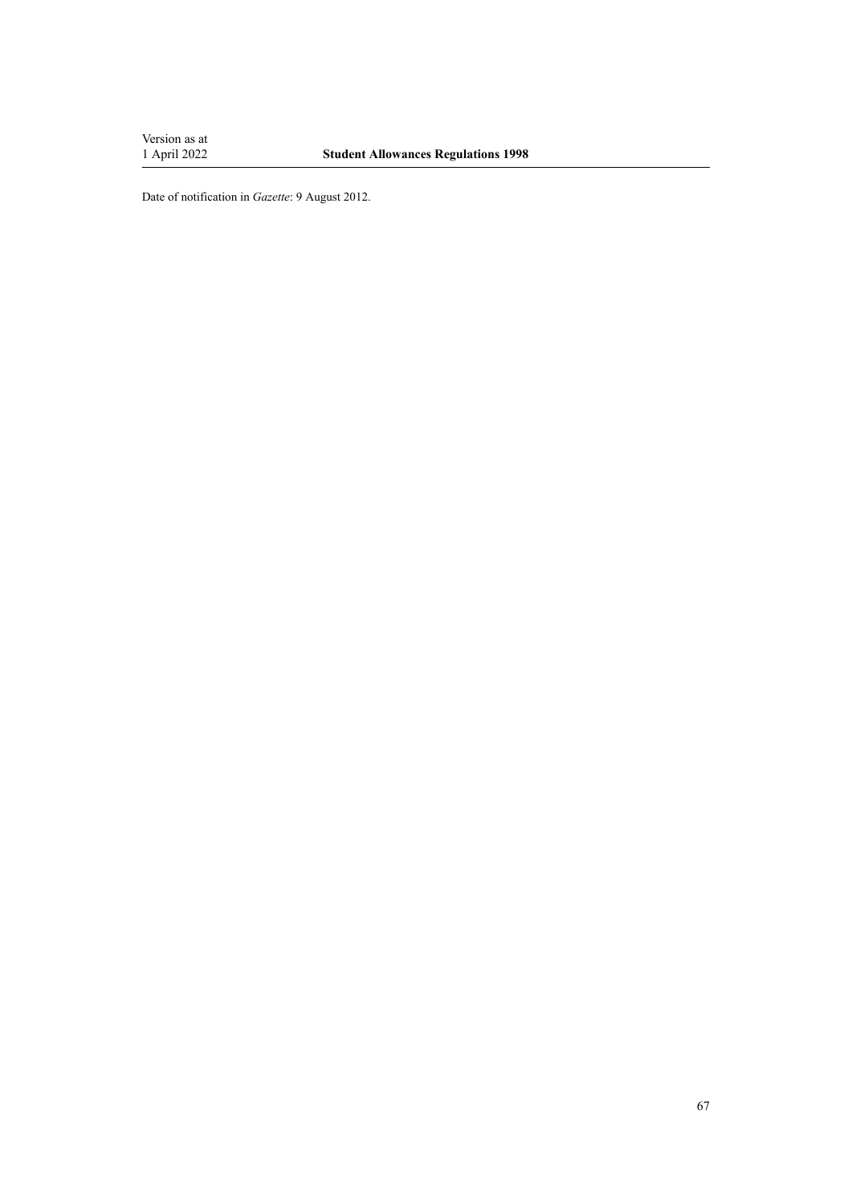Date of notification in *Gazette*: 9 August 2012.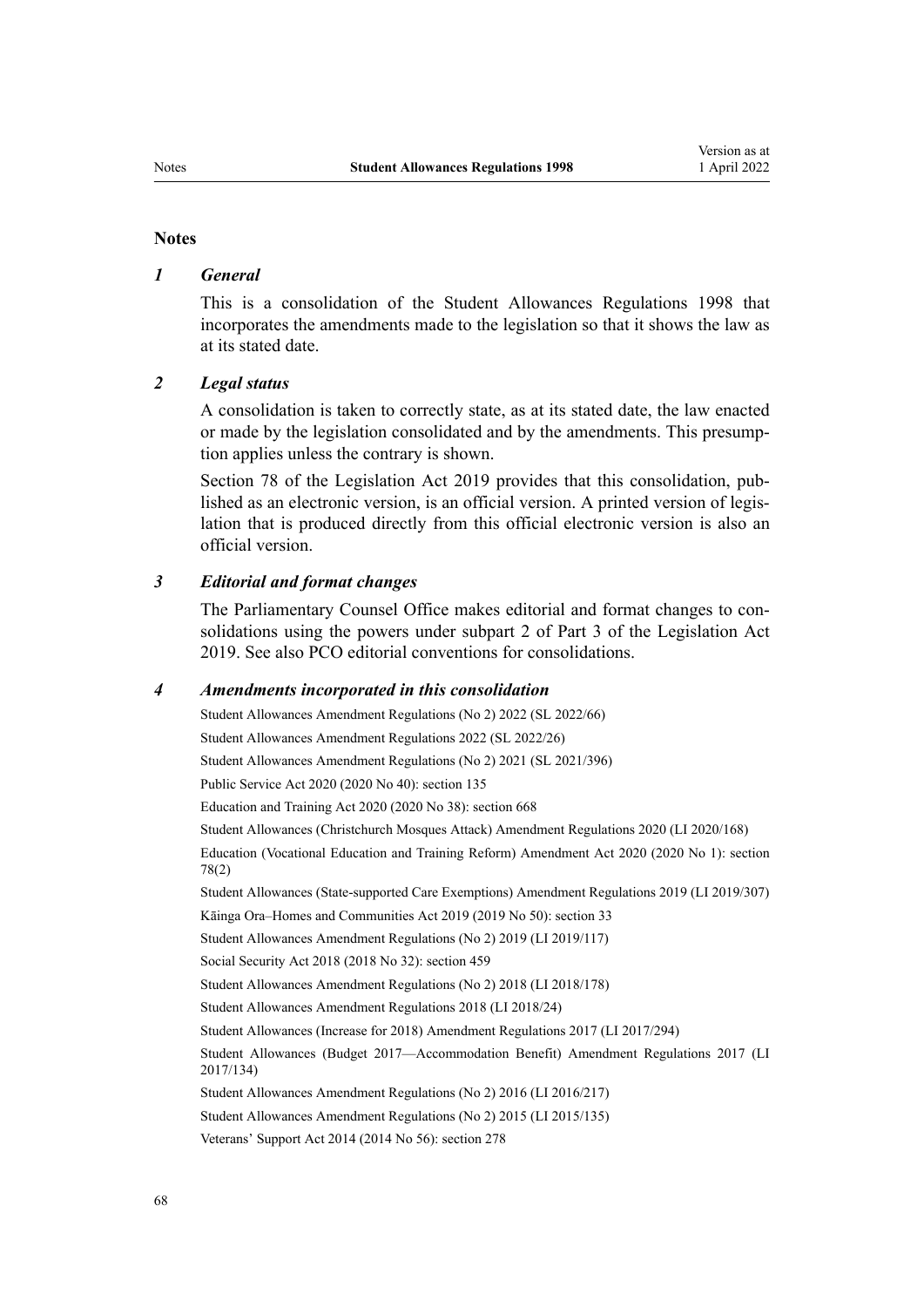## Notes

### *1 General*

This is a consolidation of the Student Allowances Regulations 1998 that incorporates the amendments made to the legislation so that it shows the law as at its stated date.

### *2 Legal status*

A consolidation is taken to correctly state, as at its stated date, the law enacted or made by the legislation consolidated and by the amendments. This presumption applies unless the contrary is shown.

Section 78 of the Legislation Act 2019 provides that this consolidation, published as an electronic version, is an official version. A printed version of legislation that is produced directly from this official electronic version is also an official version.

### *3 Editorial and format changes*

The Parliamentary Counsel Office makes editorial and format changes to consolidations using the powers under subpart 2 of Part 3 of the Legislation Act 2019. See also PCO editorial conventions for consolidations.

### *4 Amendments incorporated in this consolidation*

Student Allowances Amendment Regulations (No 2) 2022 (SL 2022/66)

Student Allowances Amendment Regulations 2022 (SL 2022/26)

Student Allowances Amendment Regulations (No 2) 2021 (SL 2021/396)

Public Service Act 2020 (2020 No 40): section 135

Education and Training Act 2020 (2020 No 38): section 668

Student Allowances (Christchurch Mosques Attack) Amendment Regulations 2020 (LI 2020/168)

Education (Vocational Education and Training Reform) Amendment Act 2020 (2020 No 1): section 78(2)

Student Allowances (State-supported Care Exemptions) Amendment Regulations 2019 (LI 2019/307)

Kāinga Ora–Homes and Communities Act 2019 (2019 No 50): section 33

Student Allowances Amendment Regulations (No 2) 2019 (LI 2019/117)

Social Security Act 2018 (2018 No 32): section 459

Student Allowances Amendment Regulations (No 2) 2018 (LI 2018/178)

Student Allowances Amendment Regulations 2018 (LI 2018/24)

Student Allowances (Increase for 2018) Amendment Regulations 2017 (LI 2017/294)

Student Allowances (Budget 2017—Accommodation Benefit) Amendment Regulations 2017 (LI 2017/134)

Student Allowances Amendment Regulations (No 2) 2016 (LI 2016/217)

Student Allowances Amendment Regulations (No 2) 2015 (LI 2015/135)

Veterans' Support Act 2014 (2014 No 56): section 278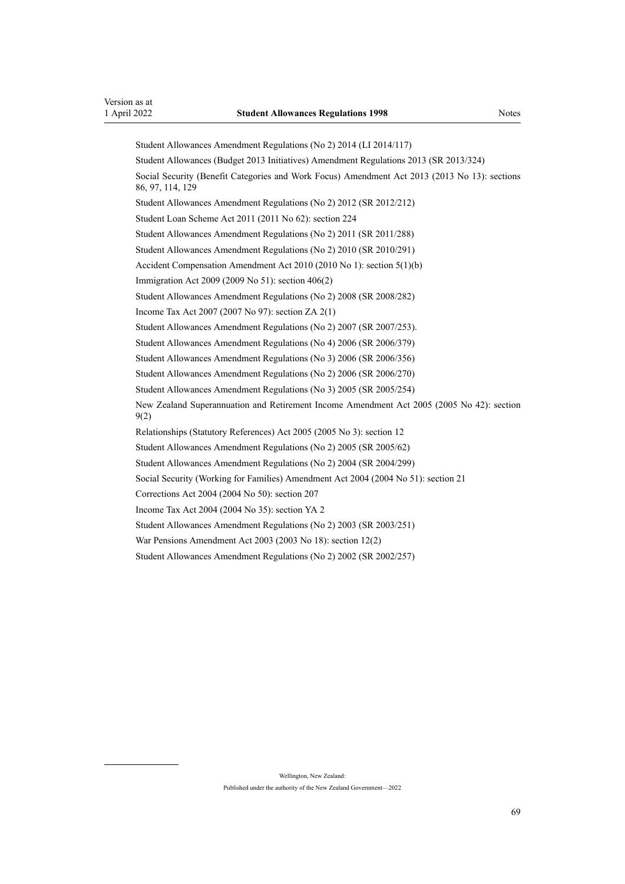Student Allowances Amendment Regulations (No 2) 2014 (LI 2014/117)

Student Allowances (Budget 2013 Initiatives) Amendment Regulations 2013 (SR 2013/324)

Social Security (Benefit Categories and Work Focus) Amendment Act 2013 (2013 No 13): sections 86, 97, 114, 129

Student Allowances Amendment Regulations (No 2) 2012 (SR 2012/212)

Student Loan Scheme Act 2011 (2011 No 62): section 224

Student Allowances Amendment Regulations (No 2) 2011 (SR 2011/288)

Student Allowances Amendment Regulations (No 2) 2010 (SR 2010/291)

Accident Compensation Amendment Act 2010 (2010 No 1): section 5(1)(b)

Immigration Act 2009 (2009 No 51): section 406(2)

Student Allowances Amendment Regulations (No 2) 2008 (SR 2008/282)

Income Tax Act 2007 (2007 No 97): section ZA 2(1)

Student Allowances Amendment Regulations (No 2) 2007 (SR 2007/253).

Student Allowances Amendment Regulations (No 4) 2006 (SR 2006/379)

Student Allowances Amendment Regulations (No 3) 2006 (SR 2006/356)

Student Allowances Amendment Regulations (No 2) 2006 (SR 2006/270)

Student Allowances Amendment Regulations (No 3) 2005 (SR 2005/254)

New Zealand Superannuation and Retirement Income Amendment Act 2005 (2005 No 42): section 9(2)

Relationships (Statutory References) Act 2005 (2005 No 3): section 12

Student Allowances Amendment Regulations (No 2) 2005 (SR 2005/62)

Student Allowances Amendment Regulations (No 2) 2004 (SR 2004/299)

Social Security (Working for Families) Amendment Act 2004 (2004 No 51): section 21

Corrections Act 2004 (2004 No 50): section 207

Income Tax Act 2004 (2004 No 35): section YA 2

Student Allowances Amendment Regulations (No 2) 2003 (SR 2003/251)

War Pensions Amendment Act 2003 (2003 No 18): section 12(2)

Student Allowances Amendment Regulations (No 2) 2002 (SR 2002/257)

Wellington, New Zealand:

Published under the authority of the New Zealand Government—2022